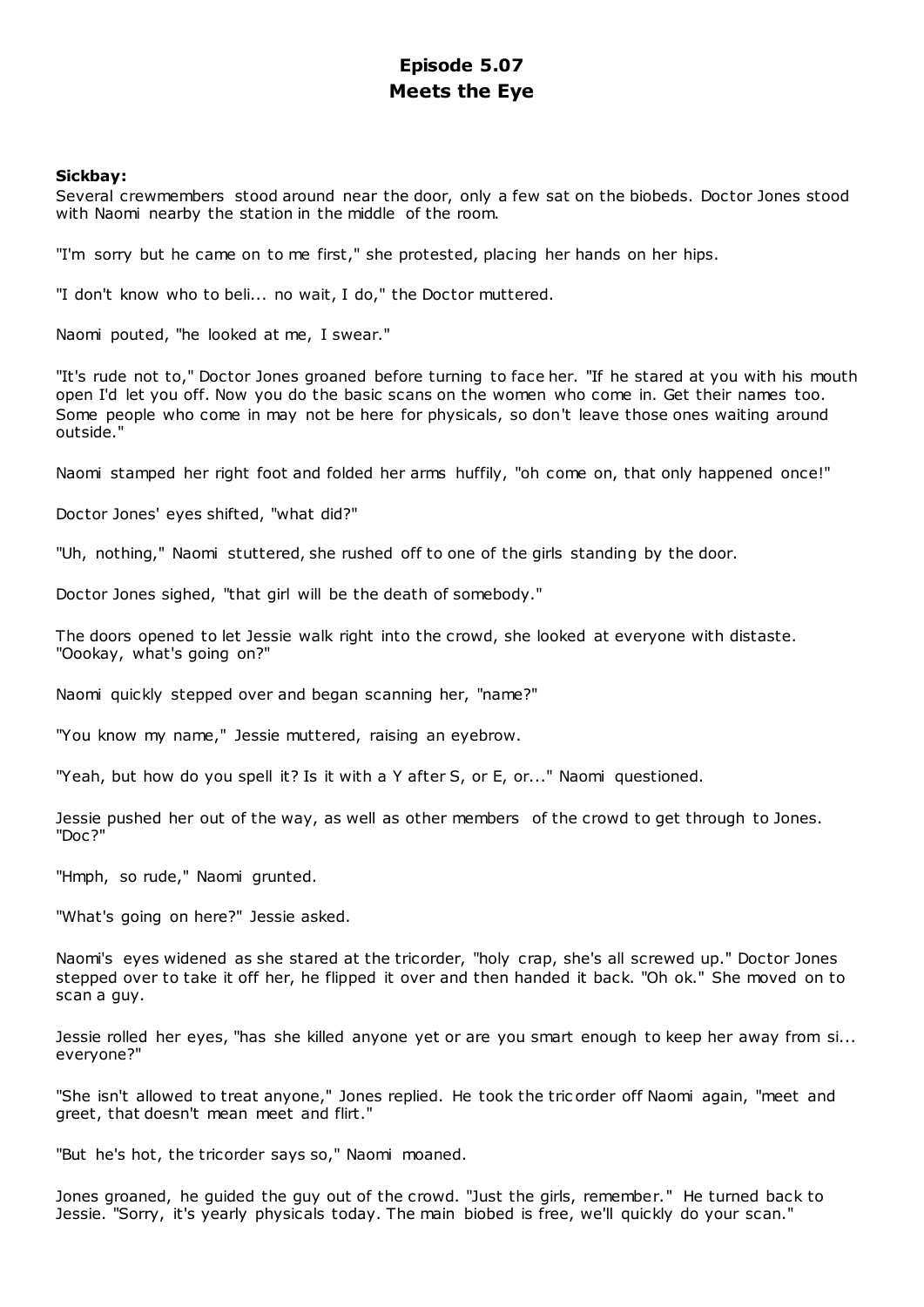# Episode 5.07
# Meets the Eye

**Sickbay:**

Several crewmembers stood around near the door, only a few sat on the biobeds. Doctor Jones stood with Naomi nearby the station in the middle of the room.

"I'm sorry but he came on to me first," she protested, placing her hands on her hips.

"I don't know who to beli... no wait, I do," the Doctor muttered.

Naomi pouted, "he looked at me, I swear."

"It's rude not to," Doctor Jones groaned before turning to face her. "If he stared at you with his mouth open I'd let you off. Now you do the basic scans on the women who come in. Get their names too. Some people who come in may not be here for physicals, so don't leave those ones waiting around outside."

Naomi stamped her right foot and folded her arms huffily, "oh come on, that only happened once!"

Doctor Jones' eyes shifted, "what did?"

"Uh, nothing," Naomi stuttered, she rushed off to one of the girls standing by the door.

Doctor Jones sighed, "that girl will be the death of somebody."

The doors opened to let Jessie walk right into the crowd, she looked at everyone with distaste. "Oookay, what's going on?"

Naomi quickly stepped over and began scanning her, "name?"

"You know my name," Jessie muttered, raising an eyebrow.

"Yeah, but how do you spell it? Is it with a Y after S, or E, or..." Naomi questioned.

Jessie pushed her out of the way, as well as other members of the crowd to get through to Jones. "Doc?"

"Hmph, so rude," Naomi grunted.

"What's going on here?" Jessie asked.

Naomi's eyes widened as she stared at the tricorder, "holy crap, she's all screwed up." Doctor Jones stepped over to take it off her, he flipped it over and then handed it back. "Oh ok." She moved on to scan a guy.

Jessie rolled her eyes, "has she killed anyone yet or are you smart enough to keep her away from si... everyone?"

"She isn't allowed to treat anyone," Jones replied. He took the tricorder off Naomi again, "meet and greet, that doesn't mean meet and flirt."

"But he's hot, the tricorder says so," Naomi moaned.

Jones groaned, he guided the guy out of the crowd. "Just the girls, remember." He turned back to Jessie. "Sorry, it's yearly physicals today. The main biobed is free, we'll quickly do your scan."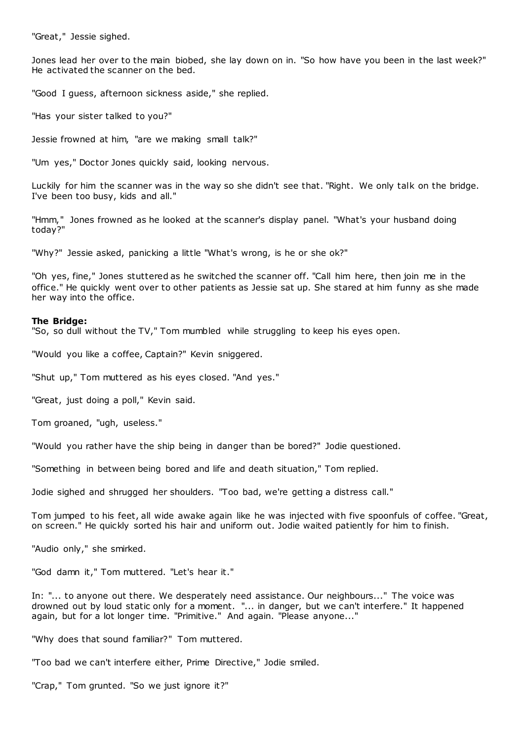"Great," Jessie sighed.

Jones lead her over to the main biobed, she lay down on in. "So how have you been in the last week?" He activated the scanner on the bed.

"Good I guess, afternoon sickness aside," she replied.

"Has your sister talked to you?"

Jessie frowned at him, "are we making small talk?"

"Um yes," Doctor Jones quickly said, looking nervous.

Luckily for him the scanner was in the way so she didn't see that. "Right. We only talk on the bridge. I've been too busy, kids and all."

"Hmm," Jones frowned as he looked at the scanner's display panel. "What's your husband doing today?"

"Why?" Jessie asked, panicking a little "What's wrong, is he or she ok?"

"Oh yes, fine," Jones stuttered as he switched the scanner off. "Call him here, then join me in the office." He quickly went over to other patients as Jessie sat up. She stared at him funny as she made her way into the office.

**The Bridge:**

"So, so dull without the TV," Tom mumbled while struggling to keep his eyes open.

"Would you like a coffee, Captain?" Kevin sniggered.

"Shut up," Tom muttered as his eyes closed. "And yes."

"Great, just doing a poll," Kevin said.

Tom groaned, "ugh, useless."

"Would you rather have the ship being in danger than be bored?" Jodie questioned.

"Something in between being bored and life and death situation," Tom replied.

Jodie sighed and shrugged her shoulders. "Too bad, we're getting a distress call."

Tom jumped to his feet, all wide awake again like he was injected with five spoonfuls of coffee. "Great, on screen." He quickly sorted his hair and uniform out. Jodie waited patiently for him to finish.

"Audio only," she smirked.

"God damn it," Tom muttered. "Let's hear it."

In: "... to anyone out there. We desperately need assistance. Our neighbours..." The voice was drowned out by loud static only for a moment. "... in danger, but we can't interfere." It happened again, but for a lot longer time. "Primitive." And again. "Please anyone..."

"Why does that sound familiar?" Tom muttered.

"Too bad we can't interfere either, Prime Directive," Jodie smiled.

"Crap," Tom grunted. "So we just ignore it?"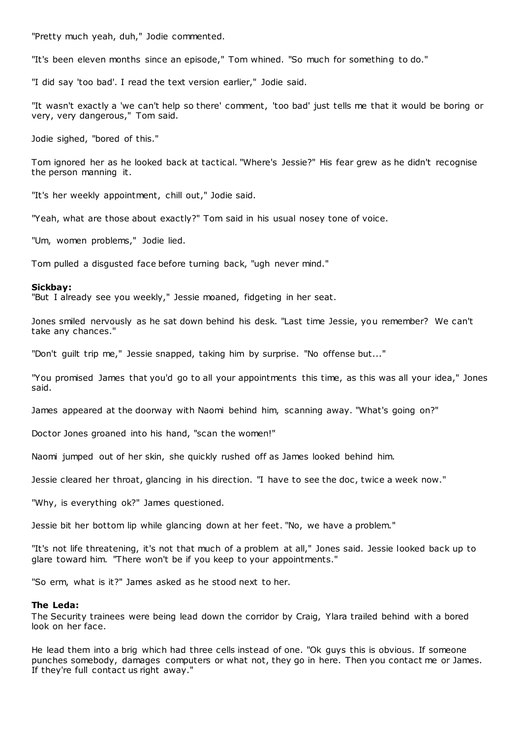"Pretty much yeah, duh," Jodie commented.

"It's been eleven months since an episode," Tom whined. "So much for something to do."

"I did say 'too bad'. I read the text version earlier," Jodie said.

"It wasn't exactly a 'we can't help so there' comment, 'too bad' just tells me that it would be boring or very, very dangerous," Tom said.

Jodie sighed, "bored of this."

Tom ignored her as he looked back at tactical. "Where's Jessie?" His fear grew as he didn't recognise the person manning it.

"It's her weekly appointment, chill out," Jodie said.

"Yeah, what are those about exactly?" Tom said in his usual nosey tone of voice.

"Um, women problems," Jodie lied.

Tom pulled a disgusted face before turning back, "ugh never mind."

**Sickbay:**
"But I already see you weekly," Jessie moaned, fidgeting in her seat.

Jones smiled nervously as he sat down behind his desk. "Last time Jessie, you remember? We can't take any chances."

"Don't guilt trip me," Jessie snapped, taking him by surprise. "No offense but..."

"You promised James that you'd go to all your appointments this time, as this was all your idea," Jones said.

James appeared at the doorway with Naomi behind him, scanning away. "What's going on?"

Doctor Jones groaned into his hand, "scan the women!"

Naomi jumped out of her skin, she quickly rushed off as James looked behind him.

Jessie cleared her throat, glancing in his direction. "I have to see the doc, twice a week now."

"Why, is everything ok?" James questioned.

Jessie bit her bottom lip while glancing down at her feet. "No, we have a problem."

"It's not life threatening, it's not that much of a problem at all," Jones said. Jessie looked back up to glare toward him. "There won't be if you keep to your appointments."

"So erm, what is it?" James asked as he stood next to her.

**The Leda:**
The Security trainees were being lead down the corridor by Craig, Ylara trailed behind with a bored look on her face.

He lead them into a brig which had three cells instead of one. "Ok guys this is obvious. If someone punches somebody, damages computers or what not, they go in here. Then you contact me or James. If they're full contact us right away."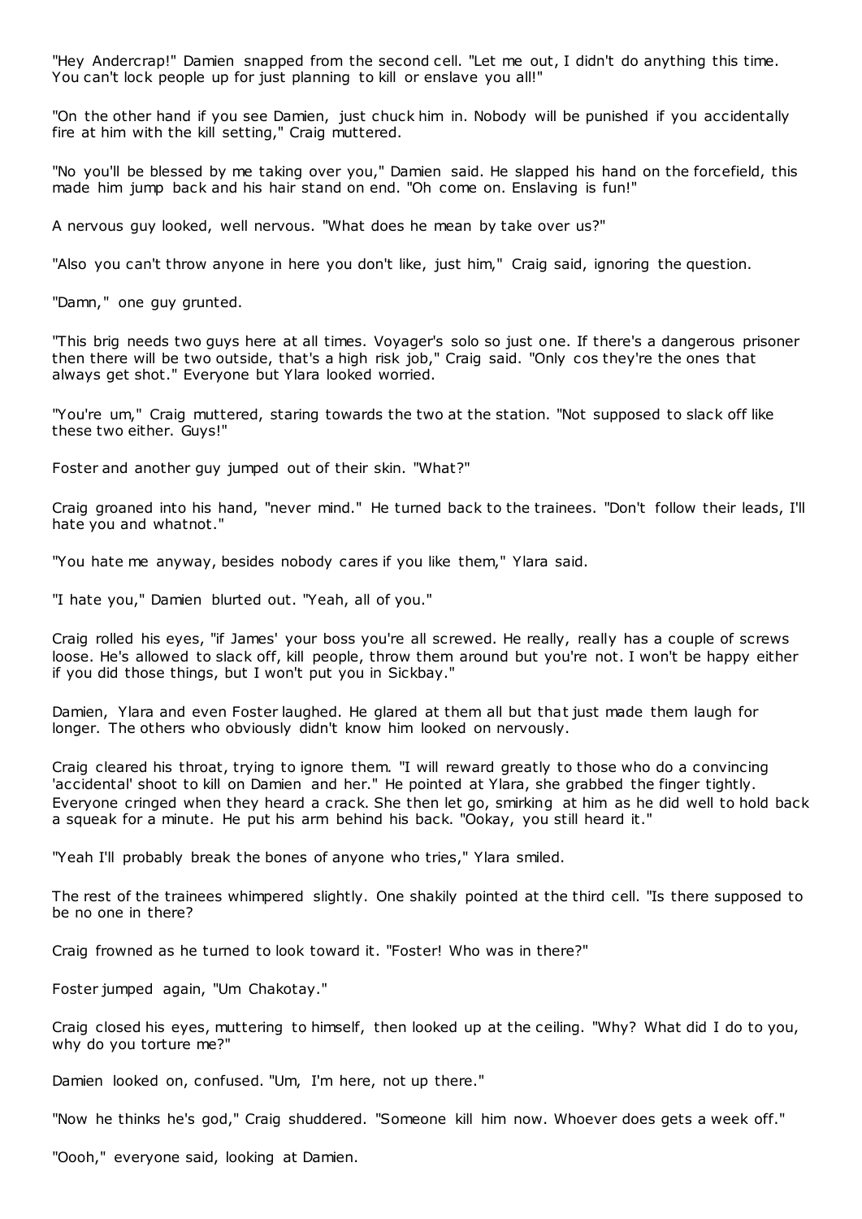"Hey Andercrap!" Damien snapped from the second cell. "Let me out, I didn't do anything this time. You can't lock people up for just planning to kill or enslave you all!"

"On the other hand if you see Damien, just chuck him in. Nobody will be punished if you accidentally fire at him with the kill setting," Craig muttered.

"No you'll be blessed by me taking over you," Damien said. He slapped his hand on the forcefield, this made him jump back and his hair stand on end. "Oh come on. Enslaving is fun!"

A nervous guy looked, well nervous. "What does he mean by take over us?"

"Also you can't throw anyone in here you don't like, just him," Craig said, ignoring the question.

"Damn," one guy grunted.

"This brig needs two guys here at all times. Voyager's solo so just one. If there's a dangerous prisoner then there will be two outside, that's a high risk job," Craig said. "Only cos they're the ones that always get shot." Everyone but Ylara looked worried.

"You're um," Craig muttered, staring towards the two at the station. "Not supposed to slack off like these two either. Guys!"

Foster and another guy jumped out of their skin. "What?"

Craig groaned into his hand, "never mind." He turned back to the trainees. "Don't follow their leads, I'll hate you and whatnot."

"You hate me anyway, besides nobody cares if you like them," Ylara said.

"I hate you," Damien blurted out. "Yeah, all of you."

Craig rolled his eyes, "if James' your boss you're all screwed. He really, really has a couple of screws loose. He's allowed to slack off, kill people, throw them around but you're not. I won't be happy either if you did those things, but I won't put you in Sickbay."

Damien, Ylara and even Foster laughed. He glared at them all but that just made them laugh for longer. The others who obviously didn't know him looked on nervously.

Craig cleared his throat, trying to ignore them. "I will reward greatly to those who do a convincing 'accidental' shoot to kill on Damien and her." He pointed at Ylara, she grabbed the finger tightly. Everyone cringed when they heard a crack. She then let go, smirking at him as he did well to hold back a squeak for a minute. He put his arm behind his back. "Ookay, you still heard it."

"Yeah I'll probably break the bones of anyone who tries," Ylara smiled.

The rest of the trainees whimpered slightly. One shakily pointed at the third cell. "Is there supposed to be no one in there?

Craig frowned as he turned to look toward it. "Foster! Who was in there?"

Foster jumped again, "Um Chakotay."

Craig closed his eyes, muttering to himself, then looked up at the ceiling. "Why? What did I do to you, why do you torture me?"

Damien looked on, confused. "Um, I'm here, not up there."

"Now he thinks he's god," Craig shuddered. "Someone kill him now. Whoever does gets a week off."

"Oooh," everyone said, looking at Damien.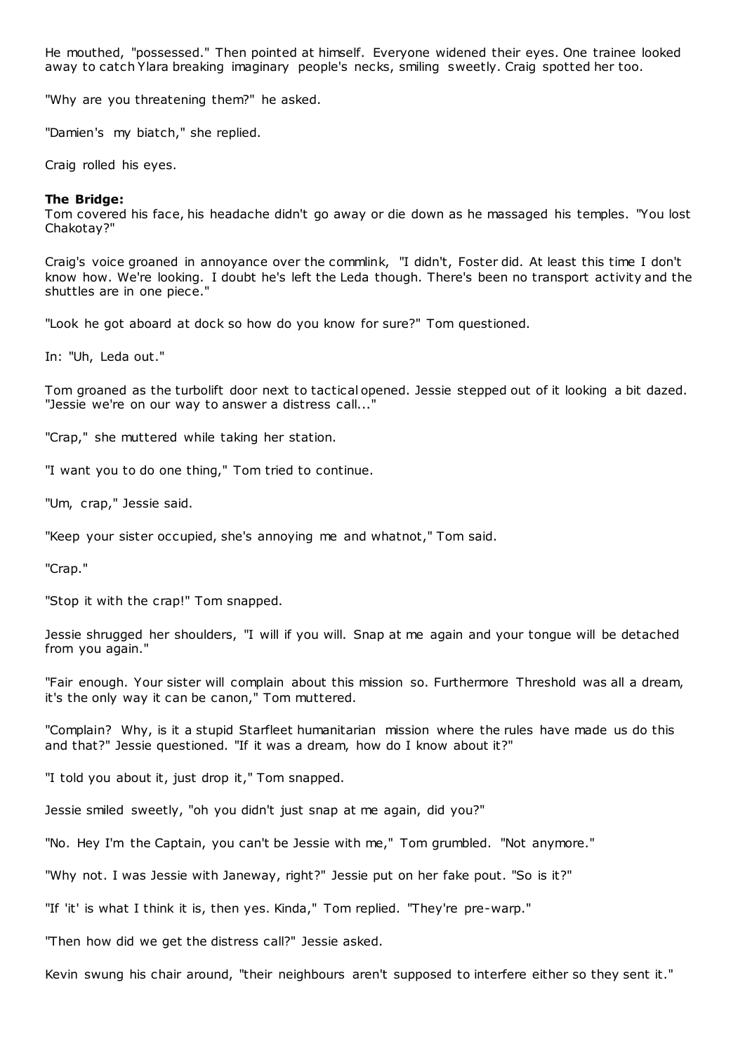He mouthed, "possessed." Then pointed at himself. Everyone widened their eyes. One trainee looked away to catch Ylara breaking imaginary people's necks, smiling sweetly. Craig spotted her too.

"Why are you threatening them?" he asked.

"Damien's my biatch," she replied.

Craig rolled his eyes.

**The Bridge:**
Tom covered his face, his headache didn't go away or die down as he massaged his temples. "You lost Chakotay?"

Craig's voice groaned in annoyance over the commlink, "I didn't, Foster did. At least this time I don't know how. We're looking. I doubt he's left the Leda though. There's been no transport activity and the shuttles are in one piece."

"Look he got aboard at dock so how do you know for sure?" Tom questioned.

In: "Uh, Leda out."

Tom groaned as the turbolift door next to tactical opened. Jessie stepped out of it looking a bit dazed. "Jessie we're on our way to answer a distress call..."

"Crap," she muttered while taking her station.

"I want you to do one thing," Tom tried to continue.

"Um, crap," Jessie said.

"Keep your sister occupied, she's annoying me and whatnot," Tom said.

"Crap."

"Stop it with the crap!" Tom snapped.

Jessie shrugged her shoulders, "I will if you will. Snap at me again and your tongue will be detached from you again."

"Fair enough. Your sister will complain about this mission so. Furthermore Threshold was all a dream, it's the only way it can be canon," Tom muttered.

"Complain? Why, is it a stupid Starfleet humanitarian mission where the rules have made us do this and that?" Jessie questioned. "If it was a dream, how do I know about it?"

"I told you about it, just drop it," Tom snapped.

Jessie smiled sweetly, "oh you didn't just snap at me again, did you?"

"No. Hey I'm the Captain, you can't be Jessie with me," Tom grumbled. "Not anymore."

"Why not. I was Jessie with Janeway, right?" Jessie put on her fake pout. "So is it?"

"If 'it' is what I think it is, then yes. Kinda," Tom replied. "They're pre-warp."

"Then how did we get the distress call?" Jessie asked.

Kevin swung his chair around, "their neighbours aren't supposed to interfere either so they sent it."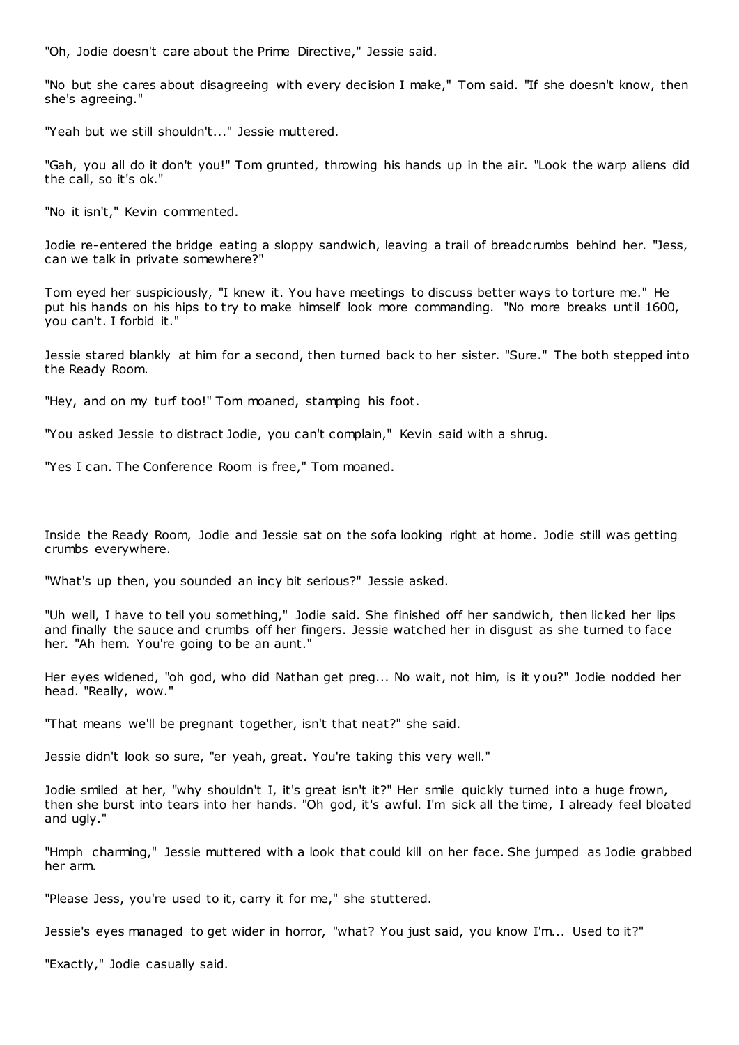"Oh, Jodie doesn't care about the Prime Directive," Jessie said.

"No but she cares about disagreeing with every decision I make," Tom said. "If she doesn't know, then she's agreeing."

"Yeah but we still shouldn't..." Jessie muttered.

"Gah, you all do it don't you!" Tom grunted, throwing his hands up in the air. "Look the warp aliens did the call, so it's ok."

"No it isn't," Kevin commented.

Jodie re-entered the bridge eating a sloppy sandwich, leaving a trail of breadcrumbs behind her. "Jess, can we talk in private somewhere?"

Tom eyed her suspiciously, "I knew it. You have meetings to discuss better ways to torture me." He put his hands on his hips to try to make himself look more commanding. "No more breaks until 1600, you can't. I forbid it."

Jessie stared blankly at him for a second, then turned back to her sister. "Sure." The both stepped into the Ready Room.

"Hey, and on my turf too!" Tom moaned, stamping his foot.

"You asked Jessie to distract Jodie, you can't complain," Kevin said with a shrug.

"Yes I can. The Conference Room is free," Tom moaned.

Inside the Ready Room, Jodie and Jessie sat on the sofa looking right at home. Jodie still was getting crumbs everywhere.

"What's up then, you sounded an incy bit serious?" Jessie asked.

"Uh well, I have to tell you something," Jodie said. She finished off her sandwich, then licked her lips and finally the sauce and crumbs off her fingers. Jessie watched her in disgust as she turned to face her. "Ah hem. You're going to be an aunt."

Her eyes widened, "oh god, who did Nathan get preg... No wait, not him, is it you?" Jodie nodded her head. "Really, wow."

"That means we'll be pregnant together, isn't that neat?" she said.

Jessie didn't look so sure, "er yeah, great. You're taking this very well."

Jodie smiled at her, "why shouldn't I, it's great isn't it?" Her smile quickly turned into a huge frown, then she burst into tears into her hands. "Oh god, it's awful. I'm sick all the time, I already feel bloated and ugly."

"Hmph charming," Jessie muttered with a look that could kill on her face. She jumped as Jodie grabbed her arm.

"Please Jess, you're used to it, carry it for me," she stuttered.

Jessie's eyes managed to get wider in horror, "what? You just said, you know I'm... Used to it?"

"Exactly," Jodie casually said.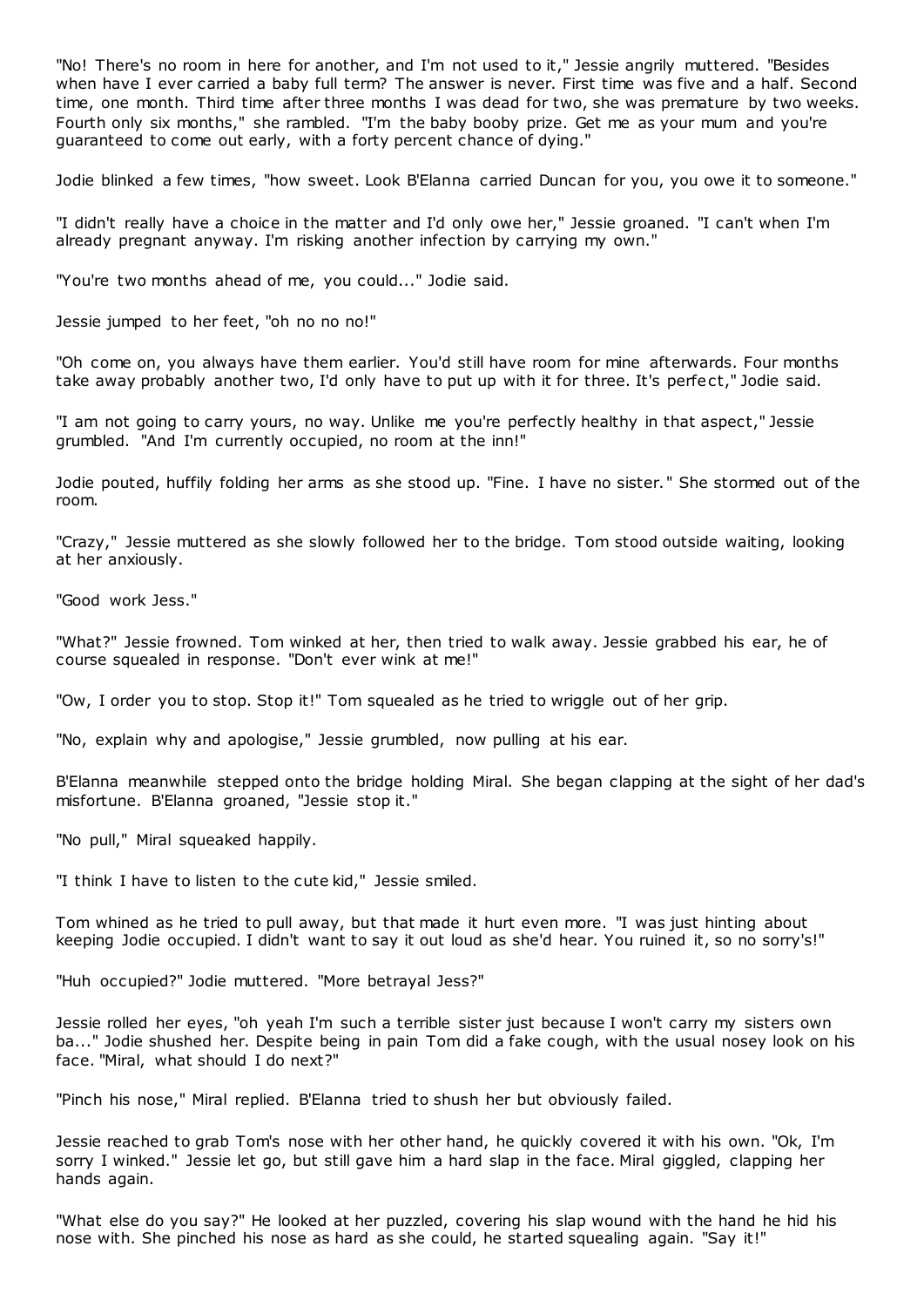"No! There's no room in here for another, and I'm not used to it," Jessie angrily muttered. "Besides when have I ever carried a baby full term? The answer is never. First time was five and a half. Second time, one month. Third time after three months I was dead for two, she was premature by two weeks. Fourth only six months," she rambled. "I'm the baby booby prize. Get me as your mum and you're guaranteed to come out early, with a forty percent chance of dying."

Jodie blinked a few times, "how sweet. Look B'Elanna carried Duncan for you, you owe it to someone."

"I didn't really have a choice in the matter and I'd only owe her," Jessie groaned. "I can't when I'm already pregnant anyway. I'm risking another infection by carrying my own."

"You're two months ahead of me, you could..." Jodie said.

Jessie jumped to her feet, "oh no no no!"

"Oh come on, you always have them earlier. You'd still have room for mine afterwards. Four months take away probably another two, I'd only have to put up with it for three. It's perfect," Jodie said.

"I am not going to carry yours, no way. Unlike me you're perfectly healthy in that aspect," Jessie grumbled. "And I'm currently occupied, no room at the inn!"

Jodie pouted, huffily folding her arms as she stood up. "Fine. I have no sister." She stormed out of the room.

"Crazy," Jessie muttered as she slowly followed her to the bridge. Tom stood outside waiting, looking at her anxiously.

"Good work Jess."

"What?" Jessie frowned. Tom winked at her, then tried to walk away. Jessie grabbed his ear, he of course squealed in response. "Don't ever wink at me!"

"Ow, I order you to stop. Stop it!" Tom squealed as he tried to wriggle out of her grip.

"No, explain why and apologise," Jessie grumbled, now pulling at his ear.

B'Elanna meanwhile stepped onto the bridge holding Miral. She began clapping at the sight of her dad's misfortune. B'Elanna groaned, "Jessie stop it."

"No pull," Miral squeaked happily.

"I think I have to listen to the cute kid," Jessie smiled.

Tom whined as he tried to pull away, but that made it hurt even more. "I was just hinting about keeping Jodie occupied. I didn't want to say it out loud as she'd hear. You ruined it, so no sorry's!"

"Huh occupied?" Jodie muttered. "More betrayal Jess?"

Jessie rolled her eyes, "oh yeah I'm such a terrible sister just because I won't carry my sisters own ba..." Jodie shushed her. Despite being in pain Tom did a fake cough, with the usual nosey look on his face. "Miral, what should I do next?"

"Pinch his nose," Miral replied. B'Elanna tried to shush her but obviously failed.

Jessie reached to grab Tom's nose with her other hand, he quickly covered it with his own. "Ok, I'm sorry I winked." Jessie let go, but still gave him a hard slap in the face. Miral giggled, clapping her hands again.

"What else do you say?" He looked at her puzzled, covering his slap wound with the hand he hid his nose with. She pinched his nose as hard as she could, he started squealing again. "Say it!"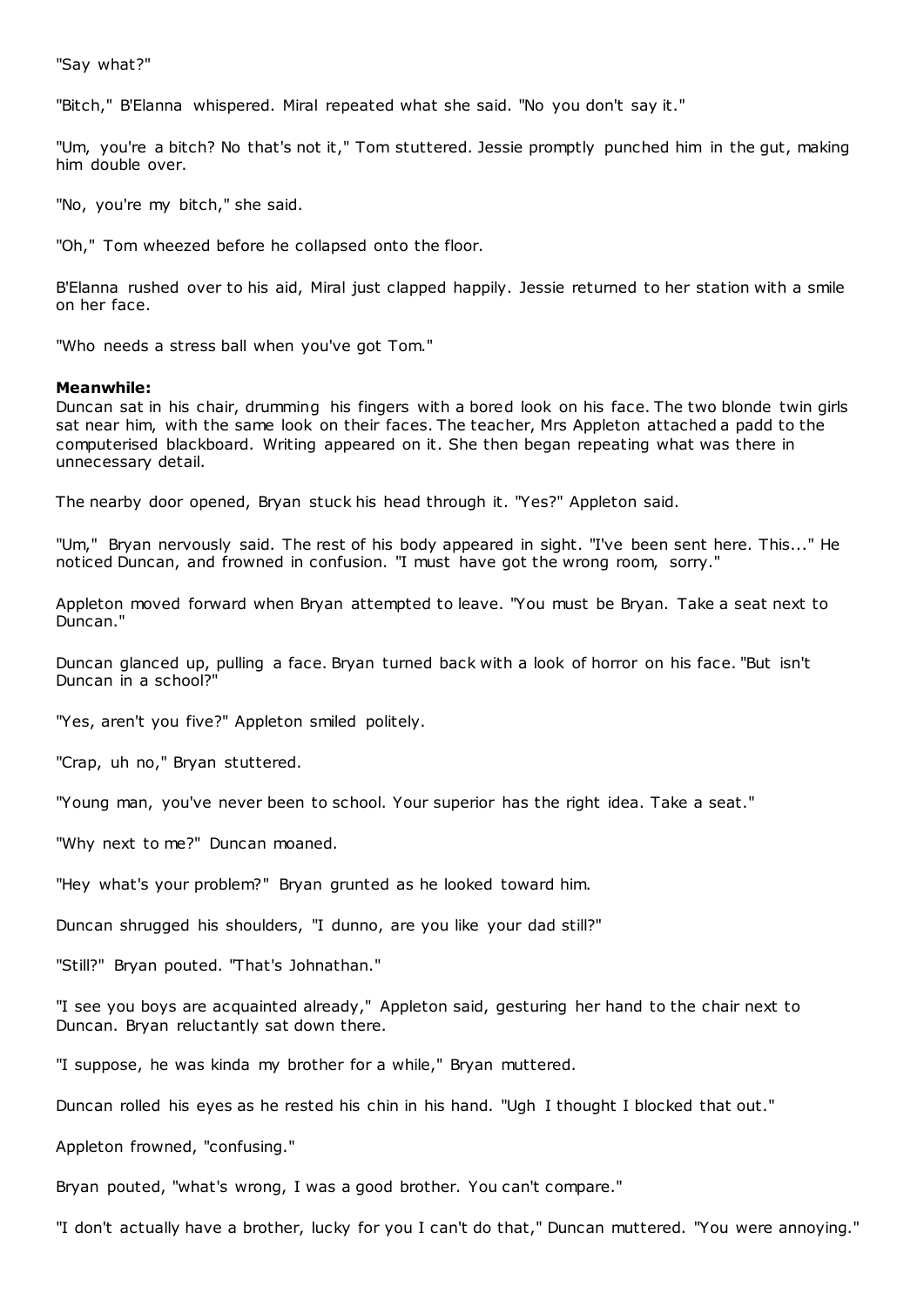"Say what?"

"Bitch," B'Elanna whispered. Miral repeated what she said. "No you don't say it."

"Um, you're a bitch? No that's not it," Tom stuttered. Jessie promptly punched him in the gut, making him double over.

"No, you're my bitch," she said.

"Oh," Tom wheezed before he collapsed onto the floor.

B'Elanna rushed over to his aid, Miral just clapped happily. Jessie returned to her station with a smile on her face.

"Who needs a stress ball when you've got Tom."

**Meanwhile:**
Duncan sat in his chair, drumming his fingers with a bored look on his face. The two blonde twin girls sat near him, with the same look on their faces. The teacher, Mrs Appleton attached a padd to the computerised blackboard. Writing appeared on it. She then began repeating what was there in unnecessary detail.

The nearby door opened, Bryan stuck his head through it. "Yes?" Appleton said.

"Um," Bryan nervously said. The rest of his body appeared in sight. "I've been sent here. This..." He noticed Duncan, and frowned in confusion. "I must have got the wrong room, sorry."

Appleton moved forward when Bryan attempted to leave. "You must be Bryan. Take a seat next to Duncan."

Duncan glanced up, pulling a face. Bryan turned back with a look of horror on his face. "But isn't Duncan in a school?"

"Yes, aren't you five?" Appleton smiled politely.

"Crap, uh no," Bryan stuttered.

"Young man, you've never been to school. Your superior has the right idea. Take a seat."

"Why next to me?" Duncan moaned.

"Hey what's your problem?" Bryan grunted as he looked toward him.

Duncan shrugged his shoulders, "I dunno, are you like your dad still?"

"Still?" Bryan pouted. "That's Johnathan."

"I see you boys are acquainted already," Appleton said, gesturing her hand to the chair next to Duncan. Bryan reluctantly sat down there.

"I suppose, he was kinda my brother for a while," Bryan muttered.

Duncan rolled his eyes as he rested his chin in his hand. "Ugh I thought I blocked that out."

Appleton frowned, "confusing."

Bryan pouted, "what's wrong, I was a good brother. You can't compare."

"I don't actually have a brother, lucky for you I can't do that," Duncan muttered. "You were annoying."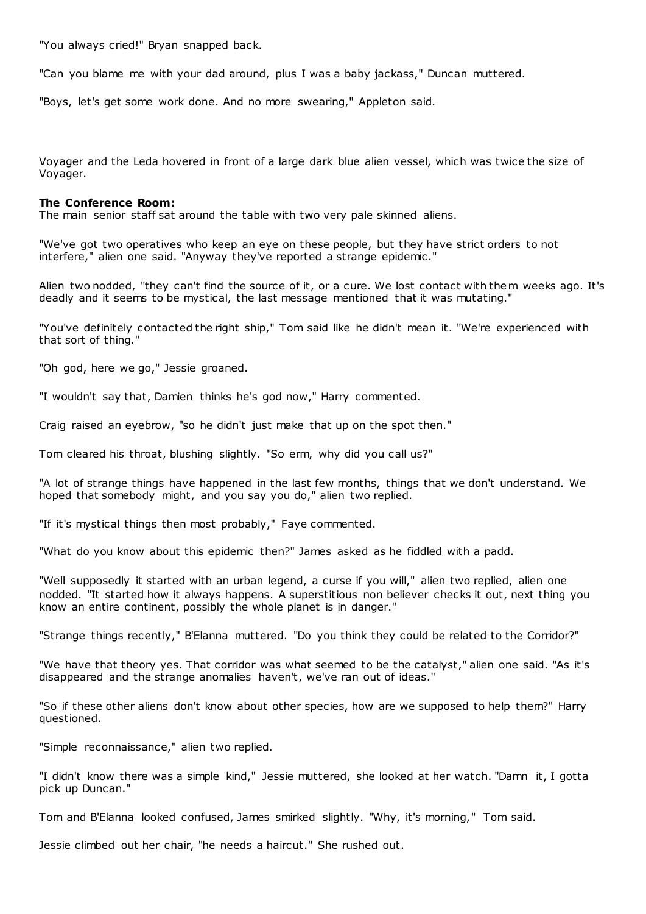"You always cried!" Bryan snapped back.

"Can you blame me with your dad around, plus I was a baby jackass," Duncan muttered.

"Boys, let's get some work done. And no more swearing," Appleton said.

Voyager and the Leda hovered in front of a large dark blue alien vessel, which was twice the size of Voyager.

**The Conference Room:**
The main senior staff sat around the table with two very pale skinned aliens.

"We've got two operatives who keep an eye on these people, but they have strict orders to not interfere," alien one said. "Anyway they've reported a strange epidemic."

Alien two nodded, "they can't find the source of it, or a cure. We lost contact with them weeks ago. It's deadly and it seems to be mystical, the last message mentioned that it was mutating."

"You've definitely contacted the right ship," Tom said like he didn't mean it. "We're experienced with that sort of thing."

"Oh god, here we go," Jessie groaned.

"I wouldn't say that, Damien thinks he's god now," Harry commented.

Craig raised an eyebrow, "so he didn't just make that up on the spot then."

Tom cleared his throat, blushing slightly. "So erm, why did you call us?"

"A lot of strange things have happened in the last few months, things that we don't understand. We hoped that somebody might, and you say you do," alien two replied.

"If it's mystical things then most probably," Faye commented.

"What do you know about this epidemic then?" James asked as he fiddled with a padd.

"Well supposedly it started with an urban legend, a curse if you will," alien two replied, alien one nodded. "It started how it always happens. A superstitious non believer checks it out, next thing you know an entire continent, possibly the whole planet is in danger."

"Strange things recently," B'Elanna muttered. "Do you think they could be related to the Corridor?"

"We have that theory yes. That corridor was what seemed to be the catalyst," alien one said. "As it's disappeared and the strange anomalies haven't, we've ran out of ideas."

"So if these other aliens don't know about other species, how are we supposed to help them?" Harry questioned.

"Simple reconnaissance," alien two replied.

"I didn't know there was a simple kind," Jessie muttered, she looked at her watch. "Damn it, I gotta pick up Duncan."

Tom and B'Elanna looked confused, James smirked slightly. "Why, it's morning," Tom said.

Jessie climbed out her chair, "he needs a haircut." She rushed out.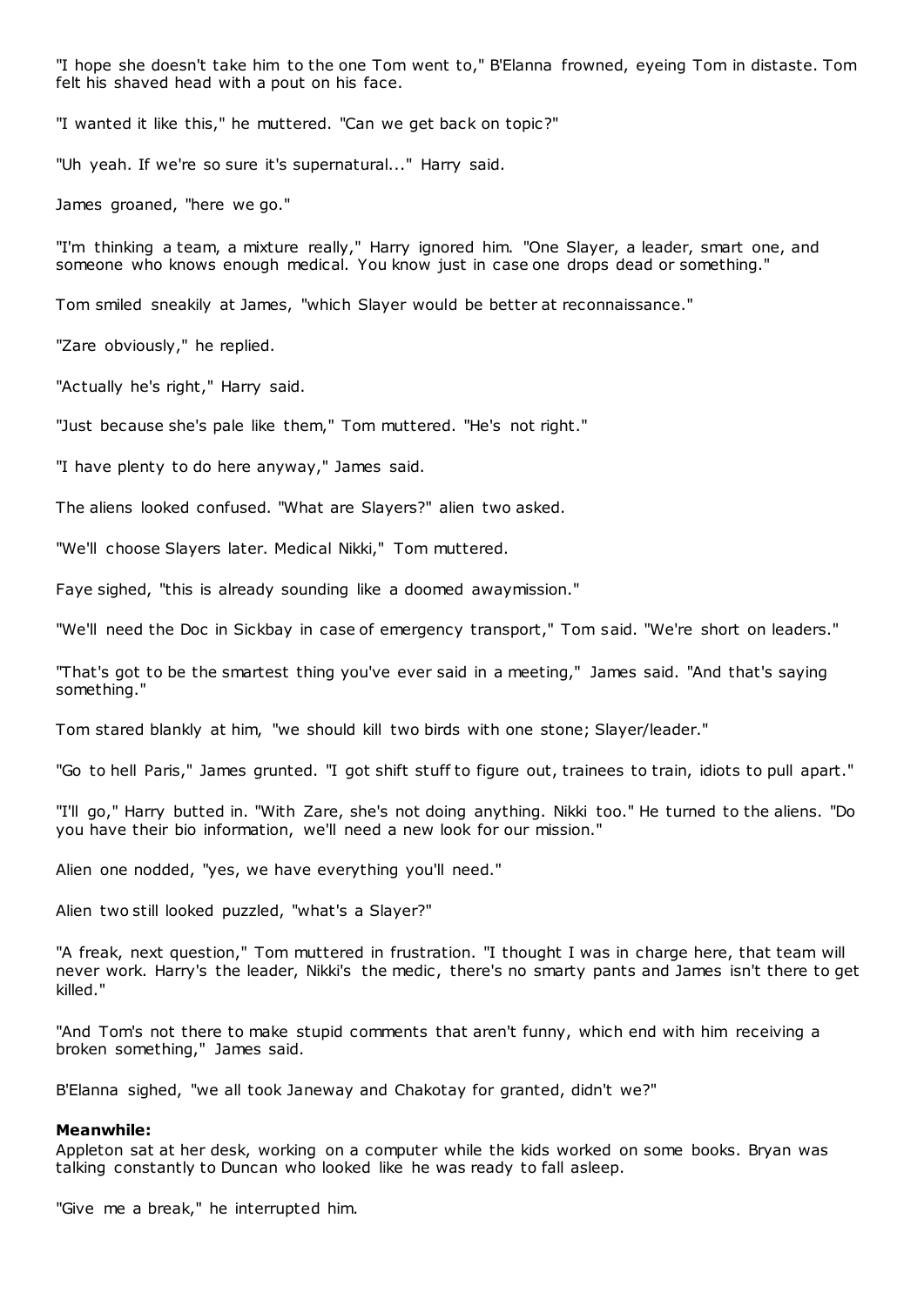"I hope she doesn't take him to the one Tom went to," B'Elanna frowned, eyeing Tom in distaste. Tom felt his shaved head with a pout on his face.

"I wanted it like this," he muttered. "Can we get back on topic?"

"Uh yeah. If we're so sure it's supernatural..." Harry said.

James groaned, "here we go."

"I'm thinking a team, a mixture really," Harry ignored him. "One Slayer, a leader, smart one, and someone who knows enough medical. You know just in case one drops dead or something."

Tom smiled sneakily at James, "which Slayer would be better at reconnaissance."

"Zare obviously," he replied.

"Actually he's right," Harry said.

"Just because she's pale like them," Tom muttered. "He's not right."

"I have plenty to do here anyway," James said.

The aliens looked confused. "What are Slayers?" alien two asked.

"We'll choose Slayers later. Medical Nikki," Tom muttered.

Faye sighed, "this is already sounding like a doomed awaymission."

"We'll need the Doc in Sickbay in case of emergency transport," Tom said. "We're short on leaders."

"That's got to be the smartest thing you've ever said in a meeting," James said. "And that's saying something."

Tom stared blankly at him, "we should kill two birds with one stone; Slayer/leader."

"Go to hell Paris," James grunted. "I got shift stuff to figure out, trainees to train, idiots to pull apart."

"I'll go," Harry butted in. "With Zare, she's not doing anything. Nikki too." He turned to the aliens. "Do you have their bio information, we'll need a new look for our mission."

Alien one nodded, "yes, we have everything you'll need."

Alien two still looked puzzled, "what's a Slayer?"

"A freak, next question," Tom muttered in frustration. "I thought I was in charge here, that team will never work. Harry's the leader, Nikki's the medic, there's no smarty pants and James isn't there to get killed."

"And Tom's not there to make stupid comments that aren't funny, which end with him receiving a broken something," James said.

B'Elanna sighed, "we all took Janeway and Chakotay for granted, didn't we?"

**Meanwhile:**

Appleton sat at her desk, working on a computer while the kids worked on some books. Bryan was talking constantly to Duncan who looked like he was ready to fall asleep.

"Give me a break," he interrupted him.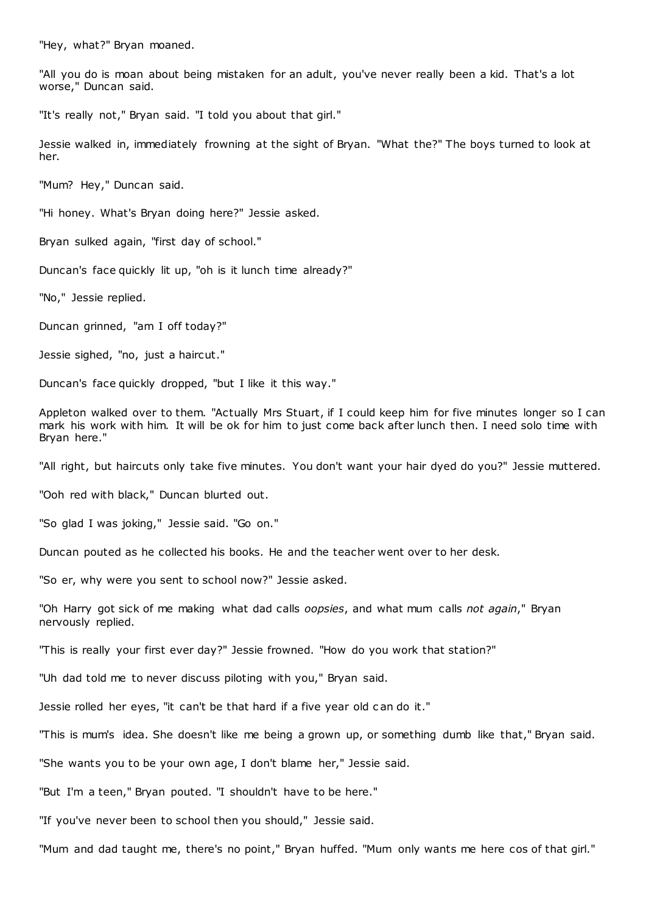"Hey, what?" Bryan moaned.

"All you do is moan about being mistaken for an adult, you've never really been a kid. That's a lot worse," Duncan said.

"It's really not," Bryan said. "I told you about that girl."

Jessie walked in, immediately frowning at the sight of Bryan. "What the?" The boys turned to look at her.

"Mum? Hey," Duncan said.

"Hi honey. What's Bryan doing here?" Jessie asked.

Bryan sulked again, "first day of school."

Duncan's face quickly lit up, "oh is it lunch time already?"

"No," Jessie replied.

Duncan grinned, "am I off today?"

Jessie sighed, "no, just a haircut."

Duncan's face quickly dropped, "but I like it this way."

Appleton walked over to them. "Actually Mrs Stuart, if I could keep him for five minutes longer so I can mark his work with him. It will be ok for him to just come back after lunch then. I need solo time with Bryan here."

"All right, but haircuts only take five minutes. You don't want your hair dyed do you?" Jessie muttered.

"Ooh red with black," Duncan blurted out.

"So glad I was joking," Jessie said. "Go on."

Duncan pouted as he collected his books. He and the teacher went over to her desk.

"So er, why were you sent to school now?" Jessie asked.

"Oh Harry got sick of me making what dad calls *oopsies*, and what mum calls *not again*," Bryan nervously replied.

"This is really your first ever day?" Jessie frowned. "How do you work that station?"

"Uh dad told me to never discuss piloting with you," Bryan said.

Jessie rolled her eyes, "it can't be that hard if a five year old can do it."

"This is mum's idea. She doesn't like me being a grown up, or something dumb like that," Bryan said.

"She wants you to be your own age, I don't blame her," Jessie said.

"But I'm a teen," Bryan pouted. "I shouldn't have to be here."

"If you've never been to school then you should," Jessie said.

"Mum and dad taught me, there's no point," Bryan huffed. "Mum only wants me here cos of that girl."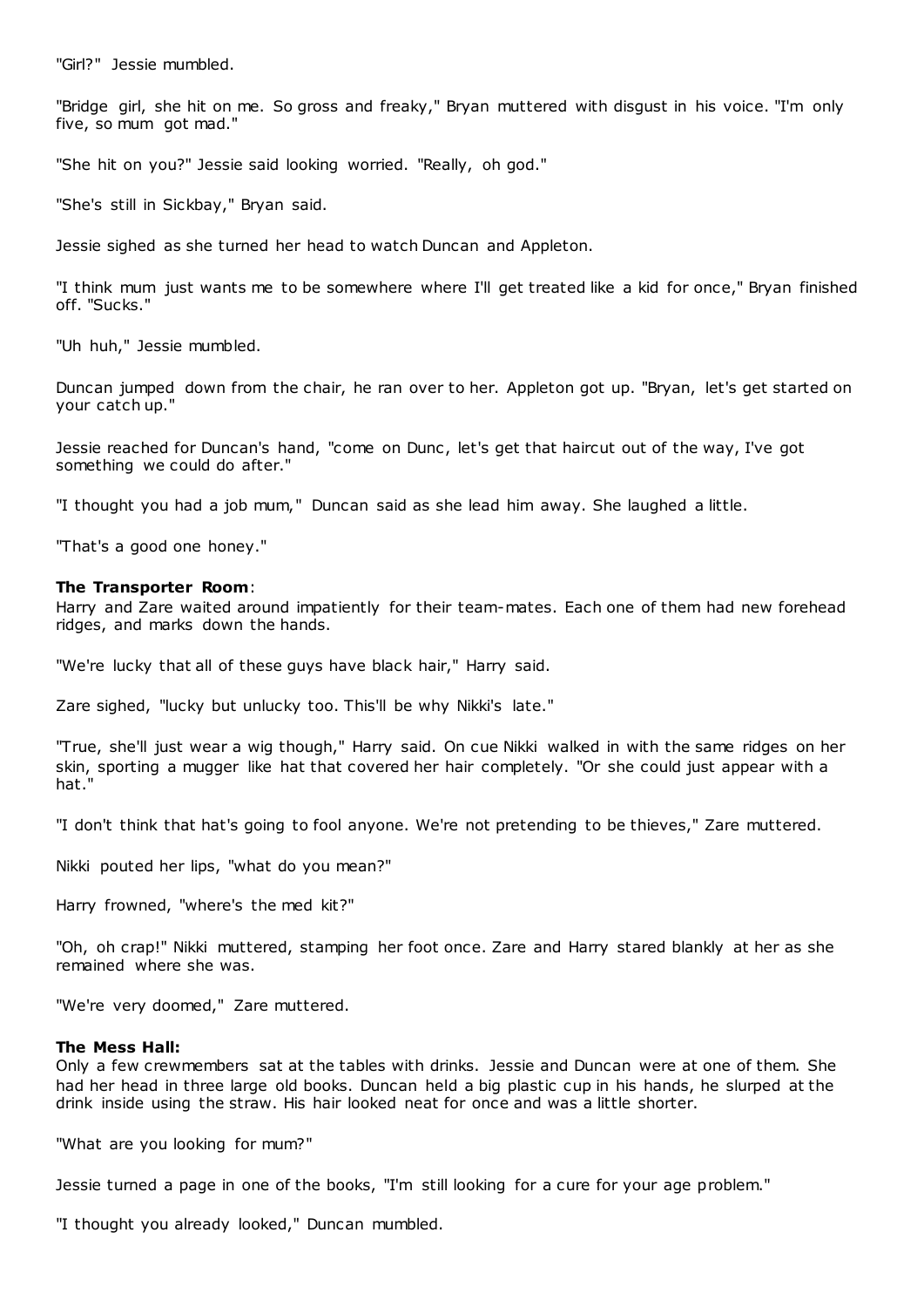"Girl?" Jessie mumbled.

"Bridge girl, she hit on me. So gross and freaky," Bryan muttered with disgust in his voice. "I'm only five, so mum got mad."

"She hit on you?" Jessie said looking worried. "Really, oh god."

"She's still in Sickbay," Bryan said.

Jessie sighed as she turned her head to watch Duncan and Appleton.

"I think mum just wants me to be somewhere where I'll get treated like a kid for once," Bryan finished off. "Sucks."

"Uh huh," Jessie mumbled.

Duncan jumped down from the chair, he ran over to her. Appleton got up. "Bryan, let's get started on your catch up."

Jessie reached for Duncan's hand, "come on Dunc, let's get that haircut out of the way, I've got something we could do after."

"I thought you had a job mum," Duncan said as she lead him away. She laughed a little.

"That's a good one honey."

**The Transporter Room**:
Harry and Zare waited around impatiently for their team-mates. Each one of them had new forehead ridges, and marks down the hands.

"We're lucky that all of these guys have black hair," Harry said.

Zare sighed, "lucky but unlucky too. This'll be why Nikki's late."

"True, she'll just wear a wig though," Harry said. On cue Nikki walked in with the same ridges on her skin, sporting a mugger like hat that covered her hair completely. "Or she could just appear with a hat."

"I don't think that hat's going to fool anyone. We're not pretending to be thieves," Zare muttered.

Nikki pouted her lips, "what do you mean?"

Harry frowned, "where's the med kit?"

"Oh, oh crap!" Nikki muttered, stamping her foot once. Zare and Harry stared blankly at her as she remained where she was.

"We're very doomed," Zare muttered.

**The Mess Hall:**
Only a few crewmembers sat at the tables with drinks. Jessie and Duncan were at one of them. She had her head in three large old books. Duncan held a big plastic cup in his hands, he slurped at the drink inside using the straw. His hair looked neat for once and was a little shorter.

"What are you looking for mum?"

Jessie turned a page in one of the books, "I'm still looking for a cure for your age problem."

"I thought you already looked," Duncan mumbled.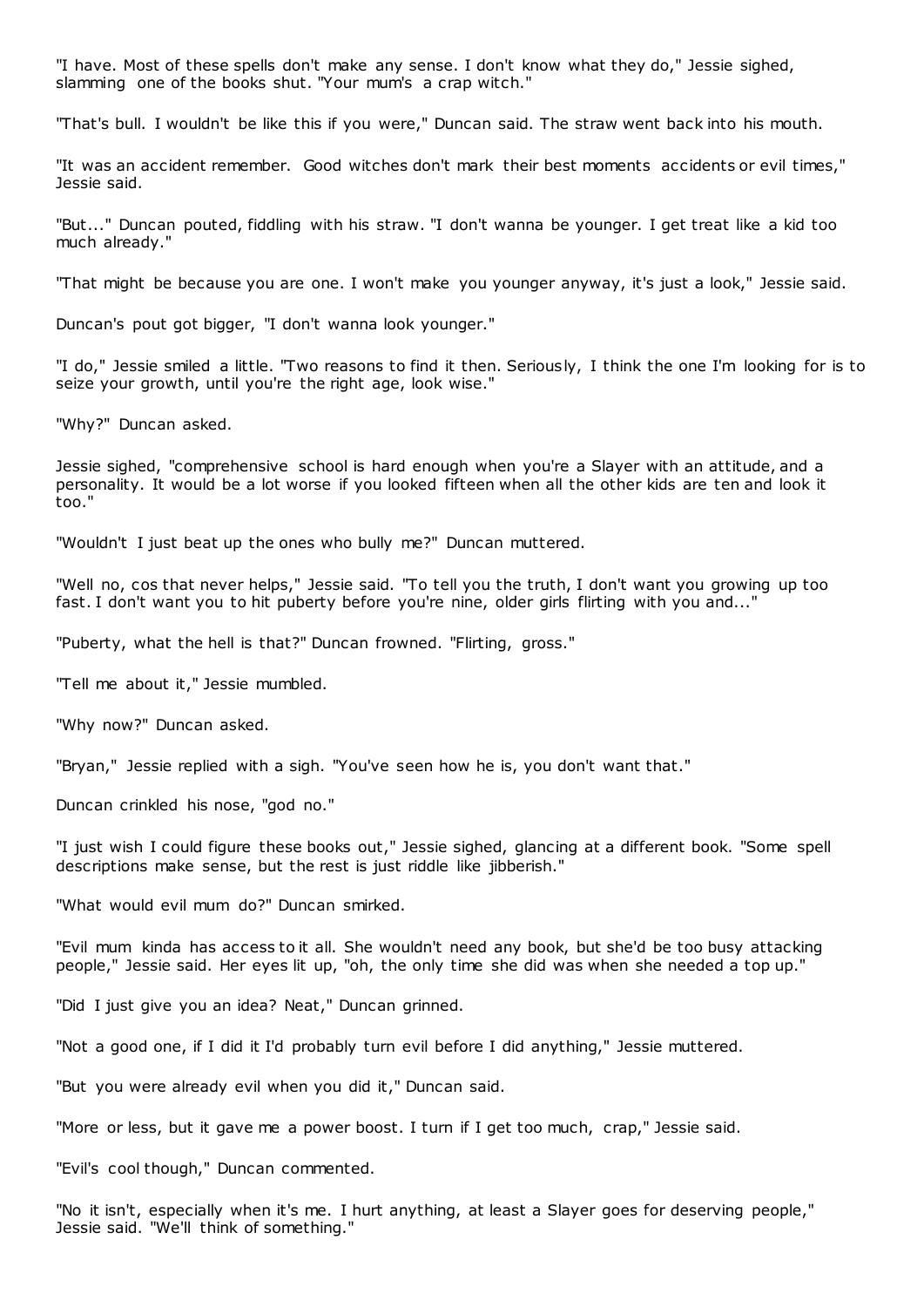"I have. Most of these spells don't make any sense. I don't know what they do," Jessie sighed, slamming one of the books shut. "Your mum's a crap witch."

"That's bull. I wouldn't be like this if you were," Duncan said. The straw went back into his mouth.

"It was an accident remember. Good witches don't mark their best moments accidents or evil times," Jessie said.

"But..." Duncan pouted, fiddling with his straw. "I don't wanna be younger. I get treat like a kid too much already."

"That might be because you are one. I won't make you younger anyway, it's just a look," Jessie said.

Duncan's pout got bigger, "I don't wanna look younger."

"I do," Jessie smiled a little. "Two reasons to find it then. Seriously, I think the one I'm looking for is to seize your growth, until you're the right age, look wise."

"Why?" Duncan asked.

Jessie sighed, "comprehensive school is hard enough when you're a Slayer with an attitude, and a personality. It would be a lot worse if you looked fifteen when all the other kids are ten and look it too."

"Wouldn't I just beat up the ones who bully me?" Duncan muttered.

"Well no, cos that never helps," Jessie said. "To tell you the truth, I don't want you growing up too fast. I don't want you to hit puberty before you're nine, older girls flirting with you and..."

"Puberty, what the hell is that?" Duncan frowned. "Flirting, gross."

"Tell me about it," Jessie mumbled.

"Why now?" Duncan asked.

"Bryan," Jessie replied with a sigh. "You've seen how he is, you don't want that."

Duncan crinkled his nose, "god no."

"I just wish I could figure these books out," Jessie sighed, glancing at a different book. "Some spell descriptions make sense, but the rest is just riddle like jibberish."

"What would evil mum do?" Duncan smirked.

"Evil mum kinda has access to it all. She wouldn't need any book, but she'd be too busy attacking people," Jessie said. Her eyes lit up, "oh, the only time she did was when she needed a top up."

"Did I just give you an idea? Neat," Duncan grinned.

"Not a good one, if I did it I'd probably turn evil before I did anything," Jessie muttered.

"But you were already evil when you did it," Duncan said.

"More or less, but it gave me a power boost. I turn if I get too much, crap," Jessie said.

"Evil's cool though," Duncan commented.

"No it isn't, especially when it's me. I hurt anything, at least a Slayer goes for deserving people," Jessie said. "We'll think of something."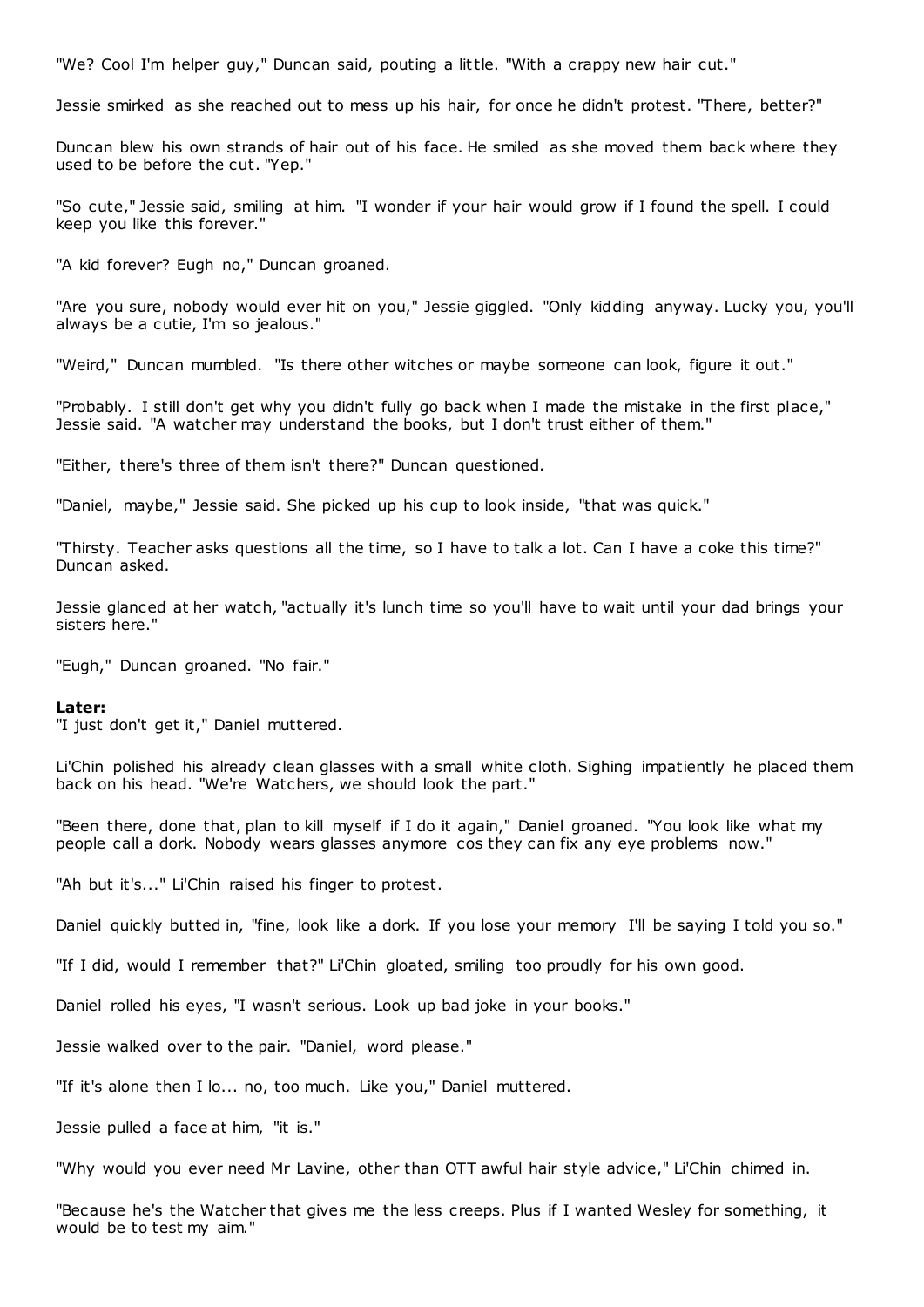"We? Cool I'm helper guy," Duncan said, pouting a little. "With a crappy new hair cut."

Jessie smirked as she reached out to mess up his hair, for once he didn't protest. "There, better?"

Duncan blew his own strands of hair out of his face. He smiled as she moved them back where they used to be before the cut. "Yep."

"So cute," Jessie said, smiling at him. "I wonder if your hair would grow if I found the spell. I could keep you like this forever."

"A kid forever? Eugh no," Duncan groaned.

"Are you sure, nobody would ever hit on you," Jessie giggled. "Only kidding anyway. Lucky you, you'll always be a cutie, I'm so jealous."

"Weird," Duncan mumbled. "Is there other witches or maybe someone can look, figure it out."

"Probably. I still don't get why you didn't fully go back when I made the mistake in the first place," Jessie said. "A watcher may understand the books, but I don't trust either of them."

"Either, there's three of them isn't there?" Duncan questioned.

"Daniel, maybe," Jessie said. She picked up his cup to look inside, "that was quick."

"Thirsty. Teacher asks questions all the time, so I have to talk a lot. Can I have a coke this time?" Duncan asked.

Jessie glanced at her watch, "actually it's lunch time so you'll have to wait until your dad brings your sisters here."

"Eugh," Duncan groaned. "No fair."

**Later:**
"I just don't get it," Daniel muttered.

Li'Chin polished his already clean glasses with a small white cloth. Sighing impatiently he placed them back on his head. "We're Watchers, we should look the part."

"Been there, done that, plan to kill myself if I do it again," Daniel groaned. "You look like what my people call a dork. Nobody wears glasses anymore cos they can fix any eye problems now."

"Ah but it's..." Li'Chin raised his finger to protest.

Daniel quickly butted in, "fine, look like a dork. If you lose your memory I'll be saying I told you so."

"If I did, would I remember that?" Li'Chin gloated, smiling too proudly for his own good.

Daniel rolled his eyes, "I wasn't serious. Look up bad joke in your books."

Jessie walked over to the pair. "Daniel, word please."

"If it's alone then I lo... no, too much. Like you," Daniel muttered.

Jessie pulled a face at him, "it is."

"Why would you ever need Mr Lavine, other than OTT awful hair style advice," Li'Chin chimed in.

"Because he's the Watcher that gives me the less creeps. Plus if I wanted Wesley for something, it would be to test my aim."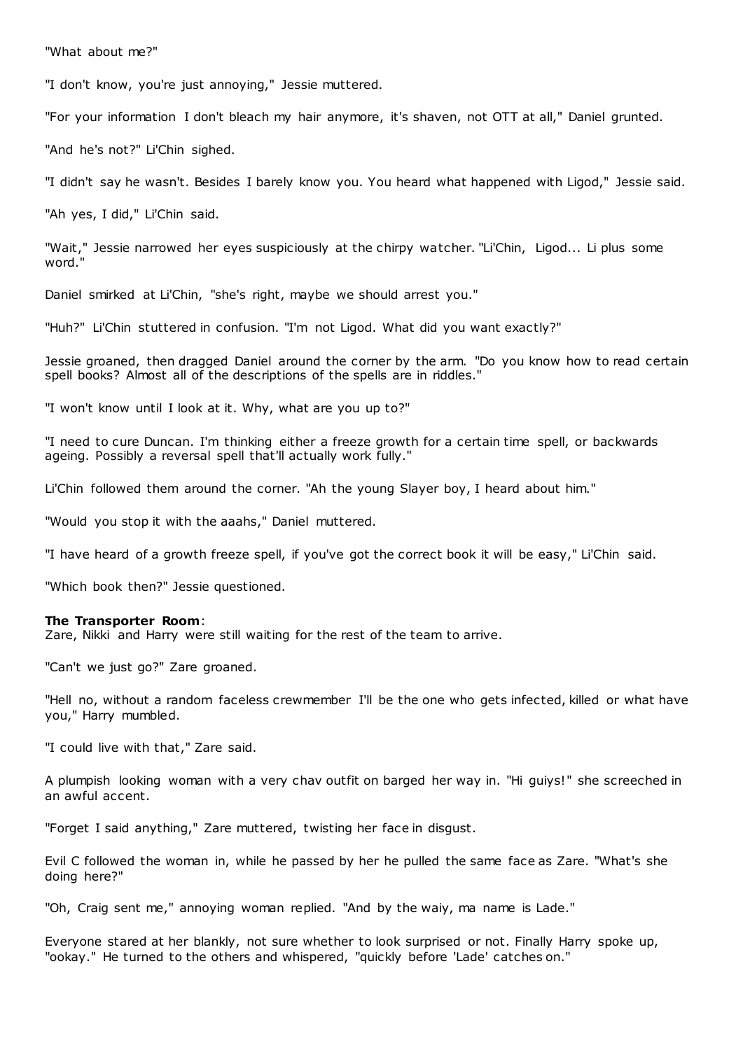"What about me?"

"I don't know, you're just annoying," Jessie muttered.

"For your information I don't bleach my hair anymore, it's shaven, not OTT at all," Daniel grunted.

"And he's not?" Li'Chin sighed.

"I didn't say he wasn't. Besides I barely know you. You heard what happened with Ligod," Jessie said.

"Ah yes, I did," Li'Chin said.

"Wait," Jessie narrowed her eyes suspiciously at the chirpy watcher. "Li'Chin, Ligod... Li plus some word."

Daniel smirked at Li'Chin, "she's right, maybe we should arrest you."

"Huh?" Li'Chin stuttered in confusion. "I'm not Ligod. What did you want exactly?"

Jessie groaned, then dragged Daniel around the corner by the arm. "Do you know how to read certain spell books? Almost all of the descriptions of the spells are in riddles."

"I won't know until I look at it. Why, what are you up to?"

"I need to cure Duncan. I'm thinking either a freeze growth for a certain time spell, or backwards ageing. Possibly a reversal spell that'll actually work fully."

Li'Chin followed them around the corner. "Ah the young Slayer boy, I heard about him."

"Would you stop it with the aaahs," Daniel muttered.

"I have heard of a growth freeze spell, if you've got the correct book it will be easy," Li'Chin said.

"Which book then?" Jessie questioned.

**The Transporter Room**:
Zare, Nikki and Harry were still waiting for the rest of the team to arrive.

"Can't we just go?" Zare groaned.

"Hell no, without a random faceless crewmember I'll be the one who gets infected, killed or what have you," Harry mumbled.

"I could live with that," Zare said.

A plumpish looking woman with a very chav outfit on barged her way in. "Hi guiys!" she screeched in an awful accent.

"Forget I said anything," Zare muttered, twisting her face in disgust.

Evil C followed the woman in, while he passed by her he pulled the same face as Zare. "What's she doing here?"

"Oh, Craig sent me," annoying woman replied. "And by the waiy, ma name is Lade."

Everyone stared at her blankly, not sure whether to look surprised or not. Finally Harry spoke up, "ookay." He turned to the others and whispered, "quickly before 'Lade' catches on."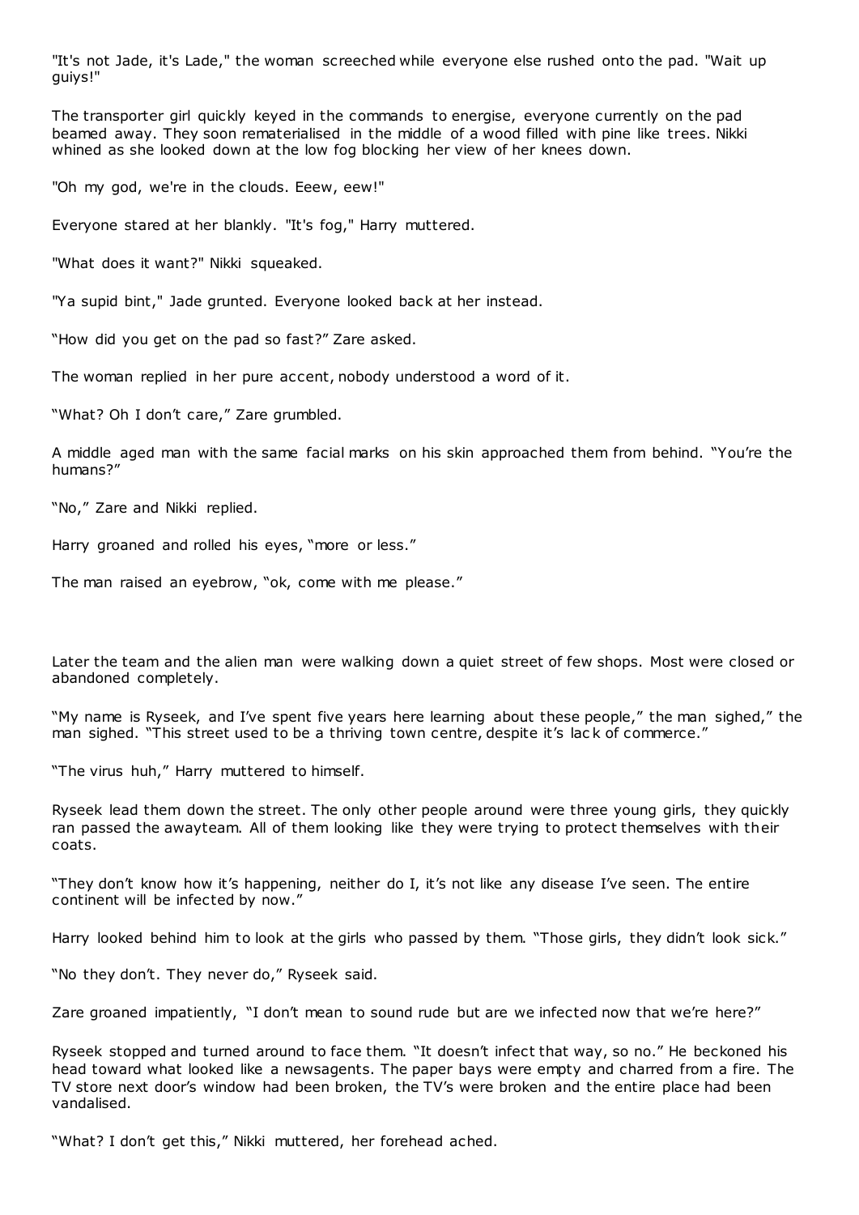"It's not Jade, it's Lade," the woman screeched while everyone else rushed onto the pad. "Wait up guiys!"

The transporter girl quickly keyed in the commands to energise, everyone currently on the pad beamed away. They soon rematerialised in the middle of a wood filled with pine like trees. Nikki whined as she looked down at the low fog blocking her view of her knees down.

"Oh my god, we're in the clouds. Eeew, eew!"

Everyone stared at her blankly. "It's fog," Harry muttered.

"What does it want?" Nikki squeaked.

"Ya supid bint," Jade grunted. Everyone looked back at her instead.

"How did you get on the pad so fast?" Zare asked.

The woman replied in her pure accent, nobody understood a word of it.

"What? Oh I don't care," Zare grumbled.

A middle aged man with the same facial marks on his skin approached them from behind. "You're the humans?"

"No," Zare and Nikki replied.

Harry groaned and rolled his eyes, "more or less."

The man raised an eyebrow, "ok, come with me please."

Later the team and the alien man were walking down a quiet street of few shops. Most were closed or abandoned completely.

"My name is Ryseek, and I've spent five years here learning about these people," the man sighed," the man sighed. "This street used to be a thriving town centre, despite it's lack of commerce."

"The virus huh," Harry muttered to himself.

Ryseek lead them down the street. The only other people around were three young girls, they quickly ran passed the awayteam. All of them looking like they were trying to protect themselves with their coats.

"They don't know how it's happening, neither do I, it's not like any disease I've seen. The entire continent will be infected by now."

Harry looked behind him to look at the girls who passed by them. "Those girls, they didn't look sick."

"No they don't. They never do," Ryseek said.

Zare groaned impatiently, "I don't mean to sound rude but are we infected now that we're here?"

Ryseek stopped and turned around to face them. "It doesn't infect that way, so no." He beckoned his head toward what looked like a newsagents. The paper bays were empty and charred from a fire. The TV store next door's window had been broken, the TV's were broken and the entire place had been vandalised.

"What? I don't get this," Nikki muttered, her forehead ached.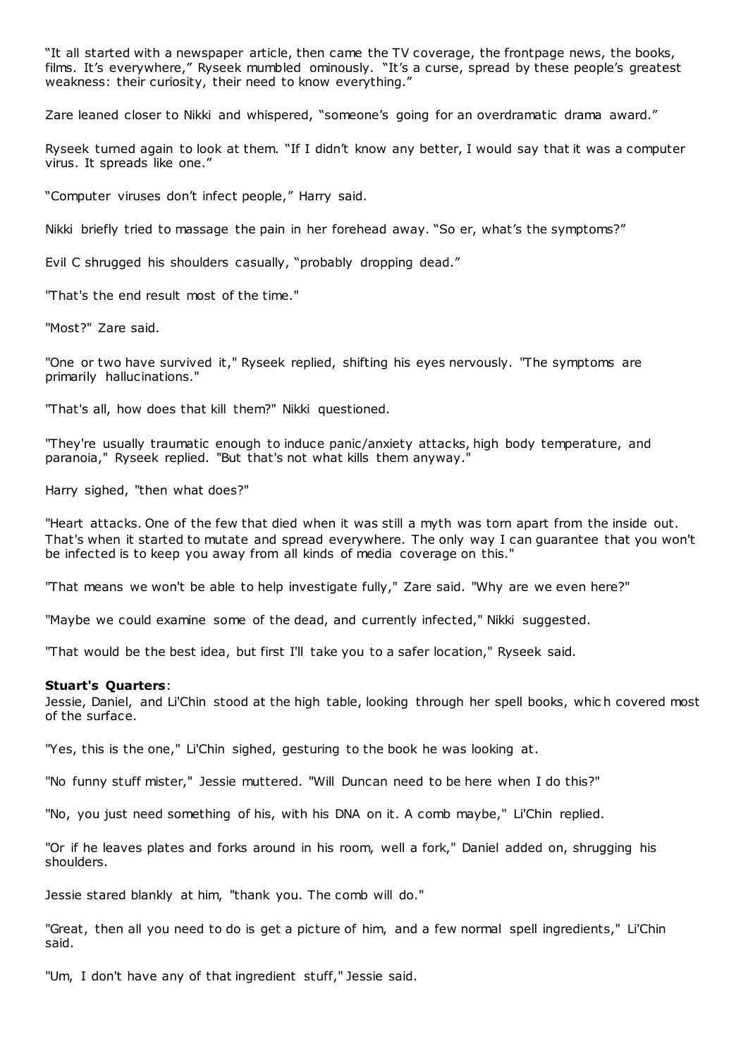"It all started with a newspaper article, then came the TV coverage, the frontpage news, the books, films. It's everywhere," Ryseek mumbled ominously. "It's a curse, spread by these people's greatest weakness: their curiosity, their need to know everything."

Zare leaned closer to Nikki and whispered, "someone's going for an overdramatic drama award."

Ryseek turned again to look at them. "If I didn't know any better, I would say that it was a computer virus. It spreads like one."

"Computer viruses don't infect people," Harry said.

Nikki briefly tried to massage the pain in her forehead away. "So er, what's the symptoms?"

Evil C shrugged his shoulders casually, "probably dropping dead."

"That's the end result most of the time."

"Most?" Zare said.

"One or two have survived it," Ryseek replied, shifting his eyes nervously. "The symptoms are primarily hallucinations."

"That's all, how does that kill them?" Nikki questioned.

"They're usually traumatic enough to induce panic/anxiety attacks, high body temperature, and paranoia," Ryseek replied. "But that's not what kills them anyway."

Harry sighed, "then what does?"

"Heart attacks. One of the few that died when it was still a myth was torn apart from the inside out. That's when it started to mutate and spread everywhere. The only way I can guarantee that you won't be infected is to keep you away from all kinds of media coverage on this."

"That means we won't be able to help investigate fully," Zare said. "Why are we even here?"

"Maybe we could examine some of the dead, and currently infected," Nikki suggested.

"That would be the best idea, but first I'll take you to a safer location," Ryseek said.

**Stuart's Quarters**:
Jessie, Daniel, and Li'Chin stood at the high table, looking through her spell books, which covered most of the surface.

"Yes, this is the one," Li'Chin sighed, gesturing to the book he was looking at.

"No funny stuff mister," Jessie muttered. "Will Duncan need to be here when I do this?"

"No, you just need something of his, with his DNA on it. A comb maybe," Li'Chin replied.

"Or if he leaves plates and forks around in his room, well a fork," Daniel added on, shrugging his shoulders.

Jessie stared blankly at him, "thank you. The comb will do."

"Great, then all you need to do is get a picture of him, and a few normal spell ingredients," Li'Chin said.

"Um, I don't have any of that ingredient stuff," Jessie said.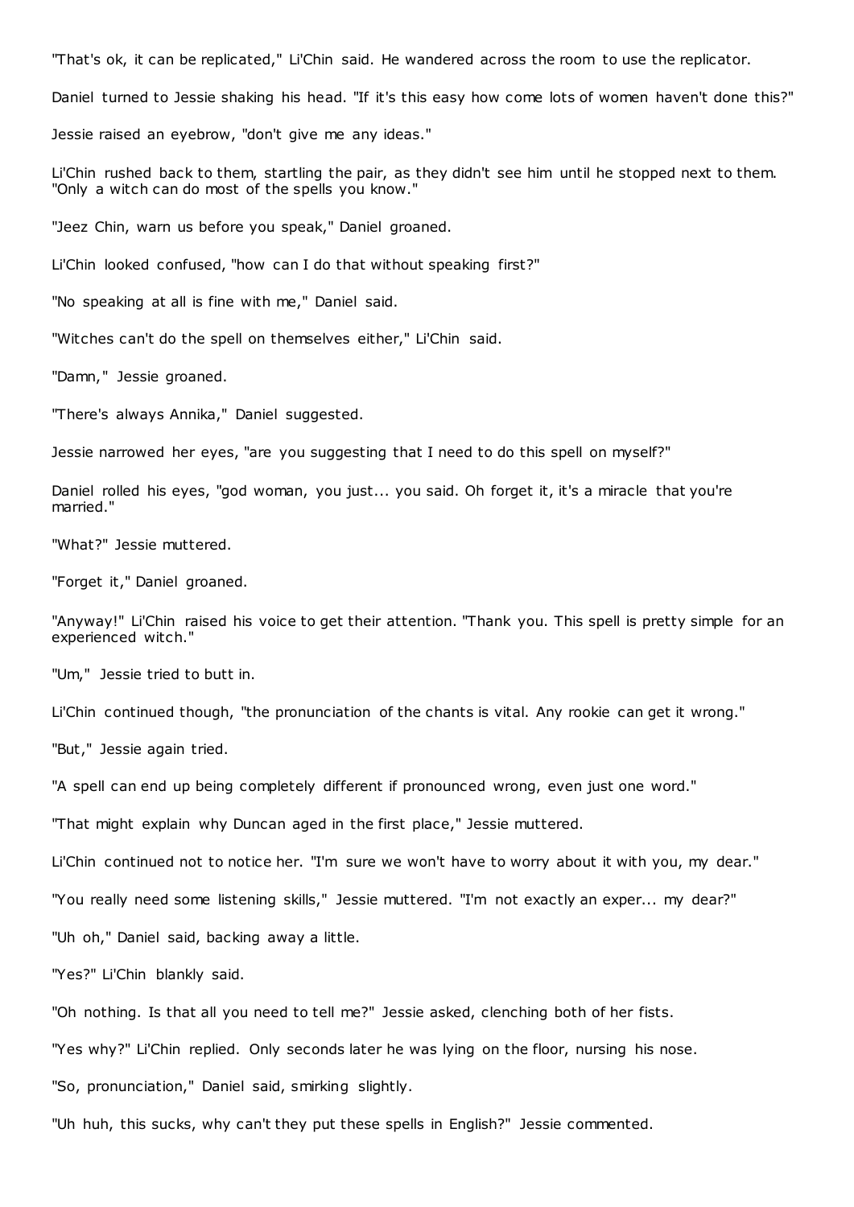"That's ok, it can be replicated," Li'Chin said. He wandered across the room to use the replicator.

Daniel turned to Jessie shaking his head. "If it's this easy how come lots of women haven't done this?"

Jessie raised an eyebrow, "don't give me any ideas."

Li'Chin rushed back to them, startling the pair, as they didn't see him until he stopped next to them. "Only a witch can do most of the spells you know."

"Jeez Chin, warn us before you speak," Daniel groaned.

Li'Chin looked confused, "how can I do that without speaking first?"

"No speaking at all is fine with me," Daniel said.

"Witches can't do the spell on themselves either," Li'Chin said.

"Damn," Jessie groaned.

"There's always Annika," Daniel suggested.

Jessie narrowed her eyes, "are you suggesting that I need to do this spell on myself?"

Daniel rolled his eyes, "god woman, you just... you said. Oh forget it, it's a miracle that you're married."

"What?" Jessie muttered.

"Forget it," Daniel groaned.

"Anyway!" Li'Chin raised his voice to get their attention. "Thank you. This spell is pretty simple for an experienced witch."

"Um," Jessie tried to butt in.

Li'Chin continued though, "the pronunciation of the chants is vital. Any rookie can get it wrong."

"But," Jessie again tried.

"A spell can end up being completely different if pronounced wrong, even just one word."

"That might explain why Duncan aged in the first place," Jessie muttered.

Li'Chin continued not to notice her. "I'm sure we won't have to worry about it with you, my dear."

"You really need some listening skills," Jessie muttered. "I'm not exactly an exper... my dear?"

"Uh oh," Daniel said, backing away a little.

"Yes?" Li'Chin blankly said.

"Oh nothing. Is that all you need to tell me?" Jessie asked, clenching both of her fists.

"Yes why?" Li'Chin replied. Only seconds later he was lying on the floor, nursing his nose.

"So, pronunciation," Daniel said, smirking slightly.

"Uh huh, this sucks, why can't they put these spells in English?" Jessie commented.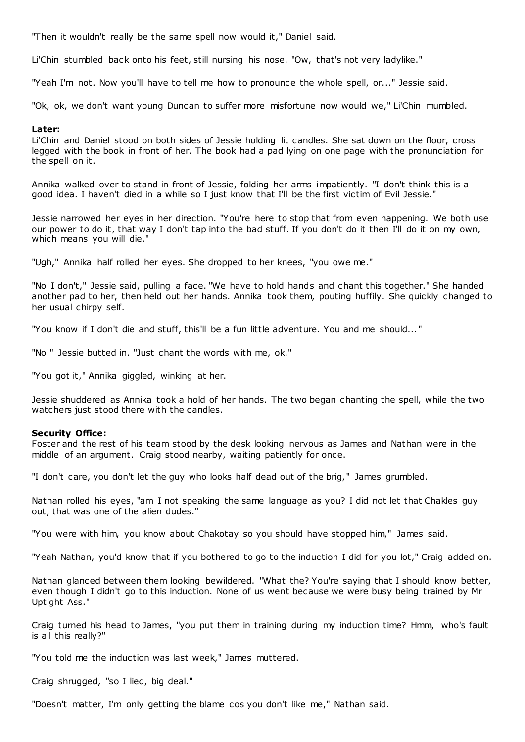"Then it wouldn't really be the same spell now would it," Daniel said.

Li'Chin stumbled back onto his feet, still nursing his nose. "Ow, that's not very ladylike."

"Yeah I'm not. Now you'll have to tell me how to pronounce the whole spell, or..." Jessie said.

"Ok, ok, we don't want young Duncan to suffer more misfortune now would we," Li'Chin mumbled.

**Later:**
Li'Chin and Daniel stood on both sides of Jessie holding lit candles. She sat down on the floor, cross legged with the book in front of her. The book had a pad lying on one page with the pronunciation for the spell on it.

Annika walked over to stand in front of Jessie, folding her arms impatiently. "I don't think this is a good idea. I haven't died in a while so I just know that I'll be the first victim of Evil Jessie."

Jessie narrowed her eyes in her direction. "You're here to stop that from even happening. We both use our power to do it, that way I don't tap into the bad stuff. If you don't do it then I'll do it on my own, which means you will die."

"Ugh," Annika half rolled her eyes. She dropped to her knees, "you owe me."

"No I don't," Jessie said, pulling a face. "We have to hold hands and chant this together." She handed another pad to her, then held out her hands. Annika took them, pouting huffily. She quickly changed to her usual chirpy self.

"You know if I don't die and stuff, this'll be a fun little adventure. You and me should..."

"No!" Jessie butted in. "Just chant the words with me, ok."

"You got it," Annika giggled, winking at her.

Jessie shuddered as Annika took a hold of her hands. The two began chanting the spell, while the two watchers just stood there with the candles.

**Security Office:**
Foster and the rest of his team stood by the desk looking nervous as James and Nathan were in the middle of an argument. Craig stood nearby, waiting patiently for once.

"I don't care, you don't let the guy who looks half dead out of the brig," James grumbled.

Nathan rolled his eyes, "am I not speaking the same language as you? I did not let that Chakles guy out, that was one of the alien dudes."

"You were with him, you know about Chakotay so you should have stopped him," James said.

"Yeah Nathan, you'd know that if you bothered to go to the induction I did for you lot," Craig added on.

Nathan glanced between them looking bewildered. "What the? You're saying that I should know better, even though I didn't go to this induction. None of us went because we were busy being trained by Mr Uptight Ass."

Craig turned his head to James, "you put them in training during my induction time? Hmm, who's fault is all this really?"

"You told me the induction was last week," James muttered.

Craig shrugged, "so I lied, big deal."

"Doesn't matter, I'm only getting the blame cos you don't like me," Nathan said.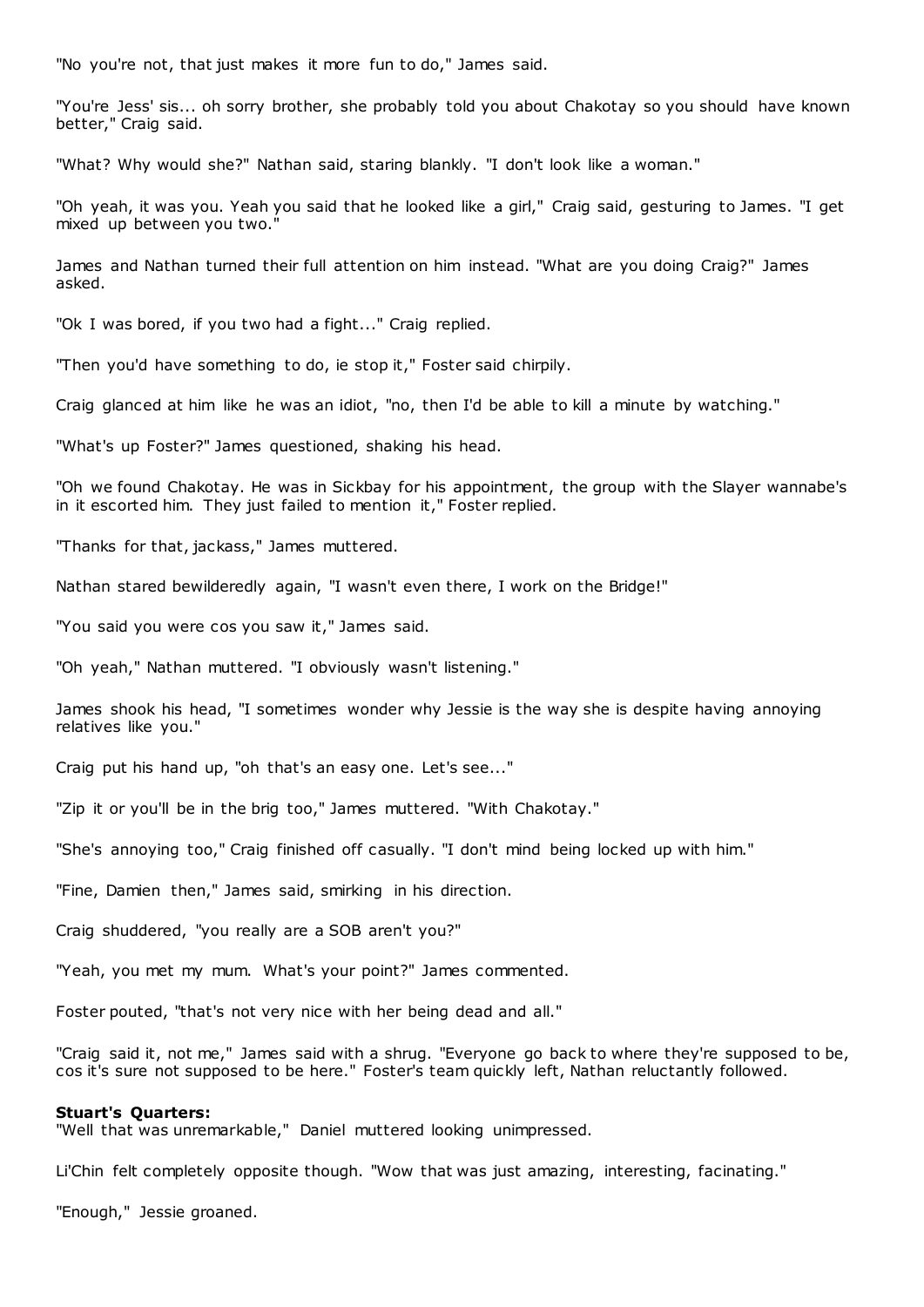"No you're not, that just makes it more fun to do," James said.

"You're Jess' sis... oh sorry brother, she probably told you about Chakotay so you should have known better," Craig said.

"What? Why would she?" Nathan said, staring blankly. "I don't look like a woman."

"Oh yeah, it was you. Yeah you said that he looked like a girl," Craig said, gesturing to James. "I get mixed up between you two."

James and Nathan turned their full attention on him instead. "What are you doing Craig?" James asked.

"Ok I was bored, if you two had a fight..." Craig replied.

"Then you'd have something to do, ie stop it," Foster said chirpily.

Craig glanced at him like he was an idiot, "no, then I'd be able to kill a minute by watching."

"What's up Foster?" James questioned, shaking his head.

"Oh we found Chakotay. He was in Sickbay for his appointment, the group with the Slayer wannabe's in it escorted him. They just failed to mention it," Foster replied.

"Thanks for that, jackass," James muttered.

Nathan stared bewilderedly again, "I wasn't even there, I work on the Bridge!"

"You said you were cos you saw it," James said.

"Oh yeah," Nathan muttered. "I obviously wasn't listening."

James shook his head, "I sometimes wonder why Jessie is the way she is despite having annoying relatives like you."

Craig put his hand up, "oh that's an easy one. Let's see..."

"Zip it or you'll be in the brig too," James muttered. "With Chakotay."

"She's annoying too," Craig finished off casually. "I don't mind being locked up with him."

"Fine, Damien then," James said, smirking in his direction.

Craig shuddered, "you really are a SOB aren't you?"

"Yeah, you met my mum. What's your point?" James commented.

Foster pouted, "that's not very nice with her being dead and all."

"Craig said it, not me," James said with a shrug. "Everyone go back to where they're supposed to be, cos it's sure not supposed to be here." Foster's team quickly left, Nathan reluctantly followed.

**Stuart's Quarters:**
"Well that was unremarkable," Daniel muttered looking unimpressed.

Li'Chin felt completely opposite though. "Wow that was just amazing, interesting, facinating."

"Enough," Jessie groaned.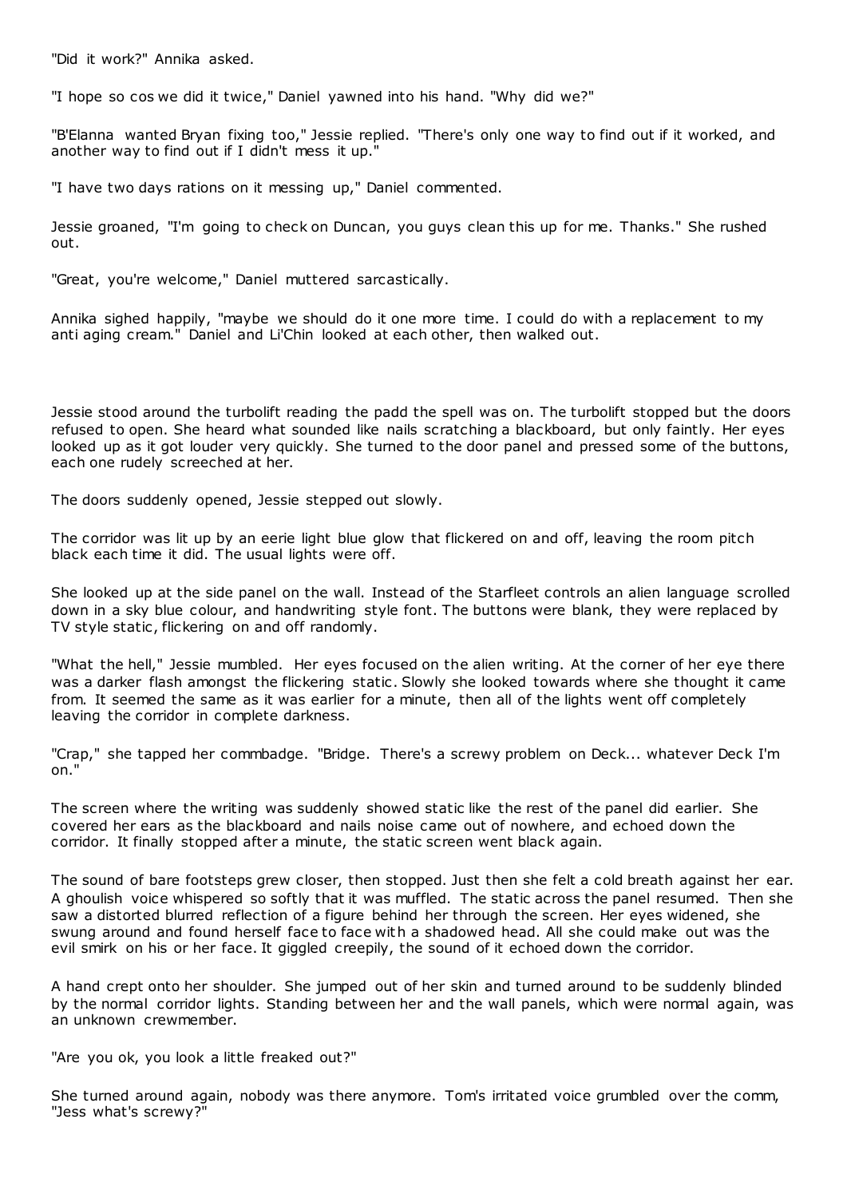"Did it work?" Annika asked.

"I hope so cos we did it twice," Daniel yawned into his hand. "Why did we?"

"B'Elanna wanted Bryan fixing too," Jessie replied. "There's only one way to find out if it worked, and another way to find out if I didn't mess it up."

"I have two days rations on it messing up," Daniel commented.

Jessie groaned, "I'm going to check on Duncan, you guys clean this up for me. Thanks." She rushed out.

"Great, you're welcome," Daniel muttered sarcastically.

Annika sighed happily, "maybe we should do it one more time. I could do with a replacement to my anti aging cream." Daniel and Li'Chin looked at each other, then walked out.

Jessie stood around the turbolift reading the padd the spell was on. The turbolift stopped but the doors refused to open. She heard what sounded like nails scratching a blackboard, but only faintly. Her eyes looked up as it got louder very quickly. She turned to the door panel and pressed some of the buttons, each one rudely screeched at her.

The doors suddenly opened, Jessie stepped out slowly.

The corridor was lit up by an eerie light blue glow that flickered on and off, leaving the room pitch black each time it did. The usual lights were off.

She looked up at the side panel on the wall. Instead of the Starfleet controls an alien language scrolled down in a sky blue colour, and handwriting style font. The buttons were blank, they were replaced by TV style static, flickering on and off randomly.

"What the hell," Jessie mumbled. Her eyes focused on the alien writing. At the corner of her eye there was a darker flash amongst the flickering static. Slowly she looked towards where she thought it came from. It seemed the same as it was earlier for a minute, then all of the lights went off completely leaving the corridor in complete darkness.

"Crap," she tapped her commbadge. "Bridge. There's a screwy problem on Deck... whatever Deck I'm on."

The screen where the writing was suddenly showed static like the rest of the panel did earlier. She covered her ears as the blackboard and nails noise came out of nowhere, and echoed down the corridor. It finally stopped after a minute, the static screen went black again.

The sound of bare footsteps grew closer, then stopped. Just then she felt a cold breath against her ear. A ghoulish voice whispered so softly that it was muffled. The static across the panel resumed. Then she saw a distorted blurred reflection of a figure behind her through the screen. Her eyes widened, she swung around and found herself face to face with a shadowed head. All she could make out was the evil smirk on his or her face. It giggled creepily, the sound of it echoed down the corridor.

A hand crept onto her shoulder. She jumped out of her skin and turned around to be suddenly blinded by the normal corridor lights. Standing between her and the wall panels, which were normal again, was an unknown crewmember.

"Are you ok, you look a little freaked out?"

She turned around again, nobody was there anymore. Tom's irritated voice grumbled over the comm, "Jess what's screwy?"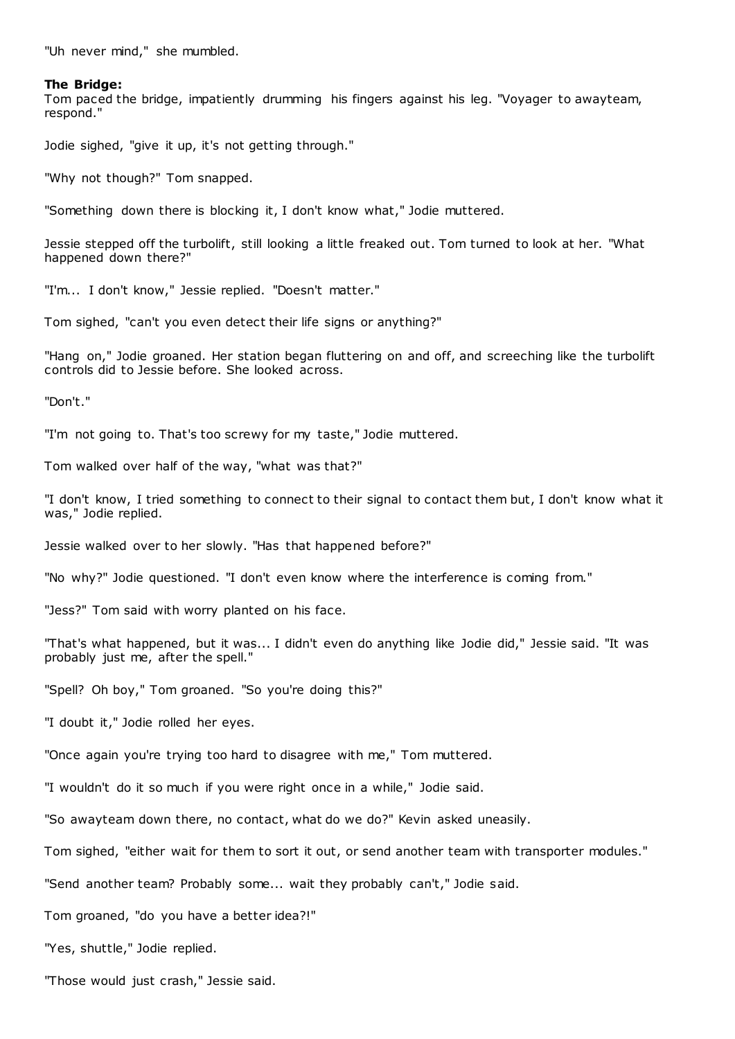"Uh never mind," she mumbled.

**The Bridge:**

Tom paced the bridge, impatiently drumming his fingers against his leg. "Voyager to awayteam, respond."

Jodie sighed, "give it up, it's not getting through."

"Why not though?" Tom snapped.

"Something down there is blocking it, I don't know what," Jodie muttered.

Jessie stepped off the turbolift, still looking a little freaked out. Tom turned to look at her. "What happened down there?"

"I'm... I don't know," Jessie replied. "Doesn't matter."

Tom sighed, "can't you even detect their life signs or anything?"

"Hang on," Jodie groaned. Her station began fluttering on and off, and screeching like the turbolift controls did to Jessie before. She looked across.

"Don't."

"I'm not going to. That's too screwy for my taste," Jodie muttered.

Tom walked over half of the way, "what was that?"

"I don't know, I tried something to connect to their signal to contact them but, I don't know what it was," Jodie replied.

Jessie walked over to her slowly. "Has that happened before?"

"No why?" Jodie questioned. "I don't even know where the interference is coming from."

"Jess?" Tom said with worry planted on his face.

"That's what happened, but it was... I didn't even do anything like Jodie did," Jessie said. "It was probably just me, after the spell."

"Spell? Oh boy," Tom groaned. "So you're doing this?"

"I doubt it," Jodie rolled her eyes.

"Once again you're trying too hard to disagree with me," Tom muttered.

"I wouldn't do it so much if you were right once in a while," Jodie said.

"So awayteam down there, no contact, what do we do?" Kevin asked uneasily.

Tom sighed, "either wait for them to sort it out, or send another team with transporter modules."

"Send another team? Probably some... wait they probably can't," Jodie said.

Tom groaned, "do you have a better idea?!"

"Yes, shuttle," Jodie replied.

"Those would just crash," Jessie said.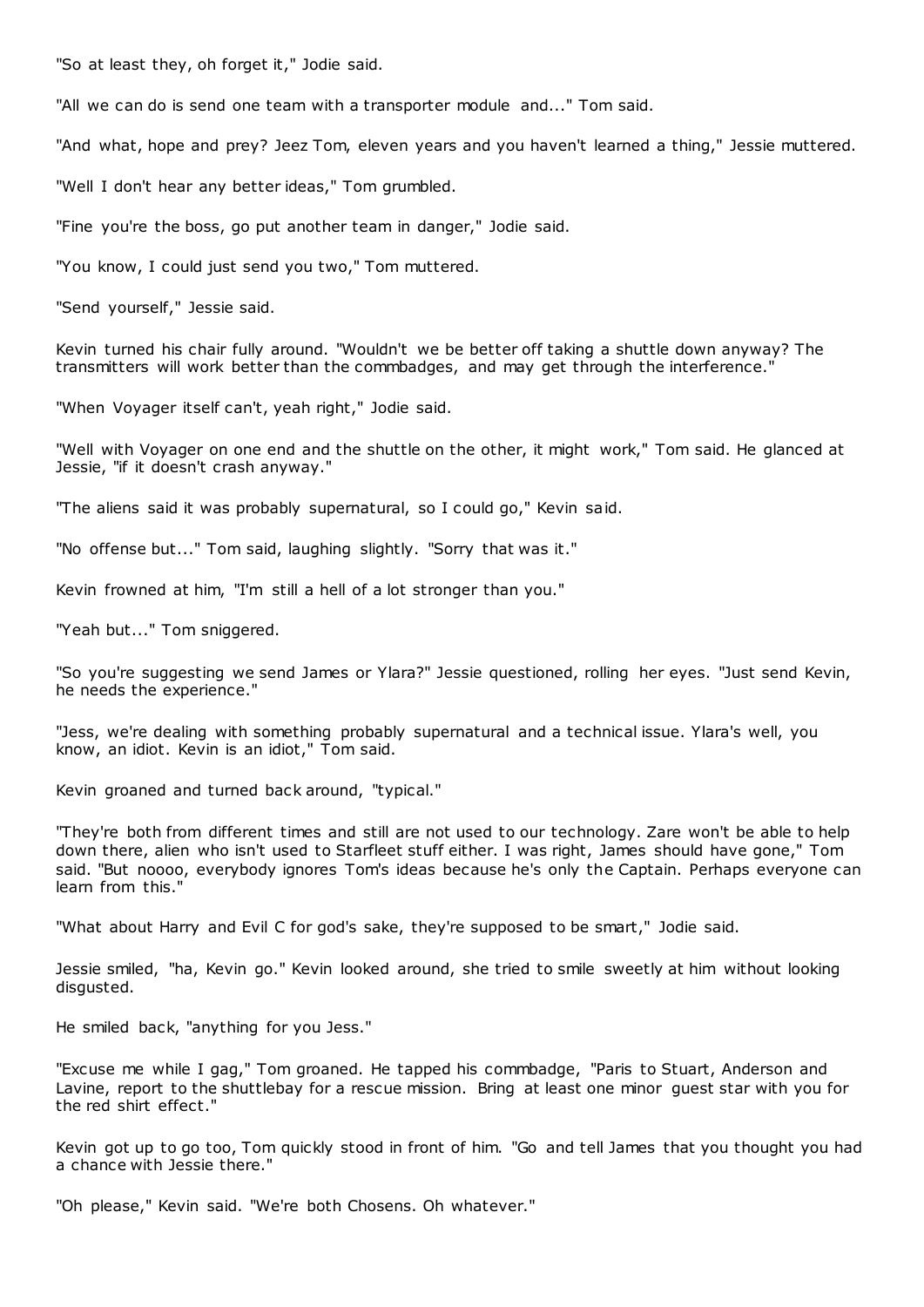"So at least they, oh forget it," Jodie said.

"All we can do is send one team with a transporter module and..." Tom said.

"And what, hope and prey? Jeez Tom, eleven years and you haven't learned a thing," Jessie muttered.

"Well I don't hear any better ideas," Tom grumbled.

"Fine you're the boss, go put another team in danger," Jodie said.

"You know, I could just send you two," Tom muttered.

"Send yourself," Jessie said.

Kevin turned his chair fully around. "Wouldn't we be better off taking a shuttle down anyway? The transmitters will work better than the commbadges, and may get through the interference."

"When Voyager itself can't, yeah right," Jodie said.

"Well with Voyager on one end and the shuttle on the other, it might work," Tom said. He glanced at Jessie, "if it doesn't crash anyway."

"The aliens said it was probably supernatural, so I could go," Kevin said.

"No offense but..." Tom said, laughing slightly. "Sorry that was it."

Kevin frowned at him, "I'm still a hell of a lot stronger than you."

"Yeah but..." Tom sniggered.

"So you're suggesting we send James or Ylara?" Jessie questioned, rolling her eyes. "Just send Kevin, he needs the experience."

"Jess, we're dealing with something probably supernatural and a technical issue. Ylara's well, you know, an idiot. Kevin is an idiot," Tom said.

Kevin groaned and turned back around, "typical."

"They're both from different times and still are not used to our technology. Zare won't be able to help down there, alien who isn't used to Starfleet stuff either. I was right, James should have gone," Tom said. "But noooo, everybody ignores Tom's ideas because he's only the Captain. Perhaps everyone can learn from this."

"What about Harry and Evil C for god's sake, they're supposed to be smart," Jodie said.

Jessie smiled, "ha, Kevin go." Kevin looked around, she tried to smile sweetly at him without looking disgusted.

He smiled back, "anything for you Jess."

"Excuse me while I gag," Tom groaned. He tapped his commbadge, "Paris to Stuart, Anderson and Lavine, report to the shuttlebay for a rescue mission. Bring at least one minor guest star with you for the red shirt effect."

Kevin got up to go too, Tom quickly stood in front of him. "Go and tell James that you thought you had a chance with Jessie there."

"Oh please," Kevin said. "We're both Chosens. Oh whatever."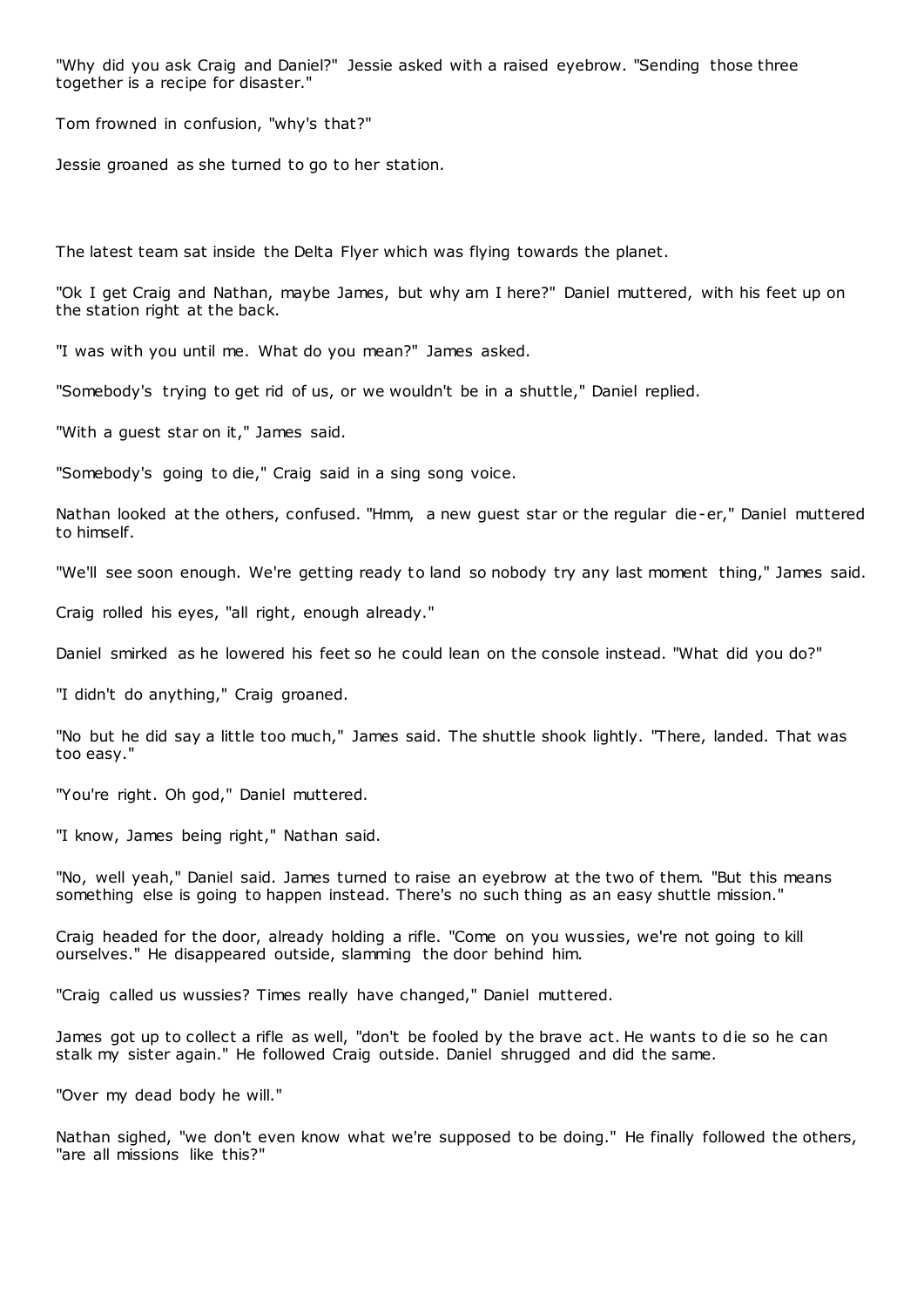"Why did you ask Craig and Daniel?" Jessie asked with a raised eyebrow. "Sending those three together is a recipe for disaster."

Tom frowned in confusion, "why's that?"

Jessie groaned as she turned to go to her station.

The latest team sat inside the Delta Flyer which was flying towards the planet.

"Ok I get Craig and Nathan, maybe James, but why am I here?" Daniel muttered, with his feet up on the station right at the back.

"I was with you until me. What do you mean?" James asked.

"Somebody's trying to get rid of us, or we wouldn't be in a shuttle," Daniel replied.

"With a guest star on it," James said.

"Somebody's going to die," Craig said in a sing song voice.

Nathan looked at the others, confused. "Hmm, a new guest star or the regular die-er," Daniel muttered to himself.

"We'll see soon enough. We're getting ready to land so nobody try any last moment thing," James said.

Craig rolled his eyes, "all right, enough already."

Daniel smirked as he lowered his feet so he could lean on the console instead. "What did you do?"

"I didn't do anything," Craig groaned.

"No but he did say a little too much," James said. The shuttle shook lightly. "There, landed. That was too easy."

"You're right. Oh god," Daniel muttered.

"I know, James being right," Nathan said.

"No, well yeah," Daniel said. James turned to raise an eyebrow at the two of them. "But this means something else is going to happen instead. There's no such thing as an easy shuttle mission."

Craig headed for the door, already holding a rifle. "Come on you wussies, we're not going to kill ourselves." He disappeared outside, slamming the door behind him.

"Craig called us wussies? Times really have changed," Daniel muttered.

James got up to collect a rifle as well, "don't be fooled by the brave act. He wants to die so he can stalk my sister again." He followed Craig outside. Daniel shrugged and did the same.

"Over my dead body he will."

Nathan sighed, "we don't even know what we're supposed to be doing." He finally followed the others, "are all missions like this?"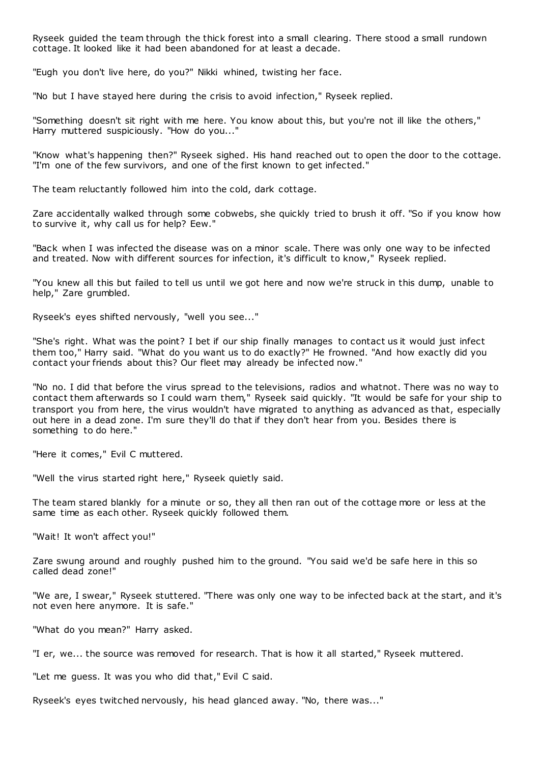Ryseek guided the team through the thick forest into a small clearing. There stood a small rundown cottage. It looked like it had been abandoned for at least a decade.

"Eugh you don't live here, do you?" Nikki whined, twisting her face.

"No but I have stayed here during the crisis to avoid infection," Ryseek replied.

"Something doesn't sit right with me here. You know about this, but you're not ill like the others," Harry muttered suspiciously. "How do you..."

"Know what's happening then?" Ryseek sighed. His hand reached out to open the door to the cottage. "I'm one of the few survivors, and one of the first known to get infected."

The team reluctantly followed him into the cold, dark cottage.

Zare accidentally walked through some cobwebs, she quickly tried to brush it off. "So if you know how to survive it, why call us for help? Eew."

"Back when I was infected the disease was on a minor scale. There was only one way to be infected and treated. Now with different sources for infection, it's difficult to know," Ryseek replied.

"You knew all this but failed to tell us until we got here and now we're struck in this dump, unable to help," Zare grumbled.

Ryseek's eyes shifted nervously, "well you see..."

"She's right. What was the point? I bet if our ship finally manages to contact us it would just infect them too," Harry said. "What do you want us to do exactly?" He frowned. "And how exactly did you contact your friends about this? Our fleet may already be infected now."

"No no. I did that before the virus spread to the televisions, radios and whatnot. There was no way to contact them afterwards so I could warn them," Ryseek said quickly. "It would be safe for your ship to transport you from here, the virus wouldn't have migrated to anything as advanced as that, especially out here in a dead zone. I'm sure they'll do that if they don't hear from you. Besides there is something to do here."

"Here it comes," Evil C muttered.

"Well the virus started right here," Ryseek quietly said.

The team stared blankly for a minute or so, they all then ran out of the cottage more or less at the same time as each other. Ryseek quickly followed them.

"Wait! It won't affect you!"

Zare swung around and roughly pushed him to the ground. "You said we'd be safe here in this so called dead zone!"

"We are, I swear," Ryseek stuttered. "There was only one way to be infected back at the start, and it's not even here anymore. It is safe."

"What do you mean?" Harry asked.

"I er, we... the source was removed for research. That is how it all started," Ryseek muttered.

"Let me guess. It was you who did that," Evil C said.

Ryseek's eyes twitched nervously, his head glanced away. "No, there was..."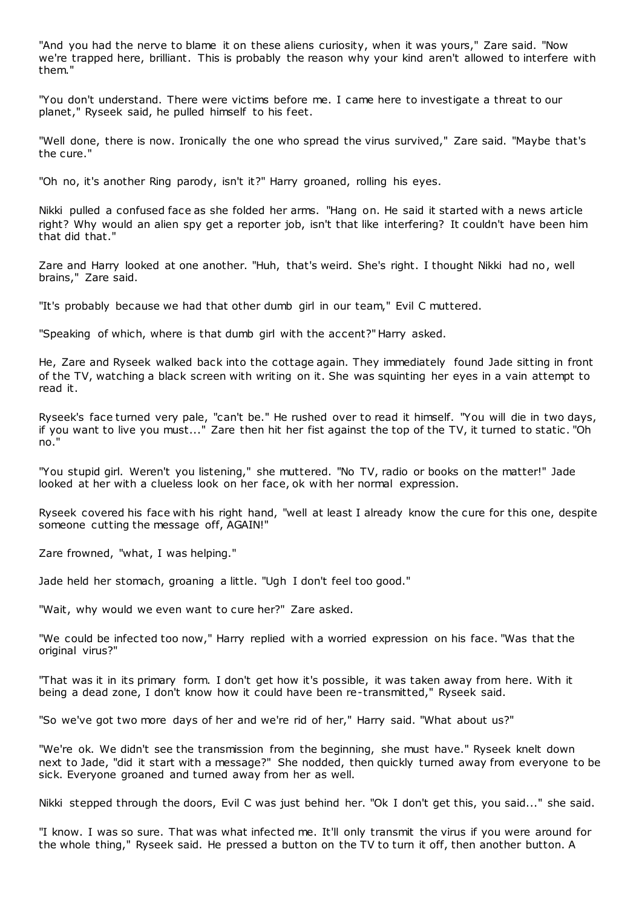"And you had the nerve to blame it on these aliens curiosity, when it was yours," Zare said. "Now we're trapped here, brilliant. This is probably the reason why your kind aren't allowed to interfere with them."

"You don't understand. There were victims before me. I came here to investigate a threat to our planet," Ryseek said, he pulled himself to his feet.

"Well done, there is now. Ironically the one who spread the virus survived," Zare said. "Maybe that's the cure."

"Oh no, it's another Ring parody, isn't it?" Harry groaned, rolling his eyes.

Nikki pulled a confused face as she folded her arms. "Hang on. He said it started with a news article right? Why would an alien spy get a reporter job, isn't that like interfering? It couldn't have been him that did that."

Zare and Harry looked at one another. "Huh, that's weird. She's right. I thought Nikki had no, well brains," Zare said.

"It's probably because we had that other dumb girl in our team," Evil C muttered.

"Speaking of which, where is that dumb girl with the accent?" Harry asked.

He, Zare and Ryseek walked back into the cottage again. They immediately found Jade sitting in front of the TV, watching a black screen with writing on it. She was squinting her eyes in a vain attempt to read it.

Ryseek's face turned very pale, "can't be." He rushed over to read it himself. "You will die in two days, if you want to live you must..." Zare then hit her fist against the top of the TV, it turned to static. "Oh no."

"You stupid girl. Weren't you listening," she muttered. "No TV, radio or books on the matter!" Jade looked at her with a clueless look on her face, ok with her normal expression.

Ryseek covered his face with his right hand, "well at least I already know the cure for this one, despite someone cutting the message off, AGAIN!"

Zare frowned, "what, I was helping."

Jade held her stomach, groaning a little. "Ugh I don't feel too good."

"Wait, why would we even want to cure her?" Zare asked.

"We could be infected too now," Harry replied with a worried expression on his face. "Was that the original virus?"

"That was it in its primary form. I don't get how it's possible, it was taken away from here. With it being a dead zone, I don't know how it could have been re-transmitted," Ryseek said.

"So we've got two more days of her and we're rid of her," Harry said. "What about us?"

"We're ok. We didn't see the transmission from the beginning, she must have." Ryseek knelt down next to Jade, "did it start with a message?" She nodded, then quickly turned away from everyone to be sick. Everyone groaned and turned away from her as well.

Nikki stepped through the doors, Evil C was just behind her. "Ok I don't get this, you said..." she said.

"I know. I was so sure. That was what infected me. It'll only transmit the virus if you were around for the whole thing," Ryseek said. He pressed a button on the TV to turn it off, then another button. A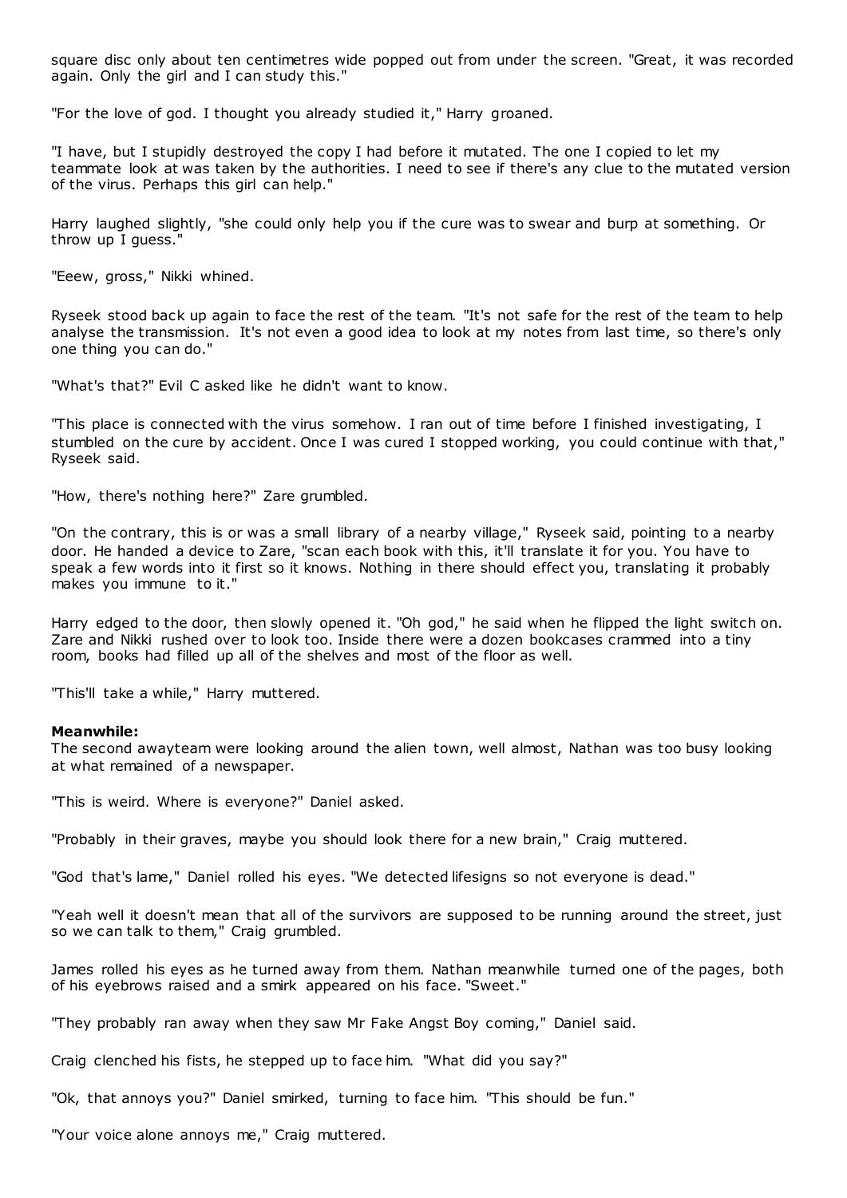square disc only about ten centimetres wide popped out from under the screen. "Great, it was recorded again. Only the girl and I can study this."

"For the love of god. I thought you already studied it," Harry groaned.

"I have, but I stupidly destroyed the copy I had before it mutated. The one I copied to let my teammate look at was taken by the authorities. I need to see if there's any clue to the mutated version of the virus. Perhaps this girl can help."

Harry laughed slightly, "she could only help you if the cure was to swear and burp at something. Or throw up I guess."

"Eeew, gross," Nikki whined.

Ryseek stood back up again to face the rest of the team. "It's not safe for the rest of the team to help analyse the transmission. It's not even a good idea to look at my notes from last time, so there's only one thing you can do."

"What's that?" Evil C asked like he didn't want to know.

"This place is connected with the virus somehow. I ran out of time before I finished investigating, I stumbled on the cure by accident. Once I was cured I stopped working, you could continue with that," Ryseek said.

"How, there's nothing here?" Zare grumbled.

"On the contrary, this is or was a small library of a nearby village," Ryseek said, pointing to a nearby door. He handed a device to Zare, "scan each book with this, it'll translate it for you. You have to speak a few words into it first so it knows. Nothing in there should effect you, translating it probably makes you immune to it."

Harry edged to the door, then slowly opened it. "Oh god," he said when he flipped the light switch on. Zare and Nikki rushed over to look too. Inside there were a dozen bookcases crammed into a tiny room, books had filled up all of the shelves and most of the floor as well.

"This'll take a while," Harry muttered.

**Meanwhile:**
The second awayteam were looking around the alien town, well almost, Nathan was too busy looking at what remained of a newspaper.

"This is weird. Where is everyone?" Daniel asked.

"Probably in their graves, maybe you should look there for a new brain," Craig muttered.

"God that's lame," Daniel rolled his eyes. "We detected lifesigns so not everyone is dead."

"Yeah well it doesn't mean that all of the survivors are supposed to be running around the street, just so we can talk to them," Craig grumbled.

James rolled his eyes as he turned away from them. Nathan meanwhile turned one of the pages, both of his eyebrows raised and a smirk appeared on his face. "Sweet."

"They probably ran away when they saw Mr Fake Angst Boy coming," Daniel said.

Craig clenched his fists, he stepped up to face him. "What did you say?"

"Ok, that annoys you?" Daniel smirked, turning to face him. "This should be fun."

"Your voice alone annoys me," Craig muttered.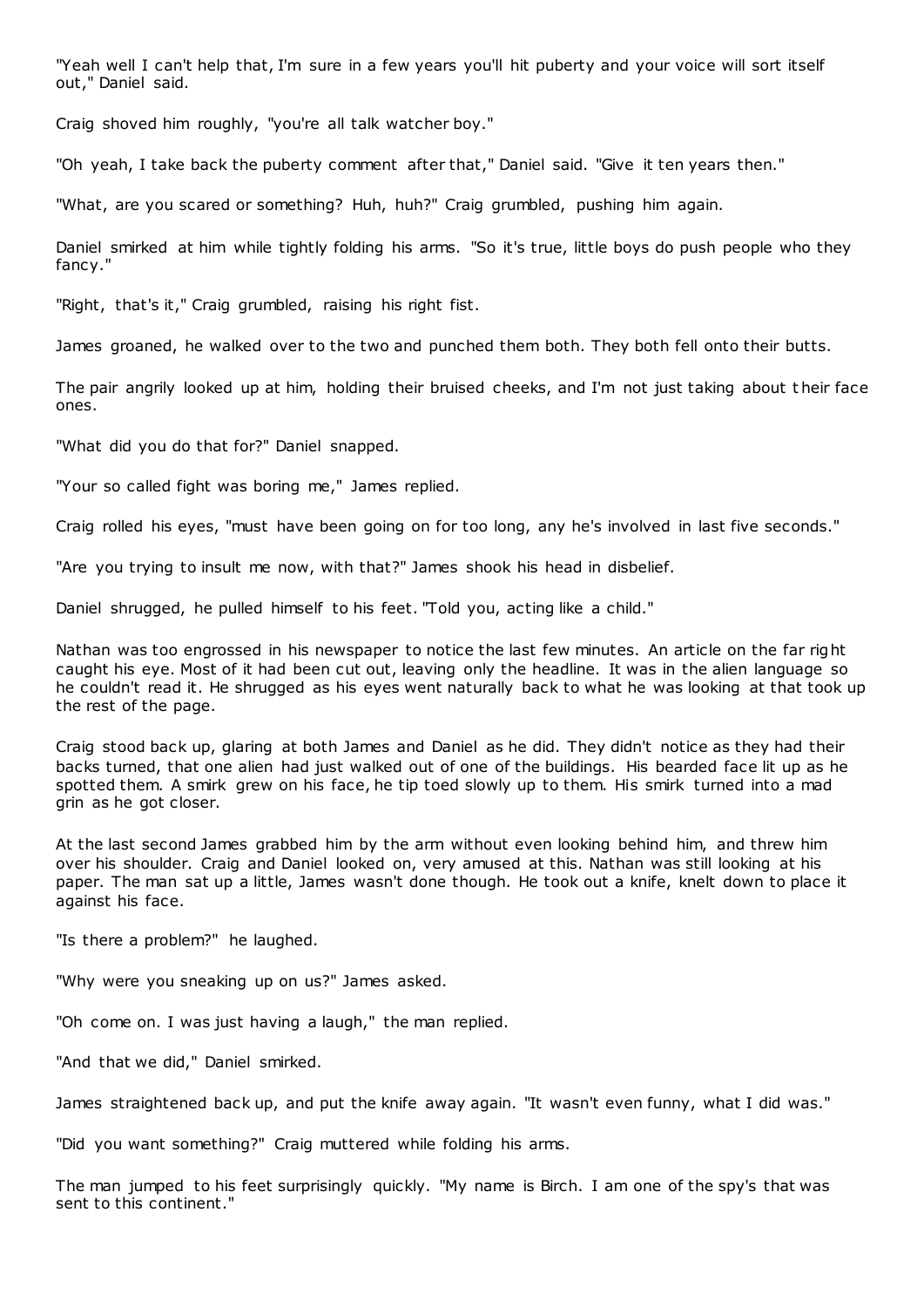"Yeah well I can't help that, I'm sure in a few years you'll hit puberty and your voice will sort itself out," Daniel said.

Craig shoved him roughly, "you're all talk watcher boy."

"Oh yeah, I take back the puberty comment after that," Daniel said. "Give it ten years then."

"What, are you scared or something? Huh, huh?" Craig grumbled, pushing him again.

Daniel smirked at him while tightly folding his arms. "So it's true, little boys do push people who they fancy."

"Right, that's it," Craig grumbled, raising his right fist.

James groaned, he walked over to the two and punched them both. They both fell onto their butts.

The pair angrily looked up at him, holding their bruised cheeks, and I'm not just taking about their face ones.

"What did you do that for?" Daniel snapped.

"Your so called fight was boring me," James replied.

Craig rolled his eyes, "must have been going on for too long, any he's involved in last five seconds."

"Are you trying to insult me now, with that?" James shook his head in disbelief.

Daniel shrugged, he pulled himself to his feet. "Told you, acting like a child."

Nathan was too engrossed in his newspaper to notice the last few minutes. An article on the far right caught his eye. Most of it had been cut out, leaving only the headline. It was in the alien language so he couldn't read it. He shrugged as his eyes went naturally back to what he was looking at that took up the rest of the page.

Craig stood back up, glaring at both James and Daniel as he did. They didn't notice as they had their backs turned, that one alien had just walked out of one of the buildings. His bearded face lit up as he spotted them. A smirk grew on his face, he tip toed slowly up to them. His smirk turned into a mad grin as he got closer.

At the last second James grabbed him by the arm without even looking behind him, and threw him over his shoulder. Craig and Daniel looked on, very amused at this. Nathan was still looking at his paper. The man sat up a little, James wasn't done though. He took out a knife, knelt down to place it against his face.

"Is there a problem?" he laughed.

"Why were you sneaking up on us?" James asked.

"Oh come on. I was just having a laugh," the man replied.

"And that we did," Daniel smirked.

James straightened back up, and put the knife away again. "It wasn't even funny, what I did was."

"Did you want something?" Craig muttered while folding his arms.

The man jumped to his feet surprisingly quickly. "My name is Birch. I am one of the spy's that was sent to this continent."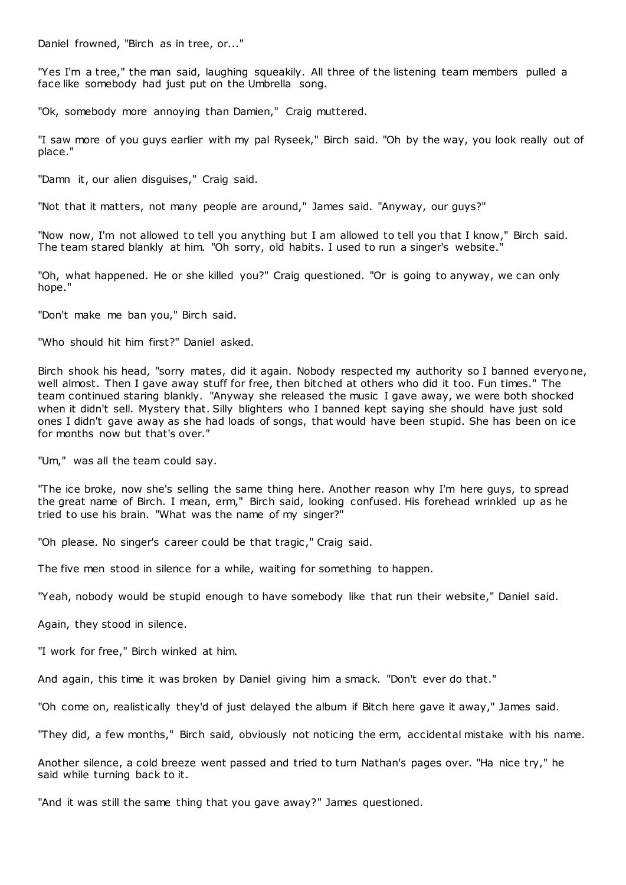Daniel frowned, "Birch as in tree, or..."

"Yes I'm a tree," the man said, laughing squeakily. All three of the listening team members pulled a face like somebody had just put on the Umbrella song.

"Ok, somebody more annoying than Damien," Craig muttered.

"I saw more of you guys earlier with my pal Ryseek," Birch said. "Oh by the way, you look really out of place."

"Damn it, our alien disguises," Craig said.

"Not that it matters, not many people are around," James said. "Anyway, our guys?"

"Now now, I'm not allowed to tell you anything but I am allowed to tell you that I know," Birch said. The team stared blankly at him. "Oh sorry, old habits. I used to run a singer's website."

"Oh, what happened. He or she killed you?" Craig questioned. "Or is going to anyway, we can only hope."

"Don't make me ban you," Birch said.

"Who should hit him first?" Daniel asked.

Birch shook his head, "sorry mates, did it again. Nobody respected my authority so I banned everyone, well almost. Then I gave away stuff for free, then bitched at others who did it too. Fun times." The team continued staring blankly. "Anyway she released the music I gave away, we were both shocked when it didn't sell. Mystery that. Silly blighters who I banned kept saying she should have just sold ones I didn't gave away as she had loads of songs, that would have been stupid. She has been on ice for months now but that's over."

"Um," was all the team could say.

"The ice broke, now she's selling the same thing here. Another reason why I'm here guys, to spread the great name of Birch. I mean, erm," Birch said, looking confused. His forehead wrinkled up as he tried to use his brain. "What was the name of my singer?"

"Oh please. No singer's career could be that tragic," Craig said.

The five men stood in silence for a while, waiting for something to happen.

"Yeah, nobody would be stupid enough to have somebody like that run their website," Daniel said.

Again, they stood in silence.

"I work for free," Birch winked at him.

And again, this time it was broken by Daniel giving him a smack. "Don't ever do that."

"Oh come on, realistically they'd of just delayed the album if Bitch here gave it away," James said.

"They did, a few months," Birch said, obviously not noticing the erm, accidental mistake with his name.

Another silence, a cold breeze went passed and tried to turn Nathan's pages over. "Ha nice try," he said while turning back to it.

"And it was still the same thing that you gave away?" James questioned.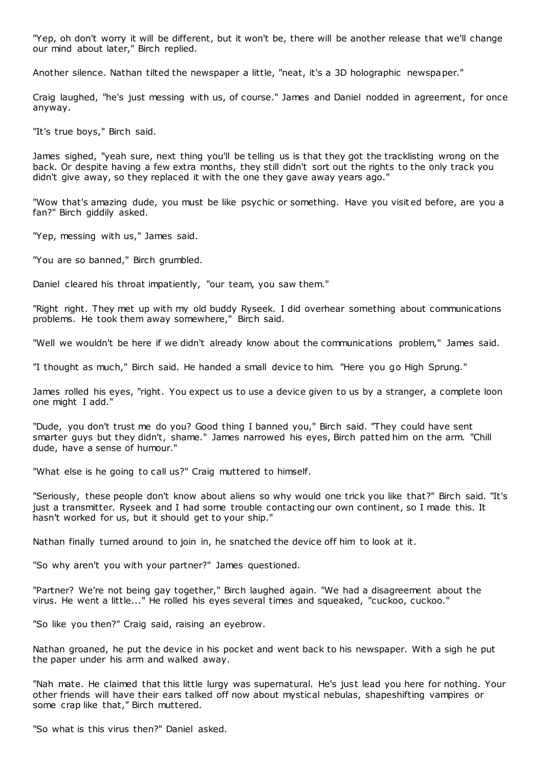"Yep, oh don't worry it will be different, but it won't be, there will be another release that we'll change our mind about later," Birch replied.

Another silence. Nathan tilted the newspaper a little, "neat, it's a 3D holographic newspaper."

Craig laughed, "he's just messing with us, of course." James and Daniel nodded in agreement, for once anyway.

"It's true boys," Birch said.

James sighed, "yeah sure, next thing you'll be telling us is that they got the tracklisting wrong on the back. Or despite having a few extra months, they still didn't sort out the rights to the only track you didn't give away, so they replaced it with the one they gave away years ago."

"Wow that's amazing dude, you must be like psychic or something. Have you visited before, are you a fan?" Birch giddily asked.

"Yep, messing with us," James said.

"You are so banned," Birch grumbled.

Daniel cleared his throat impatiently, "our team, you saw them."

"Right right. They met up with my old buddy Ryseek. I did overhear something about communications problems. He took them away somewhere," Birch said.

"Well we wouldn't be here if we didn't already know about the communications problem," James said.

"I thought as much," Birch said. He handed a small device to him. "Here you go High Sprung."

James rolled his eyes, "right. You expect us to use a device given to us by a stranger, a complete loon one might I add."

"Dude, you don't trust me do you? Good thing I banned you," Birch said. "They could have sent smarter guys but they didn't, shame." James narrowed his eyes, Birch patted him on the arm. "Chill dude, have a sense of humour."

"What else is he going to call us?" Craig muttered to himself.

"Seriously, these people don't know about aliens so why would one trick you like that?" Birch said. "It's just a transmitter. Ryseek and I had some trouble contacting our own continent, so I made this. It hasn't worked for us, but it should get to your ship."

Nathan finally turned around to join in, he snatched the device off him to look at it.

"So why aren't you with your partner?" James questioned.

"Partner? We're not being gay together," Birch laughed again. "We had a disagreement about the virus. He went a little..." He rolled his eyes several times and squeaked, "cuckoo, cuckoo."

"So like you then?" Craig said, raising an eyebrow.

Nathan groaned, he put the device in his pocket and went back to his newspaper. With a sigh he put the paper under his arm and walked away.

"Nah mate. He claimed that this little lurgy was supernatural. He's just lead you here for nothing. Your other friends will have their ears talked off now about mystical nebulas, shapeshifting vampires or some crap like that," Birch muttered.

"So what is this virus then?" Daniel asked.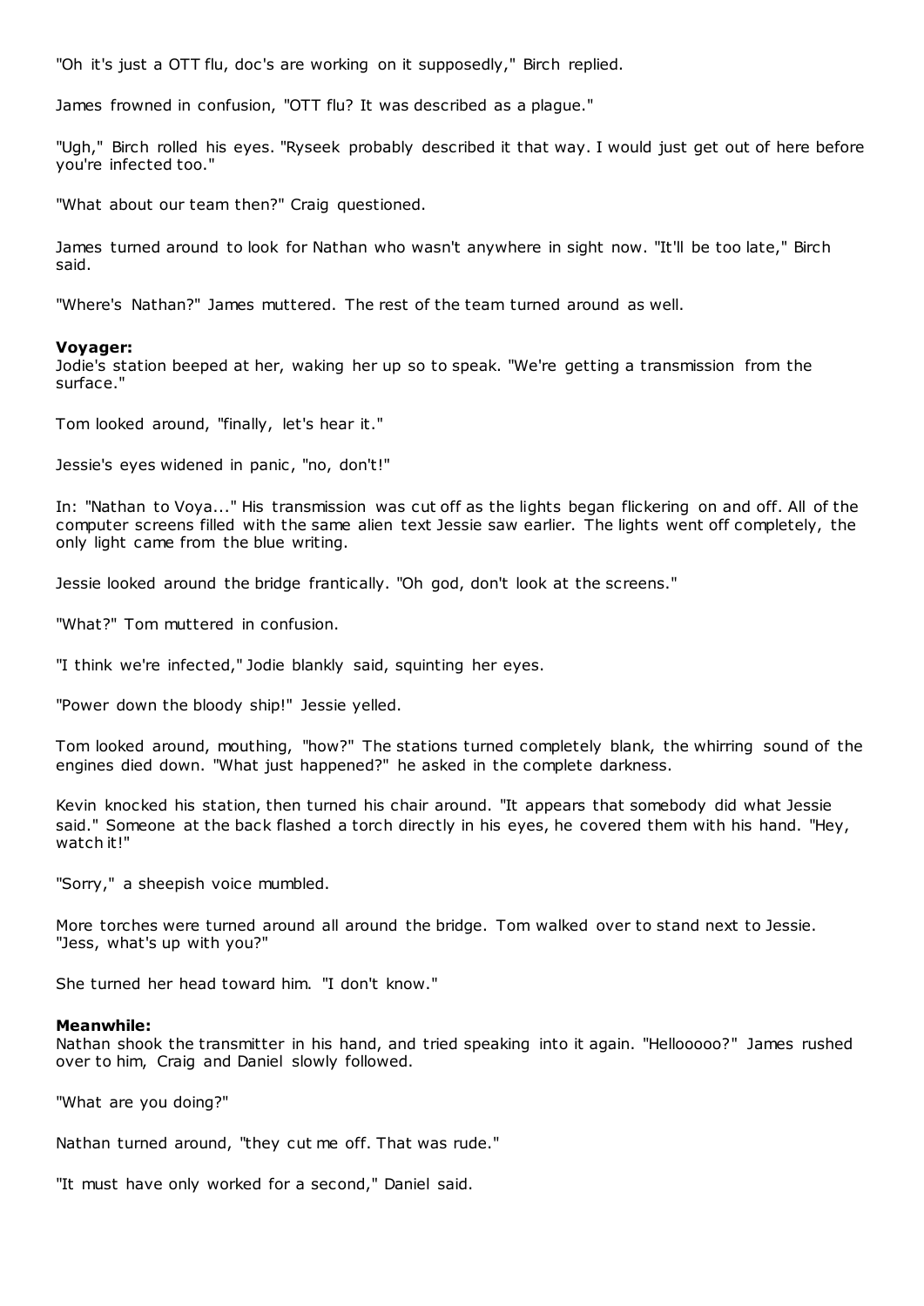"Oh it's just a OTT flu, doc's are working on it supposedly," Birch replied.

James frowned in confusion, "OTT flu? It was described as a plague."

"Ugh," Birch rolled his eyes. "Ryseek probably described it that way. I would just get out of here before you're infected too."

"What about our team then?" Craig questioned.

James turned around to look for Nathan who wasn't anywhere in sight now. "It'll be too late," Birch said.

"Where's Nathan?" James muttered. The rest of the team turned around as well.

**Voyager:**
Jodie's station beeped at her, waking her up so to speak. "We're getting a transmission from the surface."

Tom looked around, "finally, let's hear it."

Jessie's eyes widened in panic, "no, don't!"

In: "Nathan to Voya..." His transmission was cut off as the lights began flickering on and off. All of the computer screens filled with the same alien text Jessie saw earlier. The lights went off completely, the only light came from the blue writing.

Jessie looked around the bridge frantically. "Oh god, don't look at the screens."

"What?" Tom muttered in confusion.

"I think we're infected," Jodie blankly said, squinting her eyes.

"Power down the bloody ship!" Jessie yelled.

Tom looked around, mouthing, "how?" The stations turned completely blank, the whirring sound of the engines died down. "What just happened?" he asked in the complete darkness.

Kevin knocked his station, then turned his chair around. "It appears that somebody did what Jessie said." Someone at the back flashed a torch directly in his eyes, he covered them with his hand. "Hey, watch it!"

"Sorry," a sheepish voice mumbled.

More torches were turned around all around the bridge. Tom walked over to stand next to Jessie. "Jess, what's up with you?"

She turned her head toward him. "I don't know."

**Meanwhile:**
Nathan shook the transmitter in his hand, and tried speaking into it again. "Hellooooo?" James rushed over to him, Craig and Daniel slowly followed.

"What are you doing?"

Nathan turned around, "they cut me off. That was rude."

"It must have only worked for a second," Daniel said.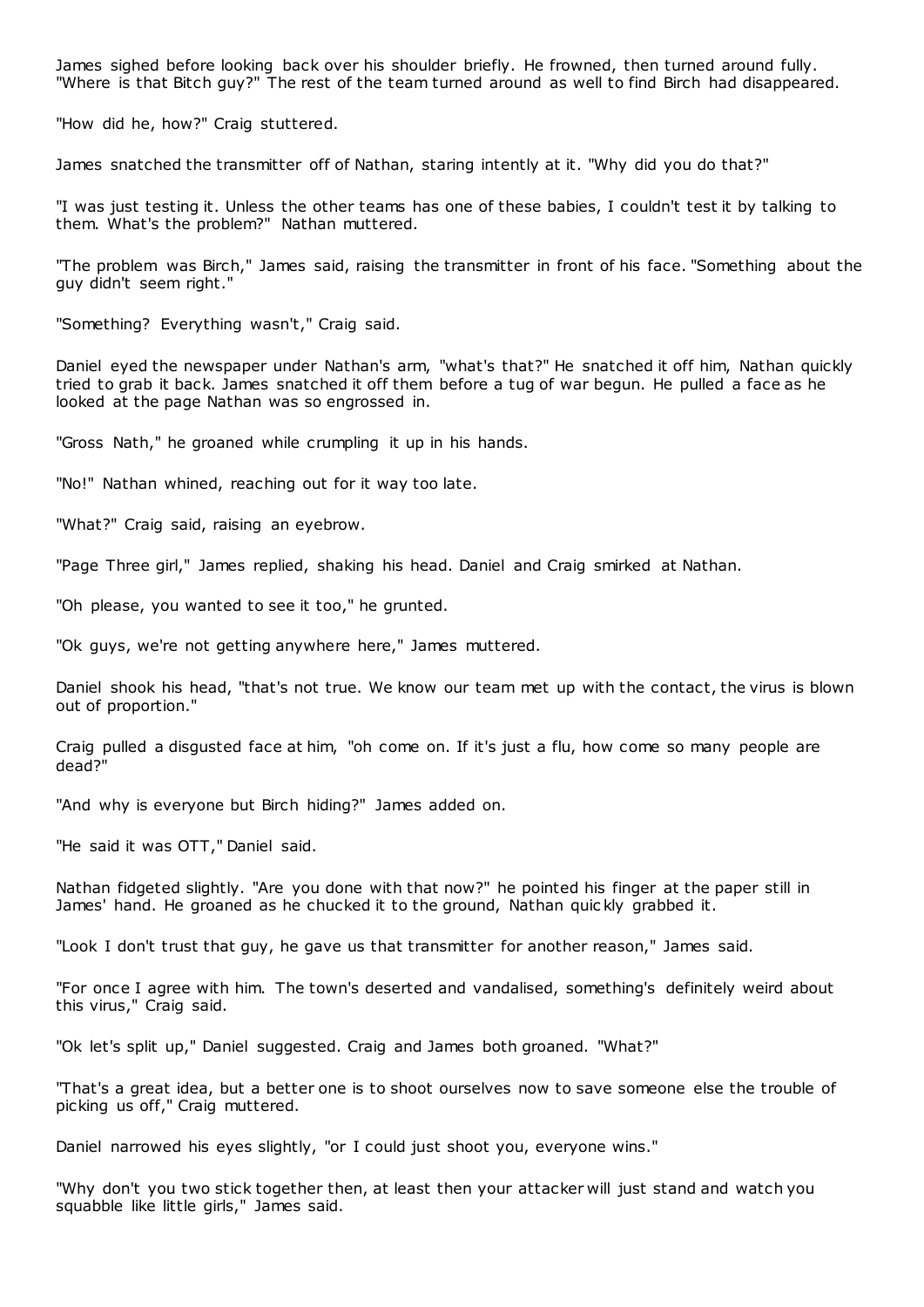James sighed before looking back over his shoulder briefly. He frowned, then turned around fully. "Where is that Bitch guy?" The rest of the team turned around as well to find Birch had disappeared.

"How did he, how?" Craig stuttered.

James snatched the transmitter off of Nathan, staring intently at it. "Why did you do that?"

"I was just testing it. Unless the other teams has one of these babies, I couldn't test it by talking to them. What's the problem?" Nathan muttered.

"The problem was Birch," James said, raising the transmitter in front of his face. "Something about the guy didn't seem right."

"Something? Everything wasn't," Craig said.

Daniel eyed the newspaper under Nathan's arm, "what's that?" He snatched it off him, Nathan quickly tried to grab it back. James snatched it off them before a tug of war begun. He pulled a face as he looked at the page Nathan was so engrossed in.

"Gross Nath," he groaned while crumpling it up in his hands.

"No!" Nathan whined, reaching out for it way too late.

"What?" Craig said, raising an eyebrow.

"Page Three girl," James replied, shaking his head. Daniel and Craig smirked at Nathan.

"Oh please, you wanted to see it too," he grunted.

"Ok guys, we're not getting anywhere here," James muttered.

Daniel shook his head, "that's not true. We know our team met up with the contact, the virus is blown out of proportion."

Craig pulled a disgusted face at him, "oh come on. If it's just a flu, how come so many people are dead?"

"And why is everyone but Birch hiding?" James added on.

"He said it was OTT," Daniel said.

Nathan fidgeted slightly. "Are you done with that now?" he pointed his finger at the paper still in James' hand. He groaned as he chucked it to the ground, Nathan quickly grabbed it.

"Look I don't trust that guy, he gave us that transmitter for another reason," James said.

"For once I agree with him. The town's deserted and vandalised, something's definitely weird about this virus," Craig said.

"Ok let's split up," Daniel suggested. Craig and James both groaned. "What?"

"That's a great idea, but a better one is to shoot ourselves now to save someone else the trouble of picking us off," Craig muttered.

Daniel narrowed his eyes slightly, "or I could just shoot you, everyone wins."

"Why don't you two stick together then, at least then your attacker will just stand and watch you squabble like little girls," James said.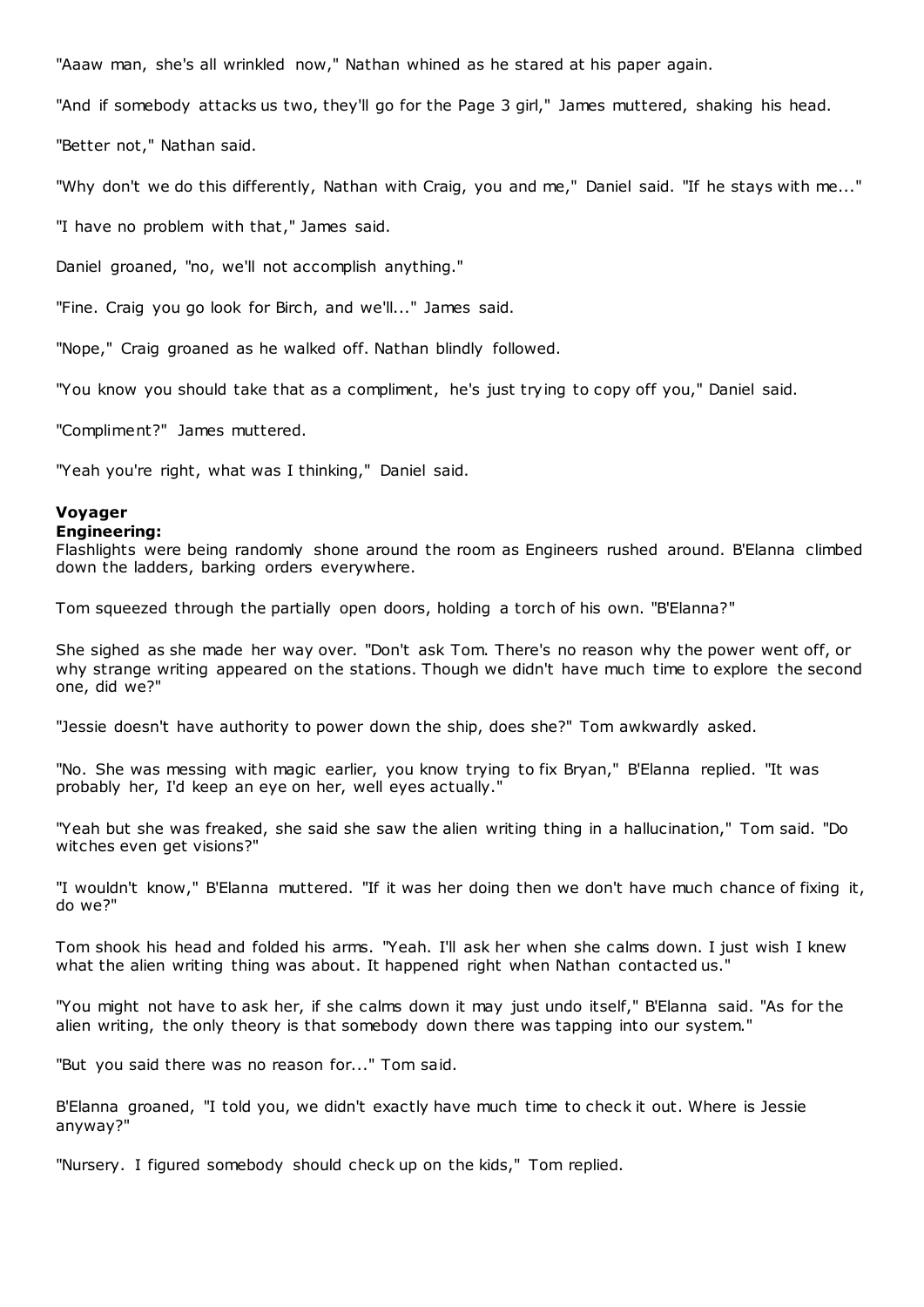"Aaaw man, she's all wrinkled now," Nathan whined as he stared at his paper again.

"And if somebody attacks us two, they'll go for the Page 3 girl," James muttered, shaking his head.

"Better not," Nathan said.

"Why don't we do this differently, Nathan with Craig, you and me," Daniel said. "If he stays with me..."

"I have no problem with that," James said.

Daniel groaned, "no, we'll not accomplish anything."

"Fine. Craig you go look for Birch, and we'll..." James said.

"Nope," Craig groaned as he walked off. Nathan blindly followed.

"You know you should take that as a compliment, he's just trying to copy off you," Daniel said.

"Compliment?" James muttered.

"Yeah you're right, what was I thinking," Daniel said.

**Voyager**
**Engineering:**
Flashlights were being randomly shone around the room as Engineers rushed around. B'Elanna climbed down the ladders, barking orders everywhere.

Tom squeezed through the partially open doors, holding a torch of his own. "B'Elanna?"

She sighed as she made her way over. "Don't ask Tom. There's no reason why the power went off, or why strange writing appeared on the stations. Though we didn't have much time to explore the second one, did we?"

"Jessie doesn't have authority to power down the ship, does she?" Tom awkwardly asked.

"No. She was messing with magic earlier, you know trying to fix Bryan," B'Elanna replied. "It was probably her, I'd keep an eye on her, well eyes actually."

"Yeah but she was freaked, she said she saw the alien writing thing in a hallucination," Tom said. "Do witches even get visions?"

"I wouldn't know," B'Elanna muttered. "If it was her doing then we don't have much chance of fixing it, do we?"

Tom shook his head and folded his arms. "Yeah. I'll ask her when she calms down. I just wish I knew what the alien writing thing was about. It happened right when Nathan contacted us."

"You might not have to ask her, if she calms down it may just undo itself," B'Elanna said. "As for the alien writing, the only theory is that somebody down there was tapping into our system."

"But you said there was no reason for..." Tom said.

B'Elanna groaned, "I told you, we didn't exactly have much time to check it out. Where is Jessie anyway?"

"Nursery. I figured somebody should check up on the kids," Tom replied.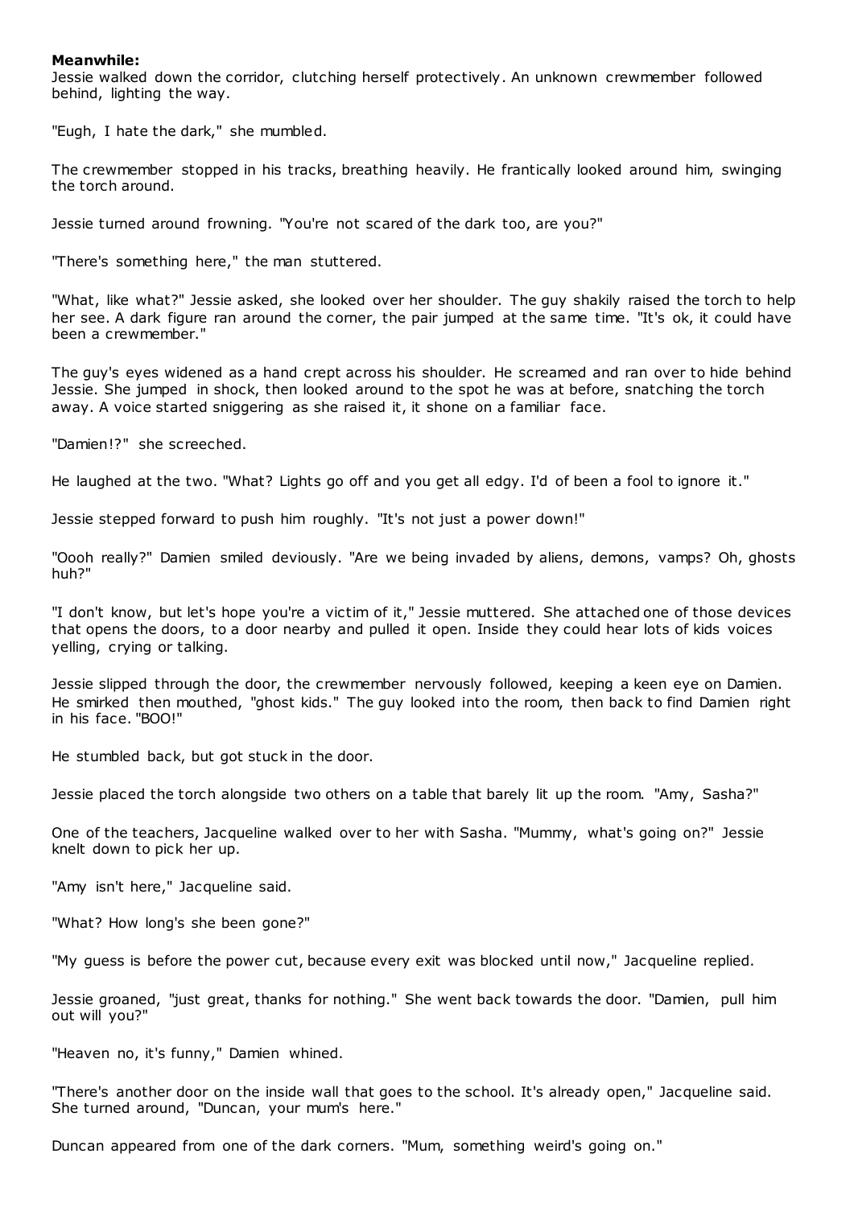**Meanwhile:**

Jessie walked down the corridor, clutching herself protectively. An unknown crewmember followed behind, lighting the way.

"Eugh, I hate the dark," she mumbled.

The crewmember stopped in his tracks, breathing heavily. He frantically looked around him, swinging the torch around.

Jessie turned around frowning. "You're not scared of the dark too, are you?"

"There's something here," the man stuttered.

"What, like what?" Jessie asked, she looked over her shoulder. The guy shakily raised the torch to help her see. A dark figure ran around the corner, the pair jumped at the same time. "It's ok, it could have been a crewmember."

The guy's eyes widened as a hand crept across his shoulder. He screamed and ran over to hide behind Jessie. She jumped in shock, then looked around to the spot he was at before, snatching the torch away. A voice started sniggering as she raised it, it shone on a familiar face.

"Damien!?" she screeched.

He laughed at the two. "What? Lights go off and you get all edgy. I'd of been a fool to ignore it."

Jessie stepped forward to push him roughly. "It's not just a power down!"

"Oooh really?" Damien smiled deviously. "Are we being invaded by aliens, demons, vamps? Oh, ghosts huh?"

"I don't know, but let's hope you're a victim of it," Jessie muttered. She attached one of those devices that opens the doors, to a door nearby and pulled it open. Inside they could hear lots of kids voices yelling, crying or talking.

Jessie slipped through the door, the crewmember nervously followed, keeping a keen eye on Damien. He smirked then mouthed, "ghost kids." The guy looked into the room, then back to find Damien right in his face. "BOO!"

He stumbled back, but got stuck in the door.

Jessie placed the torch alongside two others on a table that barely lit up the room. "Amy, Sasha?"

One of the teachers, Jacqueline walked over to her with Sasha. "Mummy, what's going on?" Jessie knelt down to pick her up.

"Amy isn't here," Jacqueline said.

"What? How long's she been gone?"

"My guess is before the power cut, because every exit was blocked until now," Jacqueline replied.

Jessie groaned, "just great, thanks for nothing." She went back towards the door. "Damien, pull him out will you?"

"Heaven no, it's funny," Damien whined.

"There's another door on the inside wall that goes to the school. It's already open," Jacqueline said. She turned around, "Duncan, your mum's here."

Duncan appeared from one of the dark corners. "Mum, something weird's going on."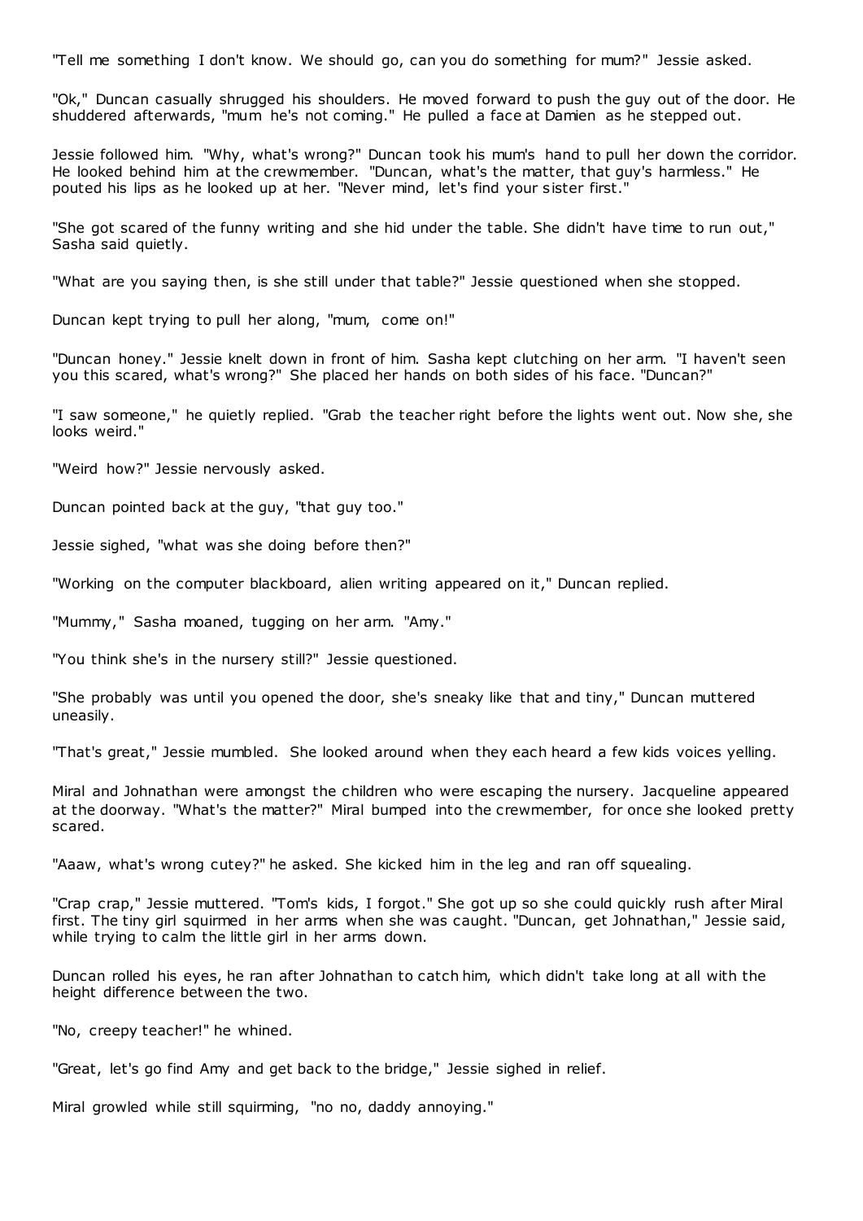"Tell me something I don't know. We should go, can you do something for mum?" Jessie asked.

"Ok," Duncan casually shrugged his shoulders. He moved forward to push the guy out of the door. He shuddered afterwards, "mum he's not coming." He pulled a face at Damien as he stepped out.

Jessie followed him. "Why, what's wrong?" Duncan took his mum's hand to pull her down the corridor. He looked behind him at the crewmember. "Duncan, what's the matter, that guy's harmless." He pouted his lips as he looked up at her. "Never mind, let's find your sister first."

"She got scared of the funny writing and she hid under the table. She didn't have time to run out," Sasha said quietly.

"What are you saying then, is she still under that table?" Jessie questioned when she stopped.

Duncan kept trying to pull her along, "mum, come on!"

"Duncan honey." Jessie knelt down in front of him. Sasha kept clutching on her arm. "I haven't seen you this scared, what's wrong?" She placed her hands on both sides of his face. "Duncan?"

"I saw someone," he quietly replied. "Grab the teacher right before the lights went out. Now she, she looks weird."

"Weird how?" Jessie nervously asked.

Duncan pointed back at the guy, "that guy too."

Jessie sighed, "what was she doing before then?"

"Working on the computer blackboard, alien writing appeared on it," Duncan replied.

"Mummy," Sasha moaned, tugging on her arm. "Amy."

"You think she's in the nursery still?" Jessie questioned.

"She probably was until you opened the door, she's sneaky like that and tiny," Duncan muttered uneasily.

"That's great," Jessie mumbled. She looked around when they each heard a few kids voices yelling.

Miral and Johnathan were amongst the children who were escaping the nursery. Jacqueline appeared at the doorway. "What's the matter?" Miral bumped into the crewmember, for once she looked pretty scared.

"Aaaw, what's wrong cutey?" he asked. She kicked him in the leg and ran off squealing.

"Crap crap," Jessie muttered. "Tom's kids, I forgot." She got up so she could quickly rush after Miral first. The tiny girl squirmed in her arms when she was caught. "Duncan, get Johnathan," Jessie said, while trying to calm the little girl in her arms down.

Duncan rolled his eyes, he ran after Johnathan to catch him, which didn't take long at all with the height difference between the two.

"No, creepy teacher!" he whined.

"Great, let's go find Amy and get back to the bridge," Jessie sighed in relief.

Miral growled while still squirming, "no no, daddy annoying."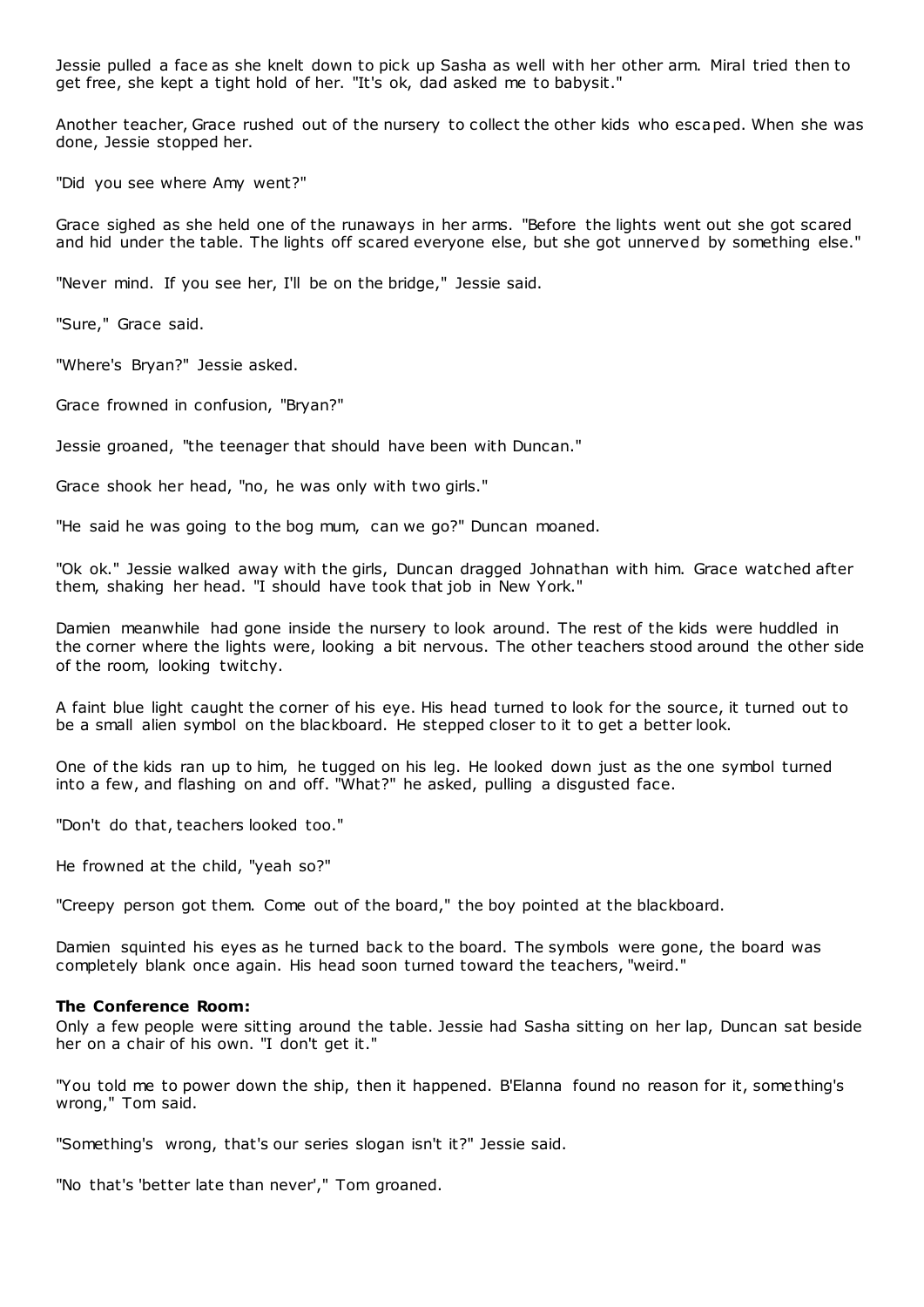Jessie pulled a face as she knelt down to pick up Sasha as well with her other arm. Miral tried then to get free, she kept a tight hold of her. "It's ok, dad asked me to babysit."

Another teacher, Grace rushed out of the nursery to collect the other kids who escaped. When she was done, Jessie stopped her.

"Did you see where Amy went?"

Grace sighed as she held one of the runaways in her arms. "Before the lights went out she got scared and hid under the table. The lights off scared everyone else, but she got unnerved by something else."

"Never mind. If you see her, I'll be on the bridge," Jessie said.

"Sure," Grace said.

"Where's Bryan?" Jessie asked.

Grace frowned in confusion, "Bryan?"

Jessie groaned, "the teenager that should have been with Duncan."

Grace shook her head, "no, he was only with two girls."

"He said he was going to the bog mum, can we go?" Duncan moaned.

"Ok ok." Jessie walked away with the girls, Duncan dragged Johnathan with him. Grace watched after them, shaking her head. "I should have took that job in New York."

Damien meanwhile had gone inside the nursery to look around. The rest of the kids were huddled in the corner where the lights were, looking a bit nervous. The other teachers stood around the other side of the room, looking twitchy.

A faint blue light caught the corner of his eye. His head turned to look for the source, it turned out to be a small alien symbol on the blackboard. He stepped closer to it to get a better look.

One of the kids ran up to him, he tugged on his leg. He looked down just as the one symbol turned into a few, and flashing on and off. "What?" he asked, pulling a disgusted face.

"Don't do that, teachers looked too."

He frowned at the child, "yeah so?"

"Creepy person got them. Come out of the board," the boy pointed at the blackboard.

Damien squinted his eyes as he turned back to the board. The symbols were gone, the board was completely blank once again. His head soon turned toward the teachers, "weird."

**The Conference Room:**
Only a few people were sitting around the table. Jessie had Sasha sitting on her lap, Duncan sat beside her on a chair of his own. "I don't get it."

"You told me to power down the ship, then it happened. B'Elanna found no reason for it, something's wrong," Tom said.

"Something's wrong, that's our series slogan isn't it?" Jessie said.

"No that's 'better late than never'," Tom groaned.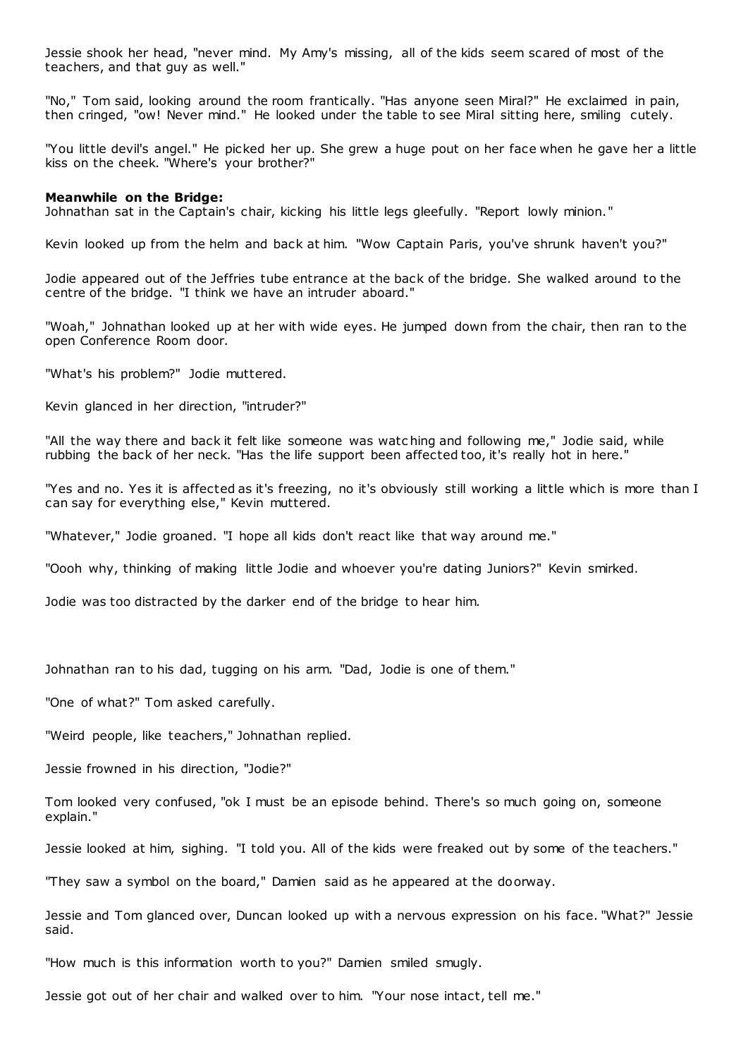Jessie shook her head, "never mind. My Amy's missing, all of the kids seem scared of most of the teachers, and that guy as well."

"No," Tom said, looking around the room frantically. "Has anyone seen Miral?" He exclaimed in pain, then cringed, "ow! Never mind." He looked under the table to see Miral sitting here, smiling cutely.

"You little devil's angel." He picked her up. She grew a huge pout on her face when he gave her a little kiss on the cheek. "Where's your brother?"

**Meanwhile on the Bridge:**
Johnathan sat in the Captain's chair, kicking his little legs gleefully. "Report lowly minion."

Kevin looked up from the helm and back at him. "Wow Captain Paris, you've shrunk haven't you?"

Jodie appeared out of the Jeffries tube entrance at the back of the bridge. She walked around to the centre of the bridge. "I think we have an intruder aboard."

"Woah," Johnathan looked up at her with wide eyes. He jumped down from the chair, then ran to the open Conference Room door.

"What's his problem?" Jodie muttered.

Kevin glanced in her direction, "intruder?"

"All the way there and back it felt like someone was watching and following me," Jodie said, while rubbing the back of her neck. "Has the life support been affected too, it's really hot in here."

"Yes and no. Yes it is affected as it's freezing, no it's obviously still working a little which is more than I can say for everything else," Kevin muttered.

"Whatever," Jodie groaned. "I hope all kids don't react like that way around me."

"Oooh why, thinking of making little Jodie and whoever you're dating Juniors?" Kevin smirked.

Jodie was too distracted by the darker end of the bridge to hear him.

Johnathan ran to his dad, tugging on his arm. "Dad, Jodie is one of them."

"One of what?" Tom asked carefully.

"Weird people, like teachers," Johnathan replied.

Jessie frowned in his direction, "Jodie?"

Tom looked very confused, "ok I must be an episode behind. There's so much going on, someone explain."

Jessie looked at him, sighing. "I told you. All of the kids were freaked out by some of the teachers."

"They saw a symbol on the board," Damien said as he appeared at the doorway.

Jessie and Tom glanced over, Duncan looked up with a nervous expression on his face. "What?" Jessie said.

"How much is this information worth to you?" Damien smiled smugly.

Jessie got out of her chair and walked over to him. "Your nose intact, tell me."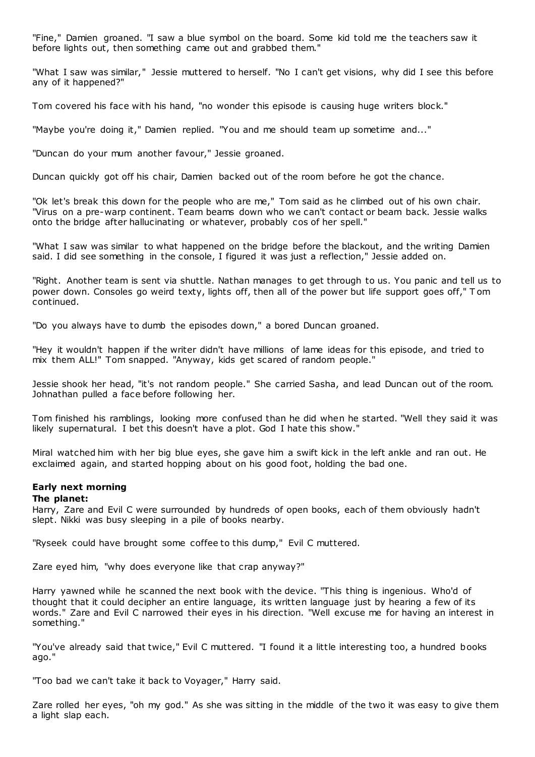"Fine," Damien groaned. "I saw a blue symbol on the board. Some kid told me the teachers saw it before lights out, then something came out and grabbed them."

"What I saw was similar," Jessie muttered to herself. "No I can't get visions, why did I see this before any of it happened?"

Tom covered his face with his hand, "no wonder this episode is causing huge writers block."

"Maybe you're doing it," Damien replied. "You and me should team up sometime and..."

"Duncan do your mum another favour," Jessie groaned.

Duncan quickly got off his chair, Damien backed out of the room before he got the chance.

"Ok let's break this down for the people who are me," Tom said as he climbed out of his own chair. "Virus on a pre-warp continent. Team beams down who we can't contact or beam back. Jessie walks onto the bridge after hallucinating or whatever, probably cos of her spell."

"What I saw was similar to what happened on the bridge before the blackout, and the writing Damien said. I did see something in the console, I figured it was just a reflection," Jessie added on.

"Right. Another team is sent via shuttle. Nathan manages to get through to us. You panic and tell us to power down. Consoles go weird texty, lights off, then all of the power but life support goes off," Tom continued.

"Do you always have to dumb the episodes down," a bored Duncan groaned.

"Hey it wouldn't happen if the writer didn't have millions of lame ideas for this episode, and tried to mix them ALL!" Tom snapped. "Anyway, kids get scared of random people."

Jessie shook her head, "it's not random people." She carried Sasha, and lead Duncan out of the room. Johnathan pulled a face before following her.

Tom finished his ramblings, looking more confused than he did when he started. "Well they said it was likely supernatural. I bet this doesn't have a plot. God I hate this show."

Miral watched him with her big blue eyes, she gave him a swift kick in the left ankle and ran out. He exclaimed again, and started hopping about on his good foot, holding the bad one.

**Early next morning**

**The planet:**

Harry, Zare and Evil C were surrounded by hundreds of open books, each of them obviously hadn't slept. Nikki was busy sleeping in a pile of books nearby.

"Ryseek could have brought some coffee to this dump," Evil C muttered.

Zare eyed him, "why does everyone like that crap anyway?"

Harry yawned while he scanned the next book with the device. "This thing is ingenious. Who'd of thought that it could decipher an entire language, its written language just by hearing a few of its words." Zare and Evil C narrowed their eyes in his direction. "Well excuse me for having an interest in something."

"You've already said that twice," Evil C muttered. "I found it a little interesting too, a hundred books ago."

"Too bad we can't take it back to Voyager," Harry said.

Zare rolled her eyes, "oh my god." As she was sitting in the middle of the two it was easy to give them a light slap each.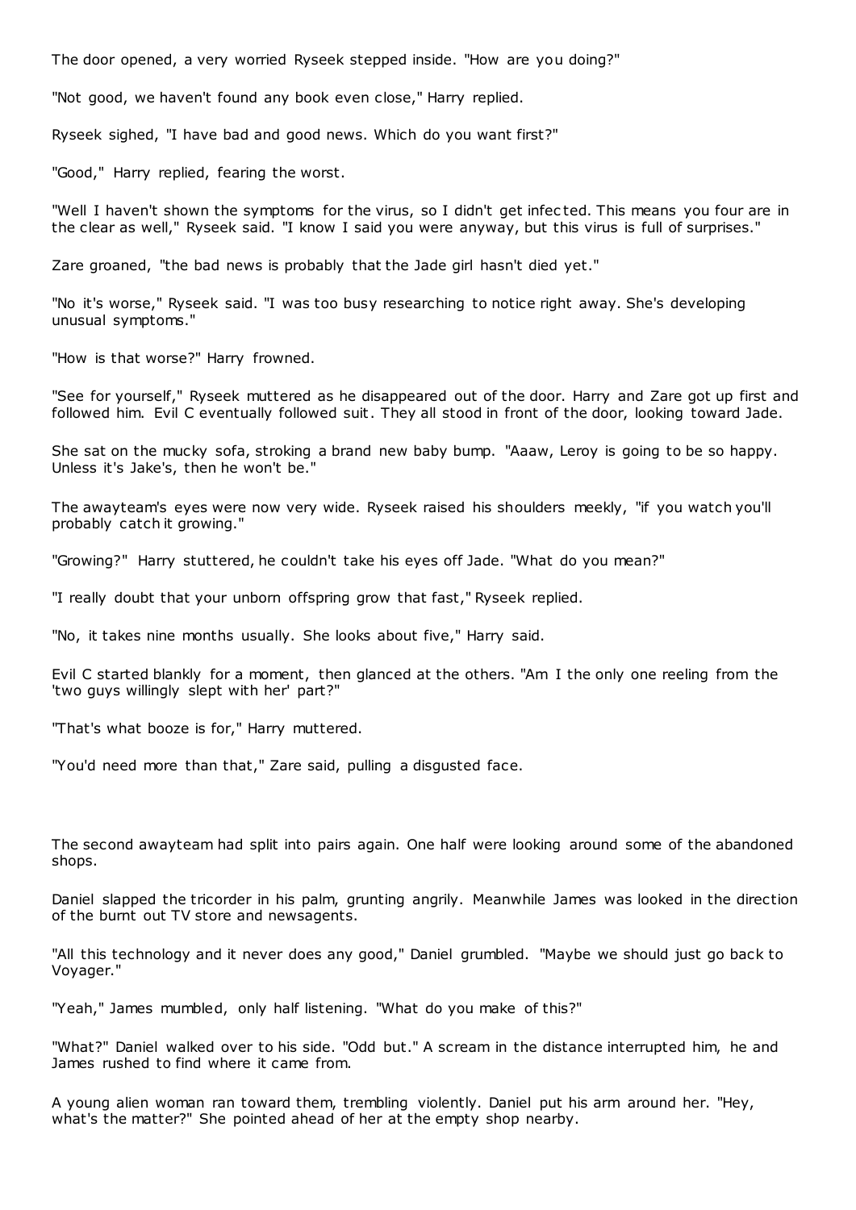The door opened, a very worried Ryseek stepped inside. "How are you doing?"

"Not good, we haven't found any book even close," Harry replied.

Ryseek sighed, "I have bad and good news. Which do you want first?"

"Good," Harry replied, fearing the worst.

"Well I haven't shown the symptoms for the virus, so I didn't get infected. This means you four are in the clear as well," Ryseek said. "I know I said you were anyway, but this virus is full of surprises."

Zare groaned, "the bad news is probably that the Jade girl hasn't died yet."

"No it's worse," Ryseek said. "I was too busy researching to notice right away. She's developing unusual symptoms."

"How is that worse?" Harry frowned.

"See for yourself," Ryseek muttered as he disappeared out of the door. Harry and Zare got up first and followed him. Evil C eventually followed suit. They all stood in front of the door, looking toward Jade.

She sat on the mucky sofa, stroking a brand new baby bump. "Aaaw, Leroy is going to be so happy. Unless it's Jake's, then he won't be."

The awayteam's eyes were now very wide. Ryseek raised his shoulders meekly, "if you watch you'll probably catch it growing."

"Growing?" Harry stuttered, he couldn't take his eyes off Jade. "What do you mean?"

"I really doubt that your unborn offspring grow that fast," Ryseek replied.

"No, it takes nine months usually. She looks about five," Harry said.

Evil C started blankly for a moment, then glanced at the others. "Am I the only one reeling from the 'two guys willingly slept with her' part?"

"That's what booze is for," Harry muttered.

"You'd need more than that," Zare said, pulling a disgusted face.

The second awayteam had split into pairs again. One half were looking around some of the abandoned shops.

Daniel slapped the tricorder in his palm, grunting angrily. Meanwhile James was looked in the direction of the burnt out TV store and newsagents.

"All this technology and it never does any good," Daniel grumbled. "Maybe we should just go back to Voyager."

"Yeah," James mumbled, only half listening. "What do you make of this?"

"What?" Daniel walked over to his side. "Odd but." A scream in the distance interrupted him, he and James rushed to find where it came from.

A young alien woman ran toward them, trembling violently. Daniel put his arm around her. "Hey, what's the matter?" She pointed ahead of her at the empty shop nearby.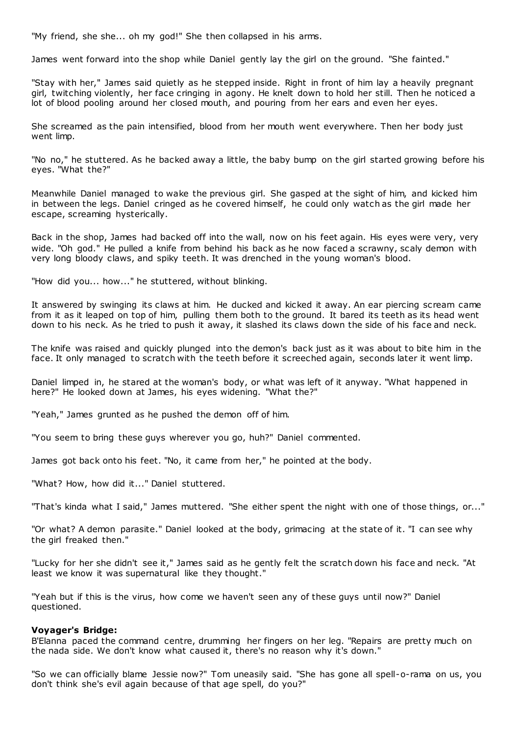"My friend, she she... oh my god!" She then collapsed in his arms.

James went forward into the shop while Daniel gently lay the girl on the ground. "She fainted."

"Stay with her," James said quietly as he stepped inside. Right in front of him lay a heavily pregnant girl, twitching violently, her face cringing in agony. He knelt down to hold her still. Then he noticed a lot of blood pooling around her closed mouth, and pouring from her ears and even her eyes.

She screamed as the pain intensified, blood from her mouth went everywhere. Then her body just went limp.

"No no," he stuttered. As he backed away a little, the baby bump on the girl started growing before his eyes. "What the?"

Meanwhile Daniel managed to wake the previous girl. She gasped at the sight of him, and kicked him in between the legs. Daniel cringed as he covered himself, he could only watch as the girl made her escape, screaming hysterically.

Back in the shop, James had backed off into the wall, now on his feet again. His eyes were very, very wide. "Oh god." He pulled a knife from behind his back as he now faced a scrawny, scaly demon with very long bloody claws, and spiky teeth. It was drenched in the young woman's blood.

"How did you... how..." he stuttered, without blinking.

It answered by swinging its claws at him. He ducked and kicked it away. An ear piercing scream came from it as it leaped on top of him, pulling them both to the ground. It bared its teeth as its head went down to his neck. As he tried to push it away, it slashed its claws down the side of his face and neck.

The knife was raised and quickly plunged into the demon's back just as it was about to bite him in the face. It only managed to scratch with the teeth before it screeched again, seconds later it went limp.

Daniel limped in, he stared at the woman's body, or what was left of it anyway. "What happened in here?" He looked down at James, his eyes widening. "What the?"

"Yeah," James grunted as he pushed the demon off of him.

"You seem to bring these guys wherever you go, huh?" Daniel commented.

James got back onto his feet. "No, it came from her," he pointed at the body.

"What? How, how did it..." Daniel stuttered.

"That's kinda what I said," James muttered. "She either spent the night with one of those things, or..."

"Or what? A demon parasite." Daniel looked at the body, grimacing at the state of it. "I can see why the girl freaked then."

"Lucky for her she didn't see it," James said as he gently felt the scratch down his face and neck. "At least we know it was supernatural like they thought."

"Yeah but if this is the virus, how come we haven't seen any of these guys until now?" Daniel questioned.

**Voyager's Bridge:**
B'Elanna paced the command centre, drumming her fingers on her leg. "Repairs are pretty much on the nada side. We don't know what caused it, there's no reason why it's down."

"So we can officially blame Jessie now?" Tom uneasily said. "She has gone all spell-o-rama on us, you don't think she's evil again because of that age spell, do you?"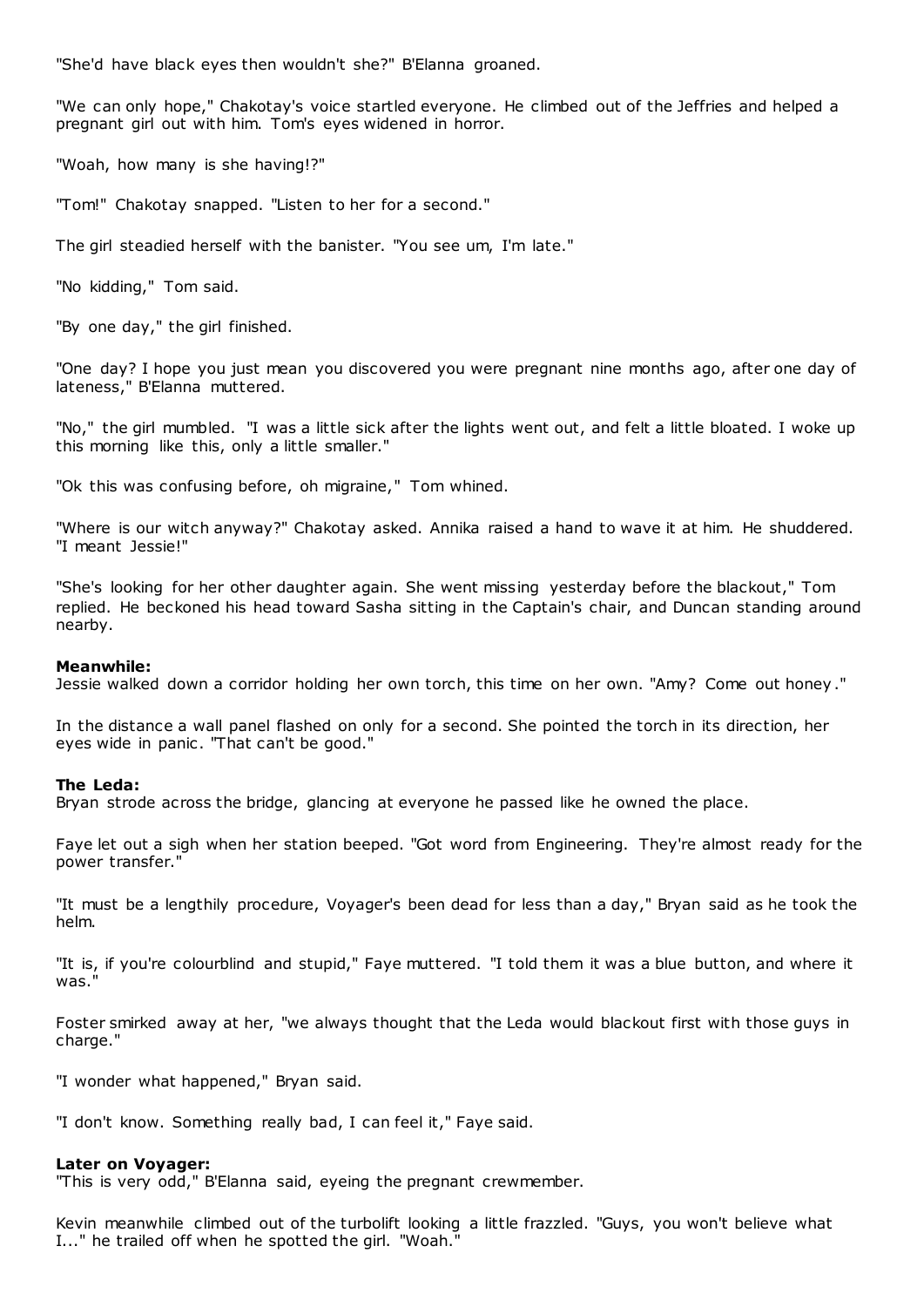"She'd have black eyes then wouldn't she?" B'Elanna groaned.

"We can only hope," Chakotay's voice startled everyone. He climbed out of the Jeffries and helped a pregnant girl out with him. Tom's eyes widened in horror.

"Woah, how many is she having!?"

"Tom!" Chakotay snapped. "Listen to her for a second."

The girl steadied herself with the banister. "You see um, I'm late."

"No kidding," Tom said.

"By one day," the girl finished.

"One day? I hope you just mean you discovered you were pregnant nine months ago, after one day of lateness," B'Elanna muttered.

"No," the girl mumbled. "I was a little sick after the lights went out, and felt a little bloated. I woke up this morning like this, only a little smaller."

"Ok this was confusing before, oh migraine," Tom whined.

"Where is our witch anyway?" Chakotay asked. Annika raised a hand to wave it at him. He shuddered. "I meant Jessie!"

"She's looking for her other daughter again. She went missing yesterday before the blackout," Tom replied. He beckoned his head toward Sasha sitting in the Captain's chair, and Duncan standing around nearby.

**Meanwhile:**
Jessie walked down a corridor holding her own torch, this time on her own. "Amy? Come out honey."

In the distance a wall panel flashed on only for a second. She pointed the torch in its direction, her eyes wide in panic. "That can't be good."

**The Leda:**
Bryan strode across the bridge, glancing at everyone he passed like he owned the place.

Faye let out a sigh when her station beeped. "Got word from Engineering. They're almost ready for the power transfer."

"It must be a lengthily procedure, Voyager's been dead for less than a day," Bryan said as he took the helm.

"It is, if you're colourblind and stupid," Faye muttered. "I told them it was a blue button, and where it was."

Foster smirked away at her, "we always thought that the Leda would blackout first with those guys in charge."

"I wonder what happened," Bryan said.

"I don't know. Something really bad, I can feel it," Faye said.

**Later on Voyager:**
"This is very odd," B'Elanna said, eyeing the pregnant crewmember.

Kevin meanwhile climbed out of the turbolift looking a little frazzled. "Guys, you won't believe what I..." he trailed off when he spotted the girl. "Woah."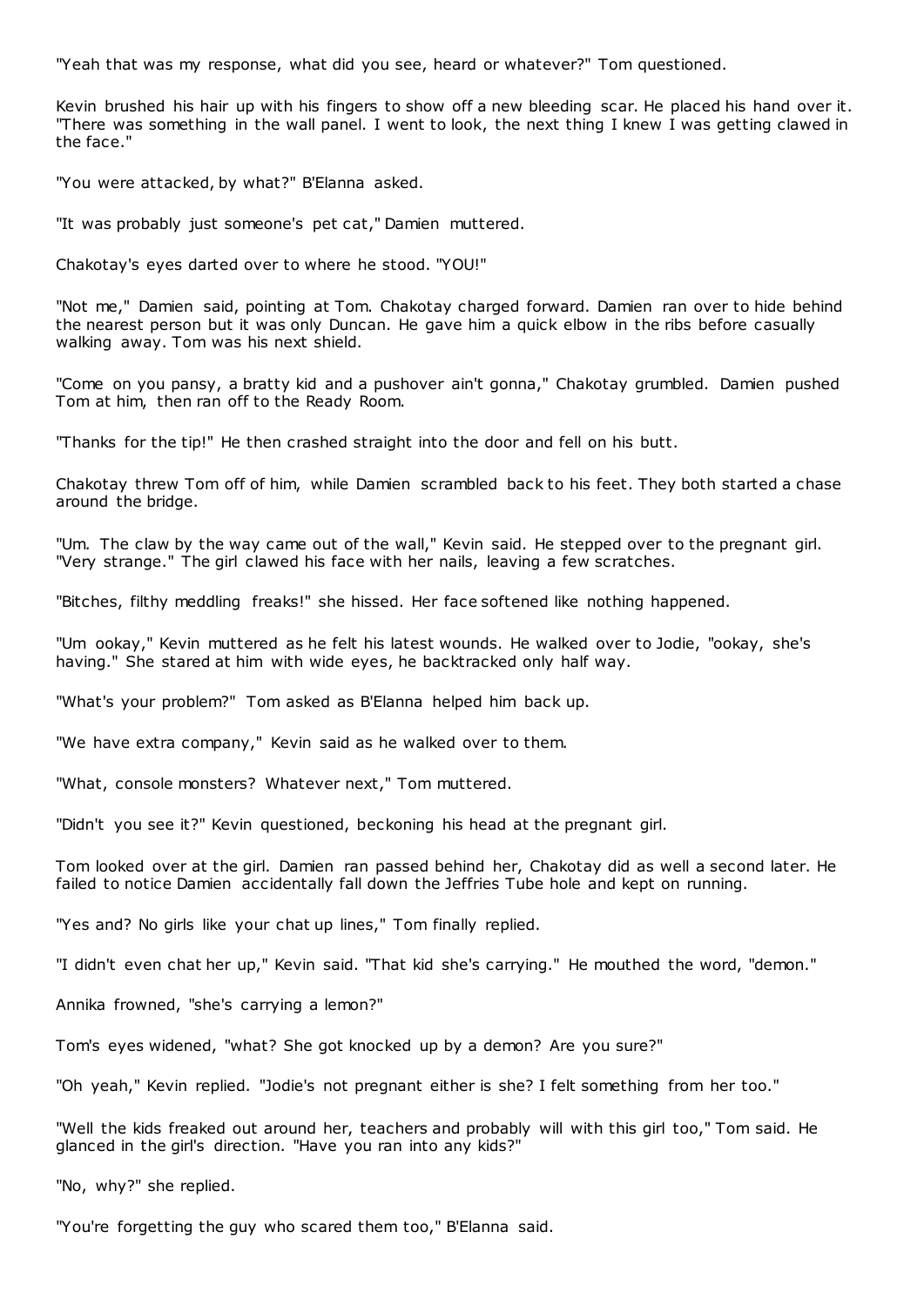"Yeah that was my response, what did you see, heard or whatever?" Tom questioned.

Kevin brushed his hair up with his fingers to show off a new bleeding scar. He placed his hand over it. "There was something in the wall panel. I went to look, the next thing I knew I was getting clawed in the face."

"You were attacked, by what?" B'Elanna asked.

"It was probably just someone's pet cat," Damien muttered.

Chakotay's eyes darted over to where he stood. "YOU!"

"Not me," Damien said, pointing at Tom. Chakotay charged forward. Damien ran over to hide behind the nearest person but it was only Duncan. He gave him a quick elbow in the ribs before casually walking away. Tom was his next shield.

"Come on you pansy, a bratty kid and a pushover ain't gonna," Chakotay grumbled. Damien pushed Tom at him, then ran off to the Ready Room.

"Thanks for the tip!" He then crashed straight into the door and fell on his butt.

Chakotay threw Tom off of him, while Damien scrambled back to his feet. They both started a chase around the bridge.

"Um. The claw by the way came out of the wall," Kevin said. He stepped over to the pregnant girl. "Very strange." The girl clawed his face with her nails, leaving a few scratches.

"Bitches, filthy meddling freaks!" she hissed. Her face softened like nothing happened.

"Um ookay," Kevin muttered as he felt his latest wounds. He walked over to Jodie, "ookay, she's having." She stared at him with wide eyes, he backtracked only half way.

"What's your problem?" Tom asked as B'Elanna helped him back up.

"We have extra company," Kevin said as he walked over to them.

"What, console monsters? Whatever next," Tom muttered.

"Didn't you see it?" Kevin questioned, beckoning his head at the pregnant girl.

Tom looked over at the girl. Damien ran passed behind her, Chakotay did as well a second later. He failed to notice Damien accidentally fall down the Jeffries Tube hole and kept on running.

"Yes and? No girls like your chat up lines," Tom finally replied.

"I didn't even chat her up," Kevin said. "That kid she's carrying." He mouthed the word, "demon."

Annika frowned, "she's carrying a lemon?"

Tom's eyes widened, "what? She got knocked up by a demon? Are you sure?"

"Oh yeah," Kevin replied. "Jodie's not pregnant either is she? I felt something from her too."

"Well the kids freaked out around her, teachers and probably will with this girl too," Tom said. He glanced in the girl's direction. "Have you ran into any kids?"

"No, why?" she replied.

"You're forgetting the guy who scared them too," B'Elanna said.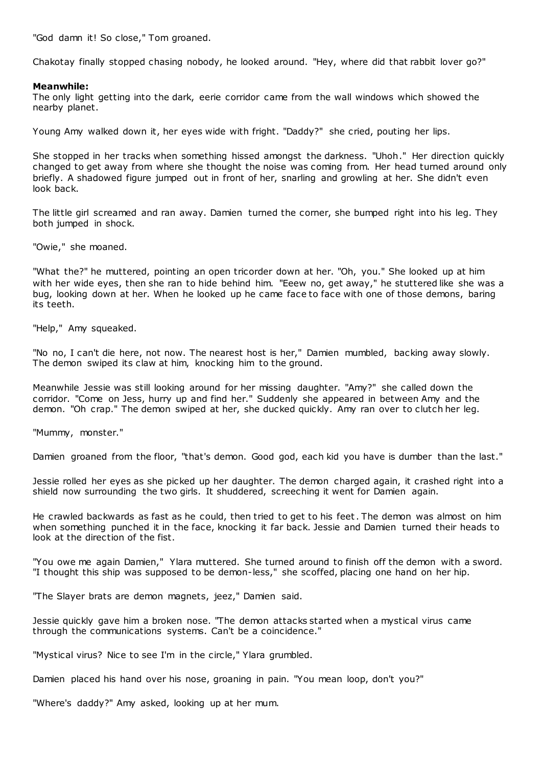"God damn it! So close," Tom groaned.

Chakotay finally stopped chasing nobody, he looked around. "Hey, where did that rabbit lover go?"

**Meanwhile:**
The only light getting into the dark, eerie corridor came from the wall windows which showed the nearby planet.

Young Amy walked down it, her eyes wide with fright. "Daddy?" she cried, pouting her lips.

She stopped in her tracks when something hissed amongst the darkness. "Uhoh." Her direction quickly changed to get away from where she thought the noise was coming from. Her head turned around only briefly. A shadowed figure jumped out in front of her, snarling and growling at her. She didn't even look back.

The little girl screamed and ran away. Damien turned the corner, she bumped right into his leg. They both jumped in shock.

"Owie," she moaned.

"What the?" he muttered, pointing an open tricorder down at her. "Oh, you." She looked up at him with her wide eyes, then she ran to hide behind him. "Eeew no, get away," he stuttered like she was a bug, looking down at her. When he looked up he came face to face with one of those demons, baring its teeth.

"Help," Amy squeaked.

"No no, I can't die here, not now. The nearest host is her," Damien mumbled, backing away slowly. The demon swiped its claw at him, knocking him to the ground.

Meanwhile Jessie was still looking around for her missing daughter. "Amy?" she called down the corridor. "Come on Jess, hurry up and find her." Suddenly she appeared in between Amy and the demon. "Oh crap." The demon swiped at her, she ducked quickly. Amy ran over to clutch her leg.

"Mummy, monster."

Damien groaned from the floor, "that's demon. Good god, each kid you have is dumber than the last."

Jessie rolled her eyes as she picked up her daughter. The demon charged again, it crashed right into a shield now surrounding the two girls. It shuddered, screeching it went for Damien again.

He crawled backwards as fast as he could, then tried to get to his feet. The demon was almost on him when something punched it in the face, knocking it far back. Jessie and Damien turned their heads to look at the direction of the fist.

"You owe me again Damien," Ylara muttered. She turned around to finish off the demon with a sword. "I thought this ship was supposed to be demon-less," she scoffed, placing one hand on her hip.

"The Slayer brats are demon magnets, jeez," Damien said.

Jessie quickly gave him a broken nose. "The demon attacks started when a mystical virus came through the communications systems. Can't be a coincidence."

"Mystical virus? Nice to see I'm in the circle," Ylara grumbled.

Damien placed his hand over his nose, groaning in pain. "You mean loop, don't you?"

"Where's daddy?" Amy asked, looking up at her mum.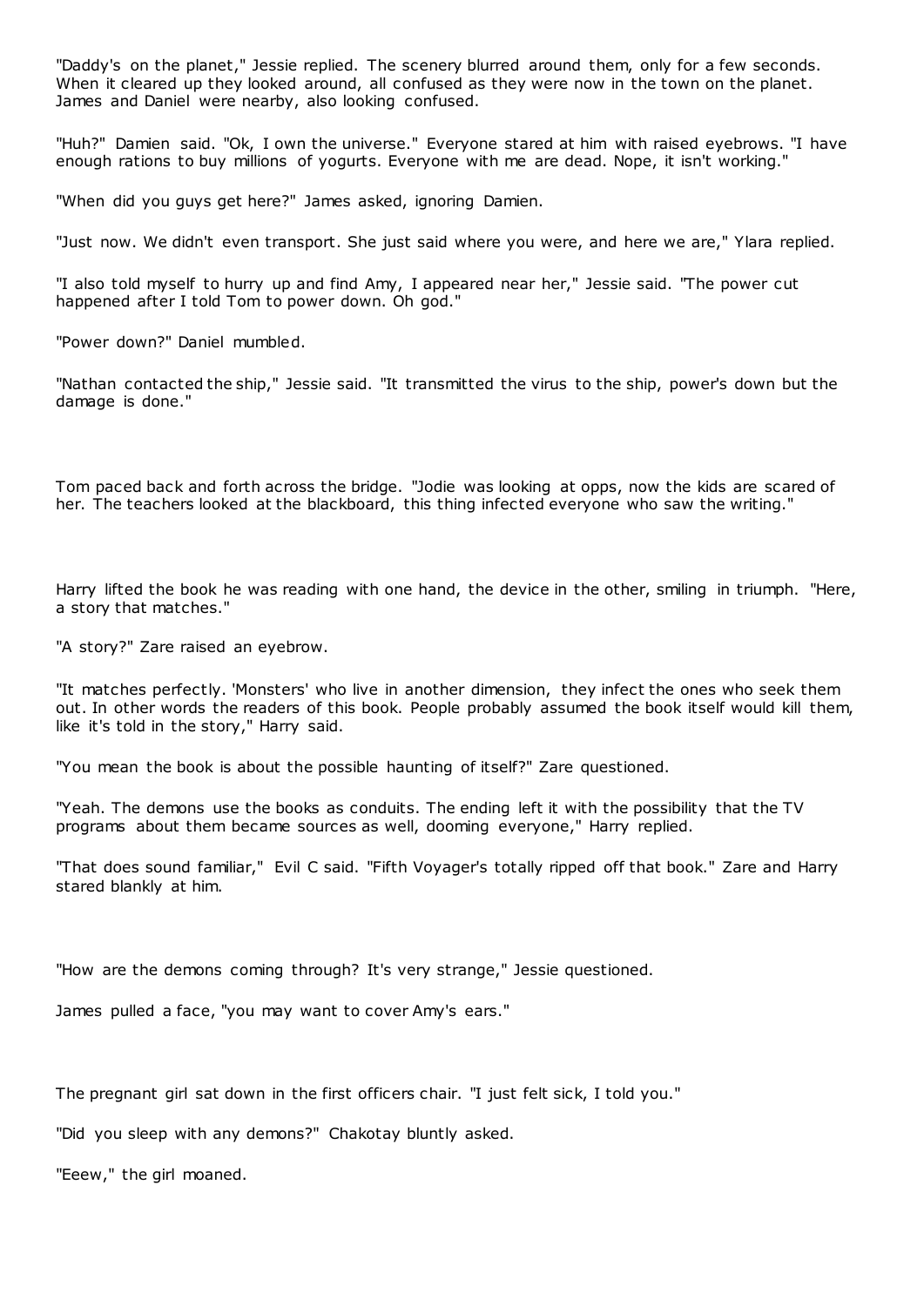"Daddy's on the planet," Jessie replied. The scenery blurred around them, only for a few seconds. When it cleared up they looked around, all confused as they were now in the town on the planet. James and Daniel were nearby, also looking confused.

"Huh?" Damien said. "Ok, I own the universe." Everyone stared at him with raised eyebrows. "I have enough rations to buy millions of yogurts. Everyone with me are dead. Nope, it isn't working."

"When did you guys get here?" James asked, ignoring Damien.

"Just now. We didn't even transport. She just said where you were, and here we are," Ylara replied.

"I also told myself to hurry up and find Amy, I appeared near her," Jessie said. "The power cut happened after I told Tom to power down. Oh god."

"Power down?" Daniel mumbled.

"Nathan contacted the ship," Jessie said. "It transmitted the virus to the ship, power's down but the damage is done."

Tom paced back and forth across the bridge. "Jodie was looking at opps, now the kids are scared of her. The teachers looked at the blackboard, this thing infected everyone who saw the writing."

Harry lifted the book he was reading with one hand, the device in the other, smiling in triumph. "Here, a story that matches."

"A story?" Zare raised an eyebrow.

"It matches perfectly. 'Monsters' who live in another dimension, they infect the ones who seek them out. In other words the readers of this book. People probably assumed the book itself would kill them, like it's told in the story," Harry said.

"You mean the book is about the possible haunting of itself?" Zare questioned.

"Yeah. The demons use the books as conduits. The ending left it with the possibility that the TV programs about them became sources as well, dooming everyone," Harry replied.

"That does sound familiar," Evil C said. "Fifth Voyager's totally ripped off that book." Zare and Harry stared blankly at him.

"How are the demons coming through? It's very strange," Jessie questioned.

James pulled a face, "you may want to cover Amy's ears."

The pregnant girl sat down in the first officers chair. "I just felt sick, I told you."

"Did you sleep with any demons?" Chakotay bluntly asked.

"Eeew," the girl moaned.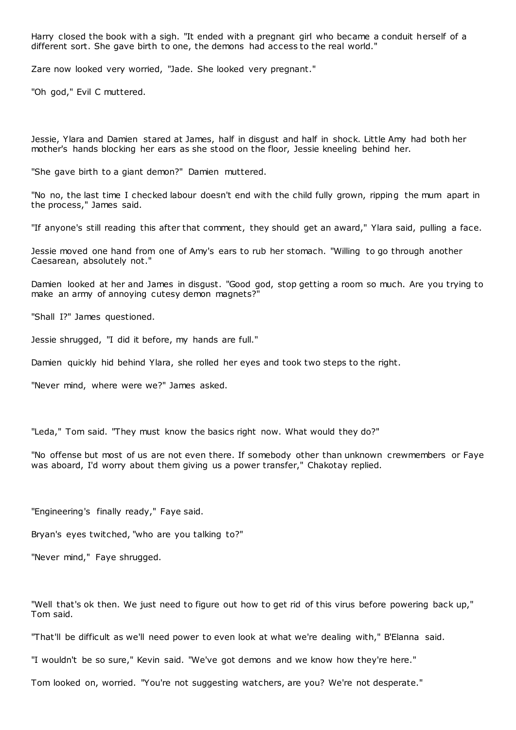Harry closed the book with a sigh. "It ended with a pregnant girl who became a conduit herself of a different sort. She gave birth to one, the demons had access to the real world."

Zare now looked very worried, "Jade. She looked very pregnant."

"Oh god," Evil C muttered.

Jessie, Ylara and Damien stared at James, half in disgust and half in shock. Little Amy had both her mother's hands blocking her ears as she stood on the floor, Jessie kneeling behind her.

"She gave birth to a giant demon?" Damien muttered.

"No no, the last time I checked labour doesn't end with the child fully grown, ripping the mum apart in the process," James said.

"If anyone's still reading this after that comment, they should get an award," Ylara said, pulling a face.

Jessie moved one hand from one of Amy's ears to rub her stomach. "Willing to go through another Caesarean, absolutely not."

Damien looked at her and James in disgust. "Good god, stop getting a room so much. Are you trying to make an army of annoying cutesy demon magnets?"

"Shall I?" James questioned.

Jessie shrugged, "I did it before, my hands are full."

Damien quickly hid behind Ylara, she rolled her eyes and took two steps to the right.

"Never mind, where were we?" James asked.

"Leda," Tom said. "They must know the basics right now. What would they do?"

"No offense but most of us are not even there. If somebody other than unknown crewmembers or Faye was aboard, I'd worry about them giving us a power transfer," Chakotay replied.

"Engineering's finally ready," Faye said.

Bryan's eyes twitched, "who are you talking to?"

"Never mind," Faye shrugged.

"Well that's ok then. We just need to figure out how to get rid of this virus before powering back up," Tom said.

"That'll be difficult as we'll need power to even look at what we're dealing with," B'Elanna said.

"I wouldn't be so sure," Kevin said. "We've got demons and we know how they're here."

Tom looked on, worried. "You're not suggesting watchers, are you? We're not desperate."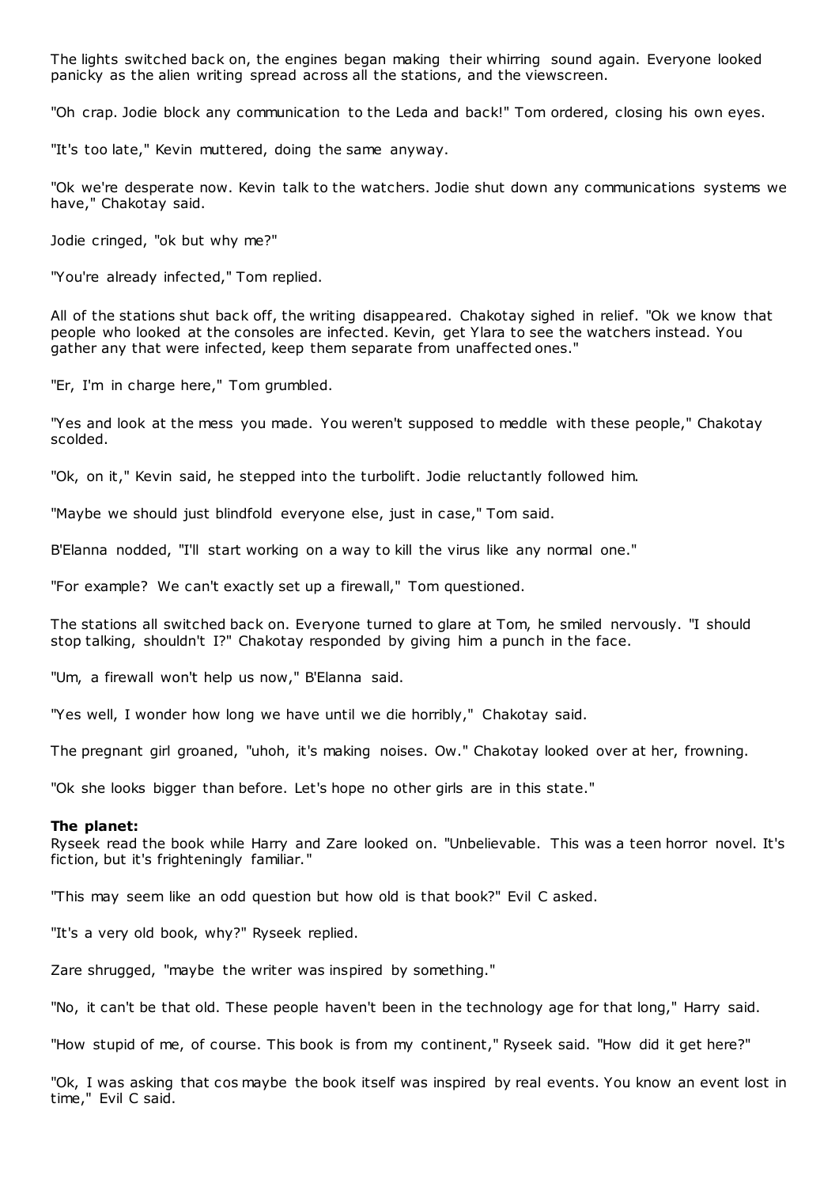The lights switched back on, the engines began making their whirring sound again. Everyone looked panicky as the alien writing spread across all the stations, and the viewscreen.

"Oh crap. Jodie block any communication to the Leda and back!" Tom ordered, closing his own eyes.

"It's too late," Kevin muttered, doing the same anyway.

"Ok we're desperate now. Kevin talk to the watchers. Jodie shut down any communications systems we have," Chakotay said.

Jodie cringed, "ok but why me?"

"You're already infected," Tom replied.

All of the stations shut back off, the writing disappeared. Chakotay sighed in relief. "Ok we know that people who looked at the consoles are infected. Kevin, get Ylara to see the watchers instead. You gather any that were infected, keep them separate from unaffected ones."

"Er, I'm in charge here," Tom grumbled.

"Yes and look at the mess you made. You weren't supposed to meddle with these people," Chakotay scolded.

"Ok, on it," Kevin said, he stepped into the turbolift. Jodie reluctantly followed him.

"Maybe we should just blindfold everyone else, just in case," Tom said.

B'Elanna nodded, "I'll start working on a way to kill the virus like any normal one."

"For example? We can't exactly set up a firewall," Tom questioned.

The stations all switched back on. Everyone turned to glare at Tom, he smiled nervously. "I should stop talking, shouldn't I?" Chakotay responded by giving him a punch in the face.

"Um, a firewall won't help us now," B'Elanna said.

"Yes well, I wonder how long we have until we die horribly," Chakotay said.

The pregnant girl groaned, "uhoh, it's making noises. Ow." Chakotay looked over at her, frowning.

"Ok she looks bigger than before. Let's hope no other girls are in this state."

**The planet:**

Ryseek read the book while Harry and Zare looked on. "Unbelievable. This was a teen horror novel. It's fiction, but it's frighteningly familiar."

"This may seem like an odd question but how old is that book?" Evil C asked.

"It's a very old book, why?" Ryseek replied.

Zare shrugged, "maybe the writer was inspired by something."

"No, it can't be that old. These people haven't been in the technology age for that long," Harry said.

"How stupid of me, of course. This book is from my continent," Ryseek said. "How did it get here?"

"Ok, I was asking that cos maybe the book itself was inspired by real events. You know an event lost in time," Evil C said.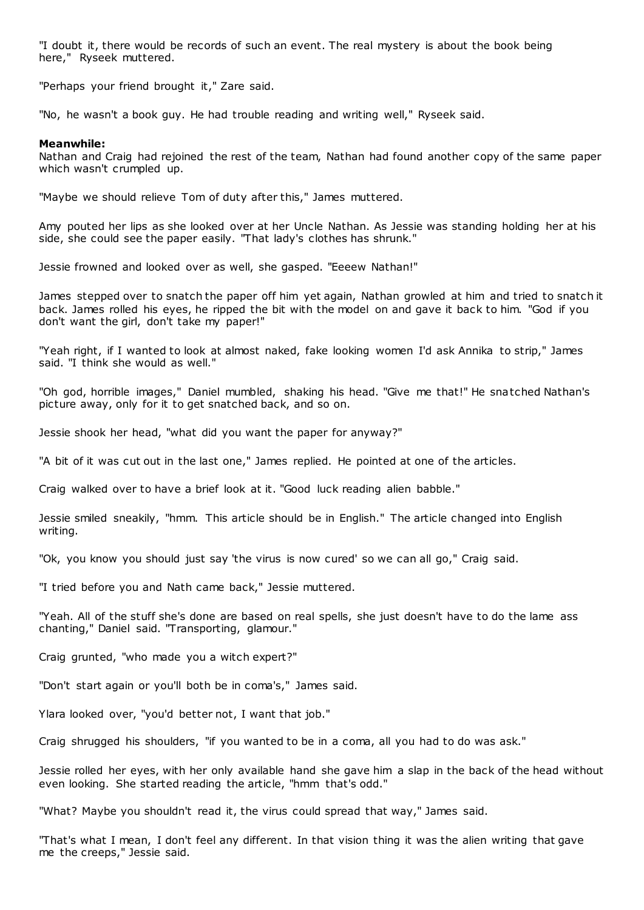"I doubt it, there would be records of such an event. The real mystery is about the book being here," Ryseek muttered.

"Perhaps your friend brought it," Zare said.

"No, he wasn't a book guy. He had trouble reading and writing well," Ryseek said.

**Meanwhile:**
Nathan and Craig had rejoined the rest of the team, Nathan had found another copy of the same paper which wasn't crumpled up.

"Maybe we should relieve Tom of duty after this," James muttered.

Amy pouted her lips as she looked over at her Uncle Nathan. As Jessie was standing holding her at his side, she could see the paper easily. "That lady's clothes has shrunk."

Jessie frowned and looked over as well, she gasped. "Eeeew Nathan!"

James stepped over to snatch the paper off him yet again, Nathan growled at him and tried to snatch it back. James rolled his eyes, he ripped the bit with the model on and gave it back to him. "God if you don't want the girl, don't take my paper!"

"Yeah right, if I wanted to look at almost naked, fake looking women I'd ask Annika to strip," James said. "I think she would as well."

"Oh god, horrible images," Daniel mumbled, shaking his head. "Give me that!" He snatched Nathan's picture away, only for it to get snatched back, and so on.

Jessie shook her head, "what did you want the paper for anyway?"

"A bit of it was cut out in the last one," James replied. He pointed at one of the articles.

Craig walked over to have a brief look at it. "Good luck reading alien babble."

Jessie smiled sneakily, "hmm. This article should be in English." The article changed into English writing.

"Ok, you know you should just say 'the virus is now cured' so we can all go," Craig said.

"I tried before you and Nath came back," Jessie muttered.

"Yeah. All of the stuff she's done are based on real spells, she just doesn't have to do the lame ass chanting," Daniel said. "Transporting, glamour."

Craig grunted, "who made you a witch expert?"

"Don't start again or you'll both be in coma's," James said.

Ylara looked over, "you'd better not, I want that job."

Craig shrugged his shoulders, "if you wanted to be in a coma, all you had to do was ask."

Jessie rolled her eyes, with her only available hand she gave him a slap in the back of the head without even looking. She started reading the article, "hmm that's odd."

"What? Maybe you shouldn't read it, the virus could spread that way," James said.

"That's what I mean, I don't feel any different. In that vision thing it was the alien writing that gave me the creeps," Jessie said.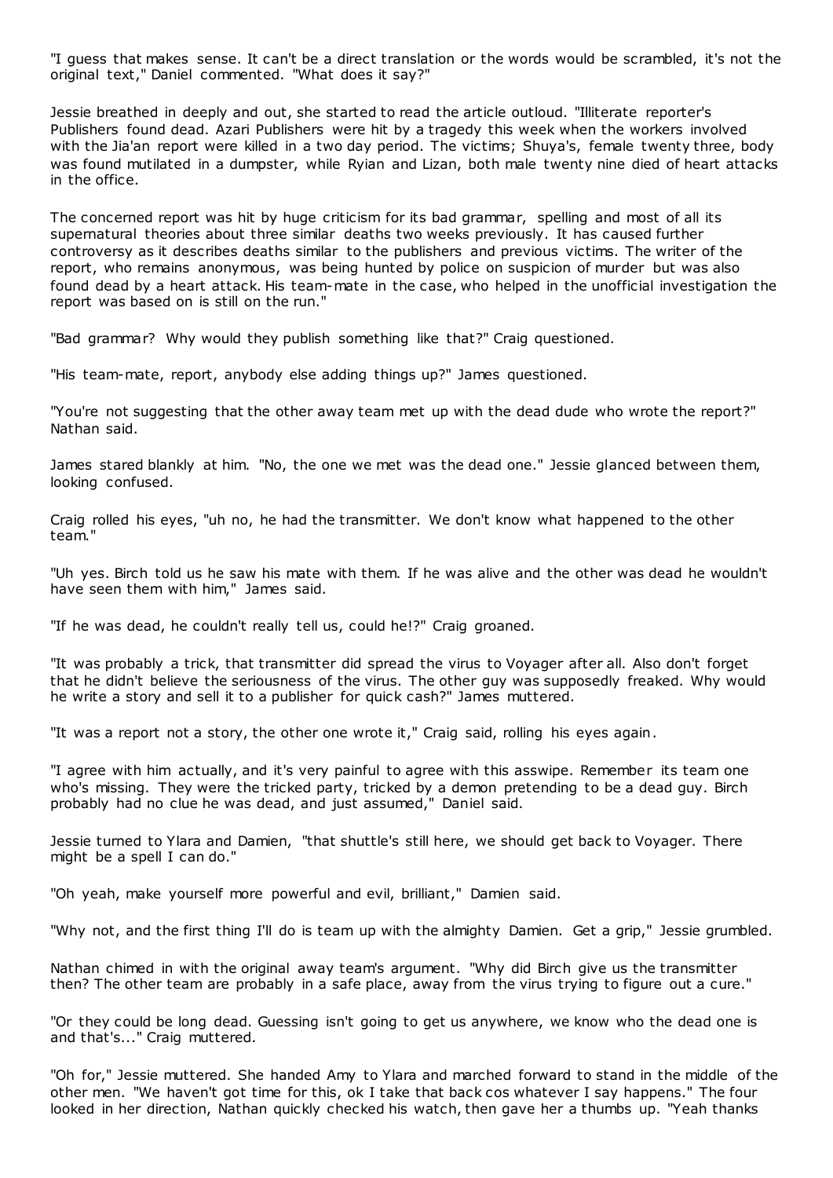"I guess that makes sense. It can't be a direct translation or the words would be scrambled, it's not the original text," Daniel commented. "What does it say?"

Jessie breathed in deeply and out, she started to read the article outloud. "Illiterate reporter's Publishers found dead. Azari Publishers were hit by a tragedy this week when the workers involved with the Jia'an report were killed in a two day period. The victims; Shuya's, female twenty three, body was found mutilated in a dumpster, while Ryian and Lizan, both male twenty nine died of heart attacks in the office.

The concerned report was hit by huge criticism for its bad grammar, spelling and most of all its supernatural theories about three similar deaths two weeks previously. It has caused further controversy as it describes deaths similar to the publishers and previous victims. The writer of the report, who remains anonymous, was being hunted by police on suspicion of murder but was also found dead by a heart attack. His team-mate in the case, who helped in the unofficial investigation the report was based on is still on the run."

"Bad grammar? Why would they publish something like that?" Craig questioned.

"His team-mate, report, anybody else adding things up?" James questioned.

"You're not suggesting that the other away team met up with the dead dude who wrote the report?" Nathan said.

James stared blankly at him. "No, the one we met was the dead one." Jessie glanced between them, looking confused.

Craig rolled his eyes, "uh no, he had the transmitter. We don't know what happened to the other team."

"Uh yes. Birch told us he saw his mate with them. If he was alive and the other was dead he wouldn't have seen them with him," James said.

"If he was dead, he couldn't really tell us, could he!?" Craig groaned.

"It was probably a trick, that transmitter did spread the virus to Voyager after all. Also don't forget that he didn't believe the seriousness of the virus. The other guy was supposedly freaked. Why would he write a story and sell it to a publisher for quick cash?" James muttered.

"It was a report not a story, the other one wrote it," Craig said, rolling his eyes again.

"I agree with him actually, and it's very painful to agree with this asswipe. Remember its team one who's missing. They were the tricked party, tricked by a demon pretending to be a dead guy. Birch probably had no clue he was dead, and just assumed," Daniel said.

Jessie turned to Ylara and Damien, "that shuttle's still here, we should get back to Voyager. There might be a spell I can do."

"Oh yeah, make yourself more powerful and evil, brilliant," Damien said.

"Why not, and the first thing I'll do is team up with the almighty Damien. Get a grip," Jessie grumbled.

Nathan chimed in with the original away team's argument. "Why did Birch give us the transmitter then? The other team are probably in a safe place, away from the virus trying to figure out a cure."

"Or they could be long dead. Guessing isn't going to get us anywhere, we know who the dead one is and that's..." Craig muttered.

"Oh for," Jessie muttered. She handed Amy to Ylara and marched forward to stand in the middle of the other men. "We haven't got time for this, ok I take that back cos whatever I say happens." The four looked in her direction, Nathan quickly checked his watch, then gave her a thumbs up. "Yeah thanks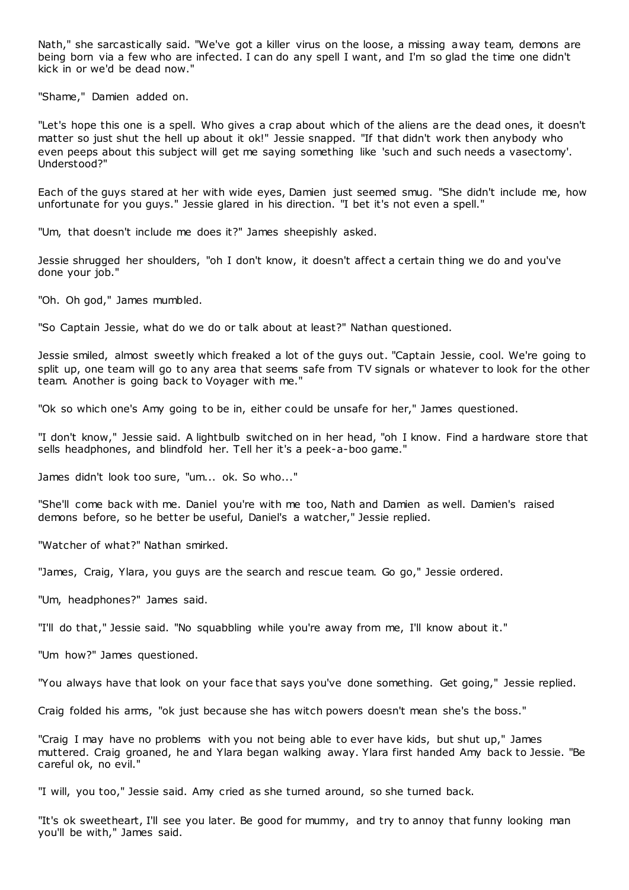Nath," she sarcastically said. "We've got a killer virus on the loose, a missing away team, demons are being born via a few who are infected. I can do any spell I want, and I'm so glad the time one didn't kick in or we'd be dead now."

"Shame," Damien added on.

"Let's hope this one is a spell. Who gives a crap about which of the aliens are the dead ones, it doesn't matter so just shut the hell up about it ok!" Jessie snapped. "If that didn't work then anybody who even peeps about this subject will get me saying something like 'such and such needs a vasectomy'. Understood?"

Each of the guys stared at her with wide eyes, Damien just seemed smug. "She didn't include me, how unfortunate for you guys." Jessie glared in his direction. "I bet it's not even a spell."

"Um, that doesn't include me does it?" James sheepishly asked.

Jessie shrugged her shoulders, "oh I don't know, it doesn't affect a certain thing we do and you've done your job."

"Oh. Oh god," James mumbled.

"So Captain Jessie, what do we do or talk about at least?" Nathan questioned.

Jessie smiled, almost sweetly which freaked a lot of the guys out. "Captain Jessie, cool. We're going to split up, one team will go to any area that seems safe from TV signals or whatever to look for the other team. Another is going back to Voyager with me."

"Ok so which one's Amy going to be in, either could be unsafe for her," James questioned.

"I don't know," Jessie said. A lightbulb switched on in her head, "oh I know. Find a hardware store that sells headphones, and blindfold her. Tell her it's a peek-a-boo game."

James didn't look too sure, "um... ok. So who..."

"She'll come back with me. Daniel you're with me too, Nath and Damien as well. Damien's raised demons before, so he better be useful, Daniel's a watcher," Jessie replied.

"Watcher of what?" Nathan smirked.

"James, Craig, Ylara, you guys are the search and rescue team. Go go," Jessie ordered.

"Um, headphones?" James said.

"I'll do that," Jessie said. "No squabbling while you're away from me, I'll know about it."

"Um how?" James questioned.

"You always have that look on your face that says you've done something. Get going," Jessie replied.

Craig folded his arms, "ok just because she has witch powers doesn't mean she's the boss."

"Craig I may have no problems with you not being able to ever have kids, but shut up," James muttered. Craig groaned, he and Ylara began walking away. Ylara first handed Amy back to Jessie. "Be careful ok, no evil."

"I will, you too," Jessie said. Amy cried as she turned around, so she turned back.

"It's ok sweetheart, I'll see you later. Be good for mummy, and try to annoy that funny looking man you'll be with," James said.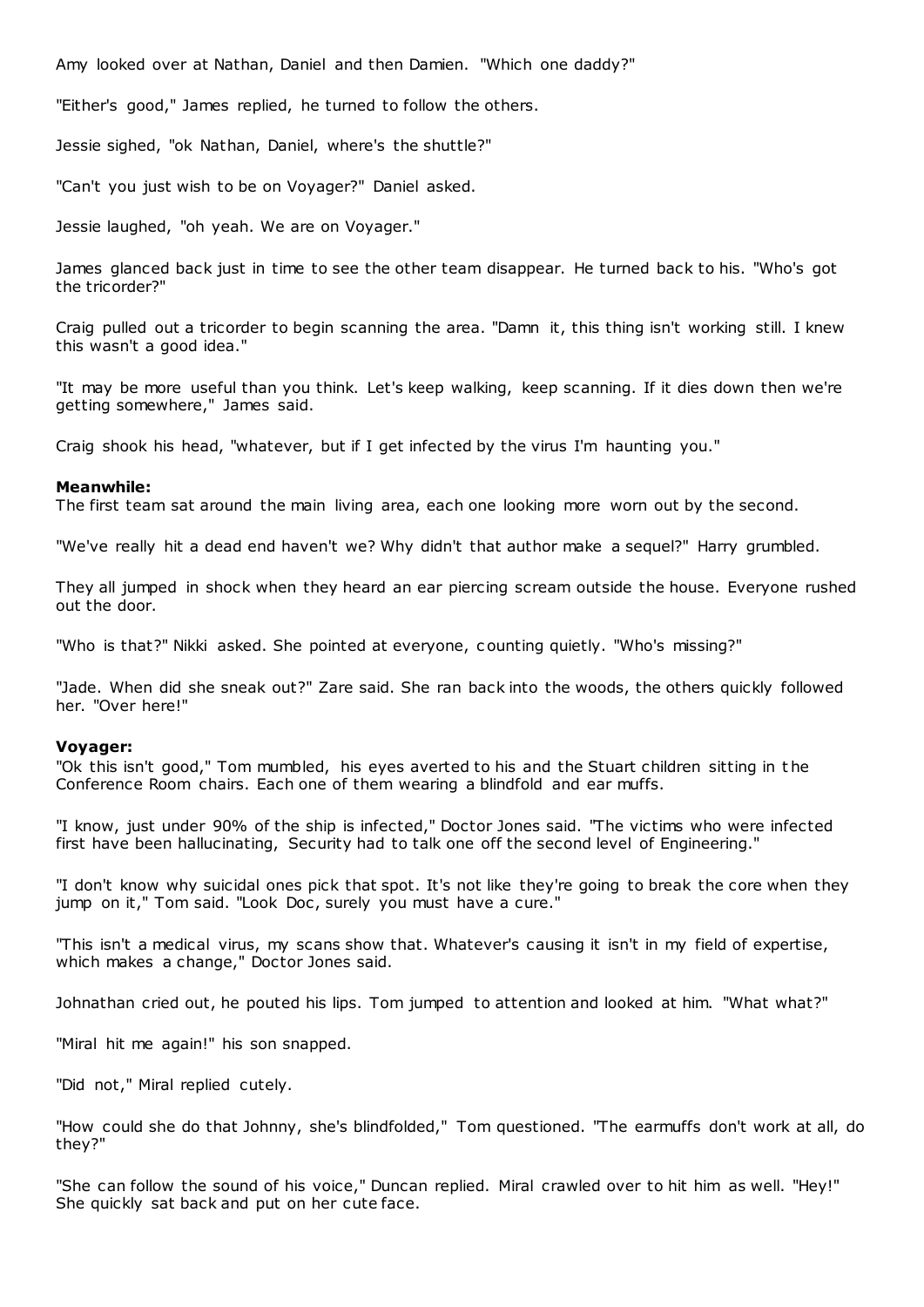Amy looked over at Nathan, Daniel and then Damien. "Which one daddy?"

"Either's good," James replied, he turned to follow the others.

Jessie sighed, "ok Nathan, Daniel, where's the shuttle?"

"Can't you just wish to be on Voyager?" Daniel asked.

Jessie laughed, "oh yeah. We are on Voyager."

James glanced back just in time to see the other team disappear. He turned back to his. "Who's got the tricorder?"

Craig pulled out a tricorder to begin scanning the area. "Damn it, this thing isn't working still. I knew this wasn't a good idea."

"It may be more useful than you think. Let's keep walking, keep scanning. If it dies down then we're getting somewhere," James said.

Craig shook his head, "whatever, but if I get infected by the virus I'm haunting you."

**Meanwhile:**
The first team sat around the main living area, each one looking more worn out by the second.

"We've really hit a dead end haven't we? Why didn't that author make a sequel?" Harry grumbled.

They all jumped in shock when they heard an ear piercing scream outside the house. Everyone rushed out the door.

"Who is that?" Nikki asked. She pointed at everyone, counting quietly. "Who's missing?"

"Jade. When did she sneak out?" Zare said. She ran back into the woods, the others quickly followed her. "Over here!"

**Voyager:**
"Ok this isn't good," Tom mumbled, his eyes averted to his and the Stuart children sitting in the Conference Room chairs. Each one of them wearing a blindfold and ear muffs.

"I know, just under 90% of the ship is infected," Doctor Jones said. "The victims who were infected first have been hallucinating, Security had to talk one off the second level of Engineering."

"I don't know why suicidal ones pick that spot. It's not like they're going to break the core when they jump on it," Tom said. "Look Doc, surely you must have a cure."

"This isn't a medical virus, my scans show that. Whatever's causing it isn't in my field of expertise, which makes a change," Doctor Jones said.

Johnathan cried out, he pouted his lips. Tom jumped to attention and looked at him. "What what?"

"Miral hit me again!" his son snapped.

"Did not," Miral replied cutely.

"How could she do that Johnny, she's blindfolded," Tom questioned. "The earmuffs don't work at all, do they?"

"She can follow the sound of his voice," Duncan replied. Miral crawled over to hit him as well. "Hey!" She quickly sat back and put on her cute face.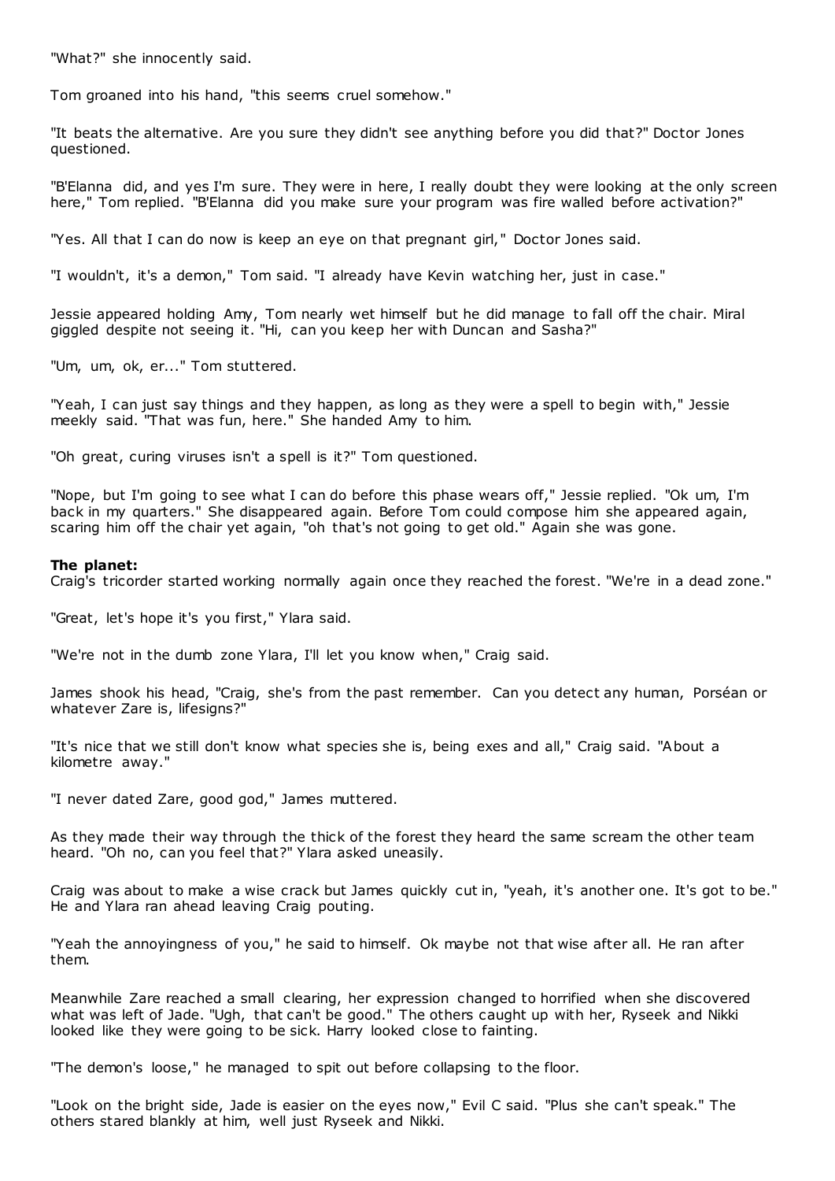"What?" she innocently said.

Tom groaned into his hand, "this seems cruel somehow."

"It beats the alternative. Are you sure they didn't see anything before you did that?" Doctor Jones questioned.

"B'Elanna did, and yes I'm sure. They were in here, I really doubt they were looking at the only screen here," Tom replied. "B'Elanna did you make sure your program was fire walled before activation?"

"Yes. All that I can do now is keep an eye on that pregnant girl," Doctor Jones said.

"I wouldn't, it's a demon," Tom said. "I already have Kevin watching her, just in case."

Jessie appeared holding Amy, Tom nearly wet himself but he did manage to fall off the chair. Miral giggled despite not seeing it. "Hi, can you keep her with Duncan and Sasha?"

"Um, um, ok, er..." Tom stuttered.

"Yeah, I can just say things and they happen, as long as they were a spell to begin with," Jessie meekly said. "That was fun, here." She handed Amy to him.

"Oh great, curing viruses isn't a spell is it?" Tom questioned.

"Nope, but I'm going to see what I can do before this phase wears off," Jessie replied. "Ok um, I'm back in my quarters." She disappeared again. Before Tom could compose him she appeared again, scaring him off the chair yet again, "oh that's not going to get old." Again she was gone.

**The planet:**
Craig's tricorder started working normally again once they reached the forest. "We're in a dead zone."

"Great, let's hope it's you first," Ylara said.

"We're not in the dumb zone Ylara, I'll let you know when," Craig said.

James shook his head, "Craig, she's from the past remember. Can you detect any human, Porséan or whatever Zare is, lifesigns?"

"It's nice that we still don't know what species she is, being exes and all," Craig said. "About a kilometre away."

"I never dated Zare, good god," James muttered.

As they made their way through the thick of the forest they heard the same scream the other team heard. "Oh no, can you feel that?" Ylara asked uneasily.

Craig was about to make a wise crack but James quickly cut in, "yeah, it's another one. It's got to be." He and Ylara ran ahead leaving Craig pouting.

"Yeah the annoyingness of you," he said to himself. Ok maybe not that wise after all. He ran after them.

Meanwhile Zare reached a small clearing, her expression changed to horrified when she discovered what was left of Jade. "Ugh, that can't be good." The others caught up with her, Ryseek and Nikki looked like they were going to be sick. Harry looked close to fainting.

"The demon's loose," he managed to spit out before collapsing to the floor.

"Look on the bright side, Jade is easier on the eyes now," Evil C said. "Plus she can't speak." The others stared blankly at him, well just Ryseek and Nikki.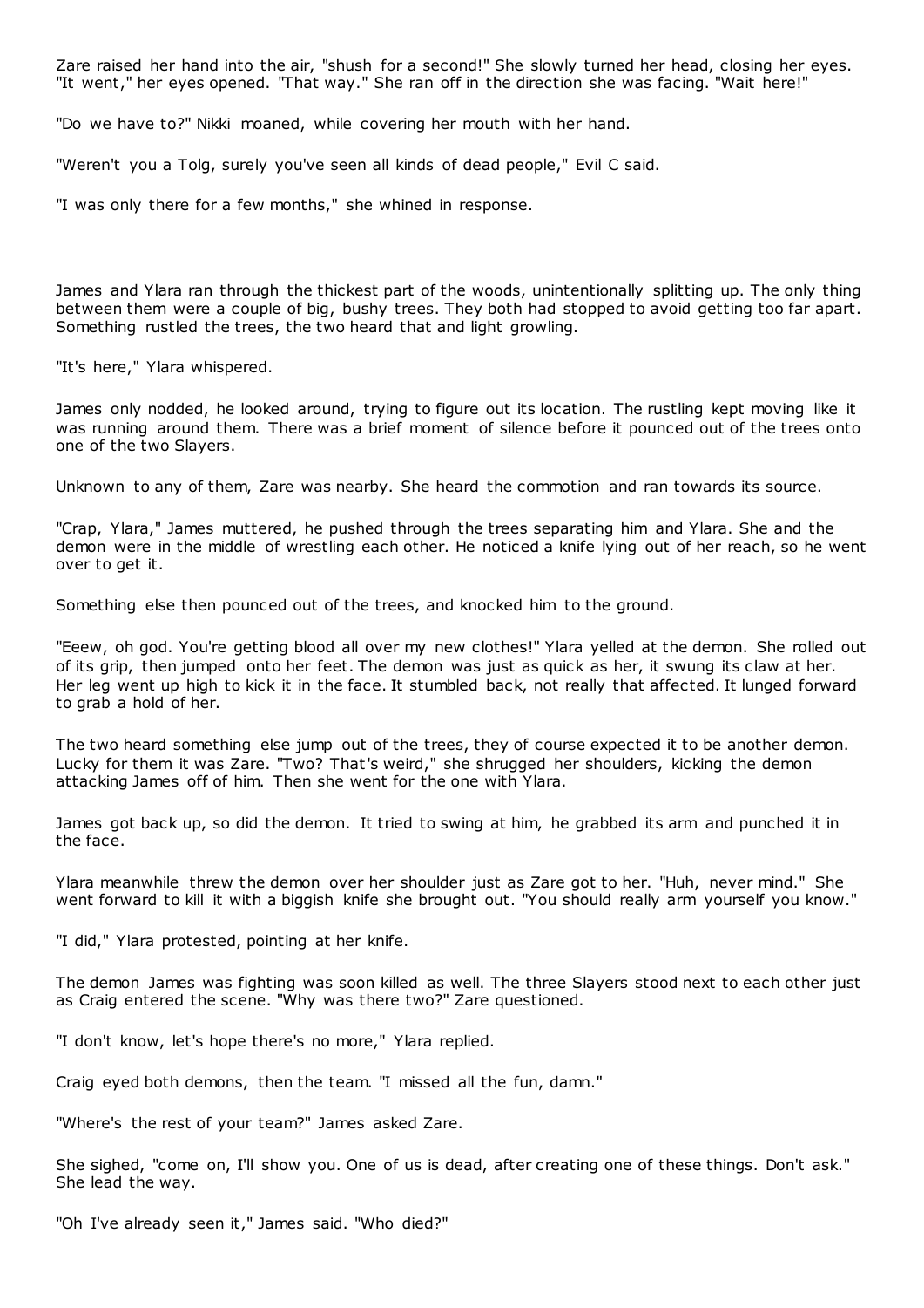Zare raised her hand into the air, "shush for a second!" She slowly turned her head, closing her eyes. "It went," her eyes opened. "That way." She ran off in the direction she was facing. "Wait here!"

"Do we have to?" Nikki moaned, while covering her mouth with her hand.

"Weren't you a Tolg, surely you've seen all kinds of dead people," Evil C said.

"I was only there for a few months," she whined in response.

James and Ylara ran through the thickest part of the woods, unintentionally splitting up. The only thing between them were a couple of big, bushy trees. They both had stopped to avoid getting too far apart. Something rustled the trees, the two heard that and light growling.

"It's here," Ylara whispered.

James only nodded, he looked around, trying to figure out its location. The rustling kept moving like it was running around them. There was a brief moment of silence before it pounced out of the trees onto one of the two Slayers.

Unknown to any of them, Zare was nearby. She heard the commotion and ran towards its source.

"Crap, Ylara," James muttered, he pushed through the trees separating him and Ylara. She and the demon were in the middle of wrestling each other. He noticed a knife lying out of her reach, so he went over to get it.

Something else then pounced out of the trees, and knocked him to the ground.

"Eeew, oh god. You're getting blood all over my new clothes!" Ylara yelled at the demon. She rolled out of its grip, then jumped onto her feet. The demon was just as quick as her, it swung its claw at her. Her leg went up high to kick it in the face. It stumbled back, not really that affected. It lunged forward to grab a hold of her.

The two heard something else jump out of the trees, they of course expected it to be another demon. Lucky for them it was Zare. "Two? That's weird," she shrugged her shoulders, kicking the demon attacking James off of him. Then she went for the one with Ylara.

James got back up, so did the demon. It tried to swing at him, he grabbed its arm and punched it in the face.

Ylara meanwhile threw the demon over her shoulder just as Zare got to her. "Huh, never mind." She went forward to kill it with a biggish knife she brought out. "You should really arm yourself you know."

"I did," Ylara protested, pointing at her knife.

The demon James was fighting was soon killed as well. The three Slayers stood next to each other just as Craig entered the scene. "Why was there two?" Zare questioned.

"I don't know, let's hope there's no more," Ylara replied.

Craig eyed both demons, then the team. "I missed all the fun, damn."

"Where's the rest of your team?" James asked Zare.

She sighed, "come on, I'll show you. One of us is dead, after creating one of these things. Don't ask." She lead the way.

"Oh I've already seen it," James said. "Who died?"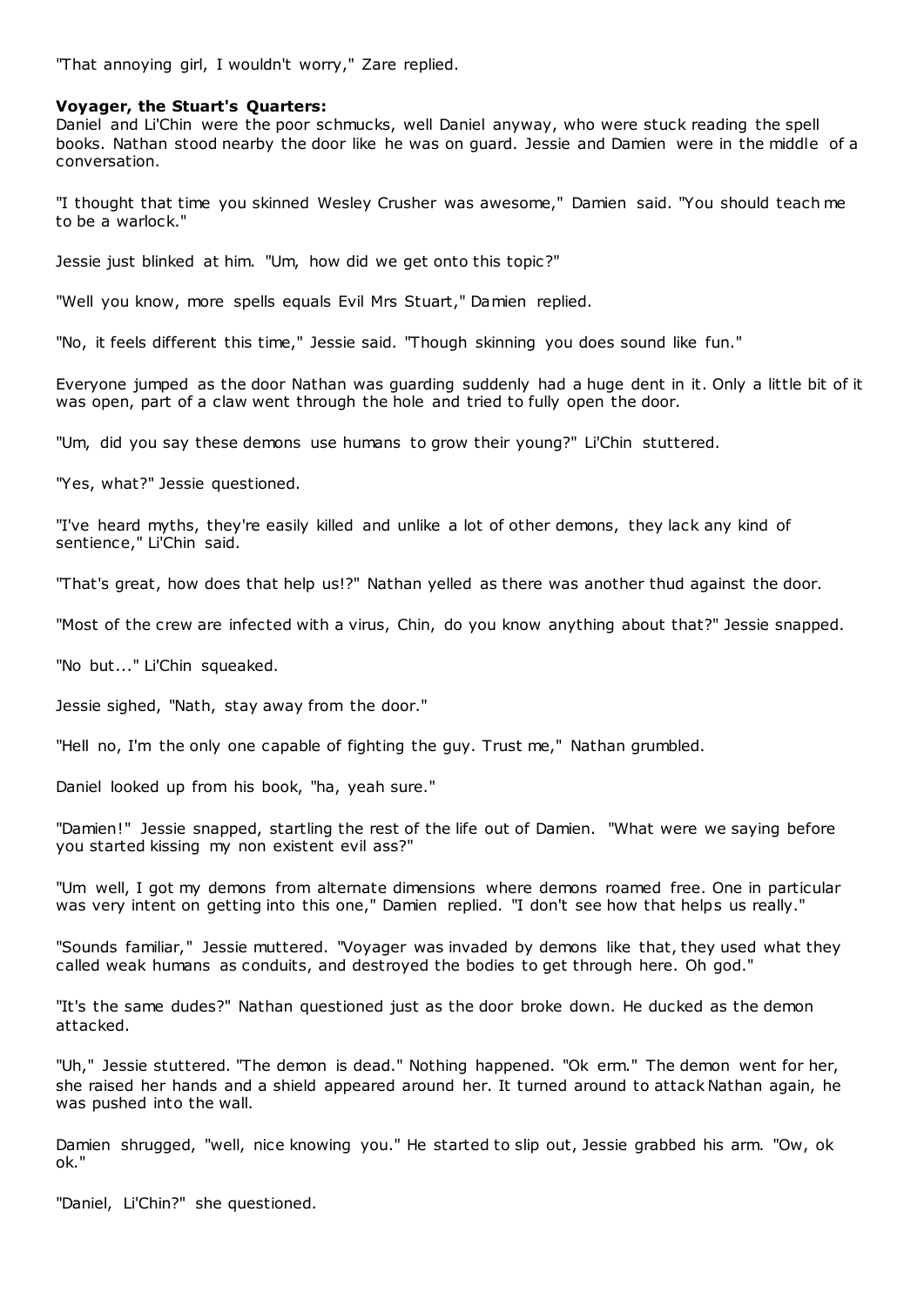"That annoying girl, I wouldn't worry," Zare replied.

**Voyager, the Stuart's Quarters:**

Daniel and Li'Chin were the poor schmucks, well Daniel anyway, who were stuck reading the spell books. Nathan stood nearby the door like he was on guard. Jessie and Damien were in the middle of a conversation.

"I thought that time you skinned Wesley Crusher was awesome," Damien said. "You should teach me to be a warlock."

Jessie just blinked at him. "Um, how did we get onto this topic?"

"Well you know, more spells equals Evil Mrs Stuart," Damien replied.

"No, it feels different this time," Jessie said. "Though skinning you does sound like fun."

Everyone jumped as the door Nathan was guarding suddenly had a huge dent in it. Only a little bit of it was open, part of a claw went through the hole and tried to fully open the door.

"Um, did you say these demons use humans to grow their young?" Li'Chin stuttered.

"Yes, what?" Jessie questioned.

"I've heard myths, they're easily killed and unlike a lot of other demons, they lack any kind of sentience," Li'Chin said.

"That's great, how does that help us!?" Nathan yelled as there was another thud against the door.

"Most of the crew are infected with a virus, Chin, do you know anything about that?" Jessie snapped.

"No but..." Li'Chin squeaked.

Jessie sighed, "Nath, stay away from the door."

"Hell no, I'm the only one capable of fighting the guy. Trust me," Nathan grumbled.

Daniel looked up from his book, "ha, yeah sure."

"Damien!" Jessie snapped, startling the rest of the life out of Damien. "What were we saying before you started kissing my non existent evil ass?"

"Um well, I got my demons from alternate dimensions where demons roamed free. One in particular was very intent on getting into this one," Damien replied. "I don't see how that helps us really."

"Sounds familiar," Jessie muttered. "Voyager was invaded by demons like that, they used what they called weak humans as conduits, and destroyed the bodies to get through here. Oh god."

"It's the same dudes?" Nathan questioned just as the door broke down. He ducked as the demon attacked.

"Uh," Jessie stuttered. "The demon is dead." Nothing happened. "Ok erm." The demon went for her, she raised her hands and a shield appeared around her. It turned around to attack Nathan again, he was pushed into the wall.

Damien shrugged, "well, nice knowing you." He started to slip out, Jessie grabbed his arm. "Ow, ok ok."

"Daniel, Li'Chin?" she questioned.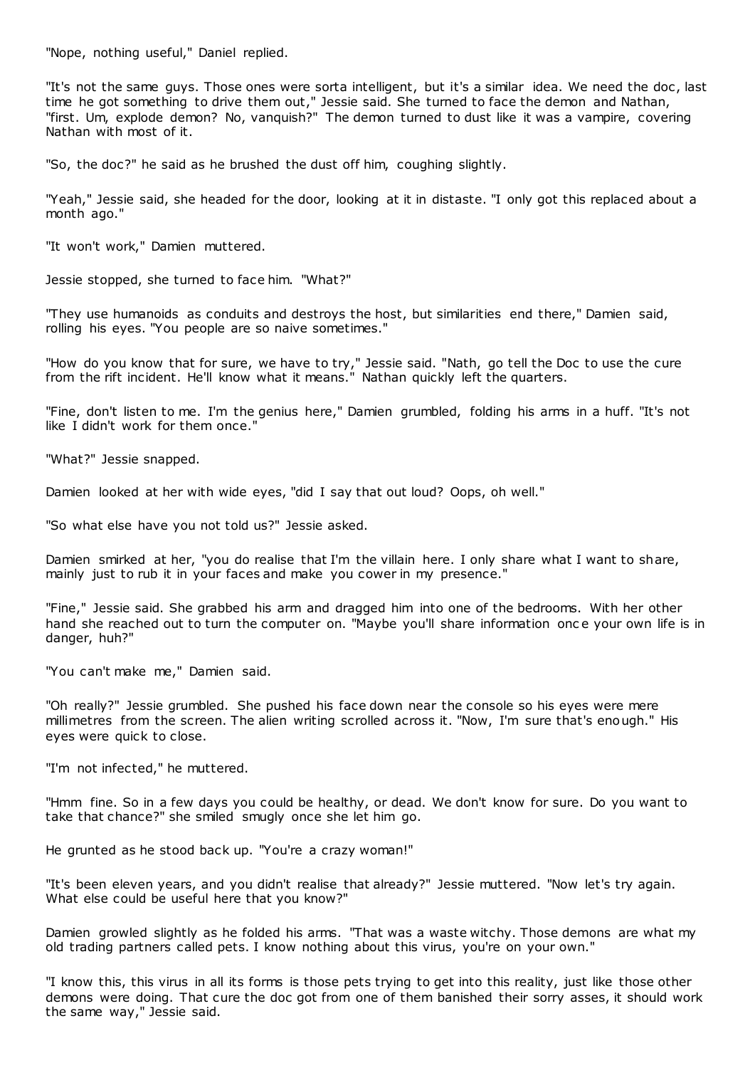"Nope, nothing useful," Daniel replied.

"It's not the same guys. Those ones were sorta intelligent, but it's a similar idea. We need the doc, last time he got something to drive them out," Jessie said. She turned to face the demon and Nathan, "first. Um, explode demon? No, vanquish?" The demon turned to dust like it was a vampire, covering Nathan with most of it.

"So, the doc?" he said as he brushed the dust off him, coughing slightly.

"Yeah," Jessie said, she headed for the door, looking at it in distaste. "I only got this replaced about a month ago."

"It won't work," Damien muttered.

Jessie stopped, she turned to face him. "What?"

"They use humanoids as conduits and destroys the host, but similarities end there," Damien said, rolling his eyes. "You people are so naive sometimes."

"How do you know that for sure, we have to try," Jessie said. "Nath, go tell the Doc to use the cure from the rift incident. He'll know what it means." Nathan quickly left the quarters.

"Fine, don't listen to me. I'm the genius here," Damien grumbled, folding his arms in a huff. "It's not like I didn't work for them once."

"What?" Jessie snapped.

Damien looked at her with wide eyes, "did I say that out loud? Oops, oh well."

"So what else have you not told us?" Jessie asked.

Damien smirked at her, "you do realise that I'm the villain here. I only share what I want to share, mainly just to rub it in your faces and make you cower in my presence."

"Fine," Jessie said. She grabbed his arm and dragged him into one of the bedrooms. With her other hand she reached out to turn the computer on. "Maybe you'll share information once your own life is in danger, huh?"

"You can't make me," Damien said.

"Oh really?" Jessie grumbled. She pushed his face down near the console so his eyes were mere millimetres from the screen. The alien writing scrolled across it. "Now, I'm sure that's enough." His eyes were quick to close.

"I'm not infected," he muttered.

"Hmm fine. So in a few days you could be healthy, or dead. We don't know for sure. Do you want to take that chance?" she smiled smugly once she let him go.

He grunted as he stood back up. "You're a crazy woman!"

"It's been eleven years, and you didn't realise that already?" Jessie muttered. "Now let's try again. What else could be useful here that you know?"

Damien growled slightly as he folded his arms. "That was a waste witchy. Those demons are what my old trading partners called pets. I know nothing about this virus, you're on your own."

"I know this, this virus in all its forms is those pets trying to get into this reality, just like those other demons were doing. That cure the doc got from one of them banished their sorry asses, it should work the same way," Jessie said.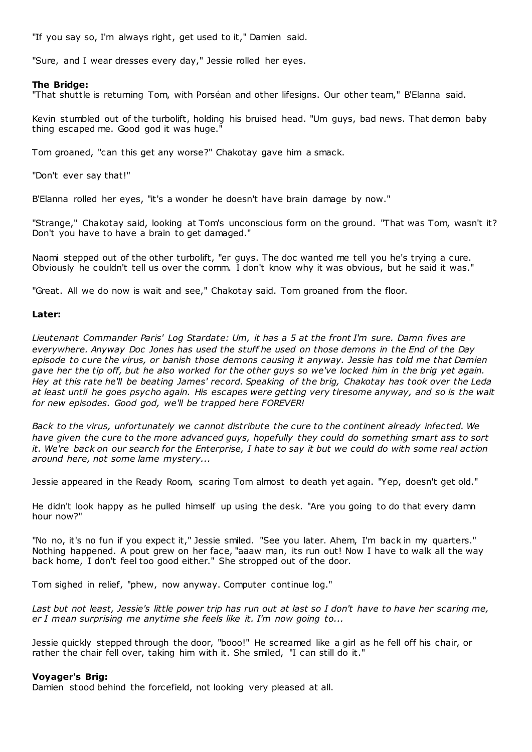"If you say so, I'm always right, get used to it," Damien said.

"Sure, and I wear dresses every day," Jessie rolled her eyes.

**The Bridge:**
"That shuttle is returning Tom, with Porséan and other lifesigns. Our other team," B'Elanna said.

Kevin stumbled out of the turbolift, holding his bruised head. "Um guys, bad news. That demon baby thing escaped me. Good god it was huge."

Tom groaned, "can this get any worse?" Chakotay gave him a smack.

"Don't ever say that!"

B'Elanna rolled her eyes, "it's a wonder he doesn't have brain damage by now."

"Strange," Chakotay said, looking at Tom's unconscious form on the ground. "That was Tom, wasn't it? Don't you have to have a brain to get damaged."

Naomi stepped out of the other turbolift, "er guys. The doc wanted me tell you he's trying a cure. Obviously he couldn't tell us over the comm. I don't know why it was obvious, but he said it was."

"Great. All we do now is wait and see," Chakotay said. Tom groaned from the floor.

**Later:**

*Lieutenant Commander Paris' Log Stardate: Um, it has a 5 at the front I'm sure. Damn fives are everywhere. Anyway Doc Jones has used the stuff he used on those demons in the End of the Day episode to cure the virus, or banish those demons causing it anyway. Jessie has told me that Damien gave her the tip off, but he also worked for the other guys so we've locked him in the brig yet again. Hey at this rate he'll be beating James' record. Speaking of the brig, Chakotay has took over the Leda at least until he goes psycho again. His escapes were getting very tiresome anyway, and so is the wait for new episodes. Good god, we'll be trapped here FOREVER!*

*Back to the virus, unfortunately we cannot distribute the cure to the continent already infected. We have given the cure to the more advanced guys, hopefully they could do something smart ass to sort it. We're back on our search for the Enterprise, I hate to say it but we could do with some real action around here, not some lame mystery...*

Jessie appeared in the Ready Room, scaring Tom almost to death yet again. "Yep, doesn't get old."

He didn't look happy as he pulled himself up using the desk. "Are you going to do that every damn hour now?"

"No no, it's no fun if you expect it," Jessie smiled. "See you later. Ahem, I'm back in my quarters." Nothing happened. A pout grew on her face, "aaaw man, its run out! Now I have to walk all the way back home, I don't feel too good either." She stropped out of the door.

Tom sighed in relief, "phew, now anyway. Computer continue log."

*Last but not least, Jessie's little power trip has run out at last so I don't have to have her scaring me, er I mean surprising me anytime she feels like it. I'm now going to...*

Jessie quickly stepped through the door, "booo!" He screamed like a girl as he fell off his chair, or rather the chair fell over, taking him with it. She smiled, "I can still do it."

**Voyager's Brig:**
Damien stood behind the forcefield, not looking very pleased at all.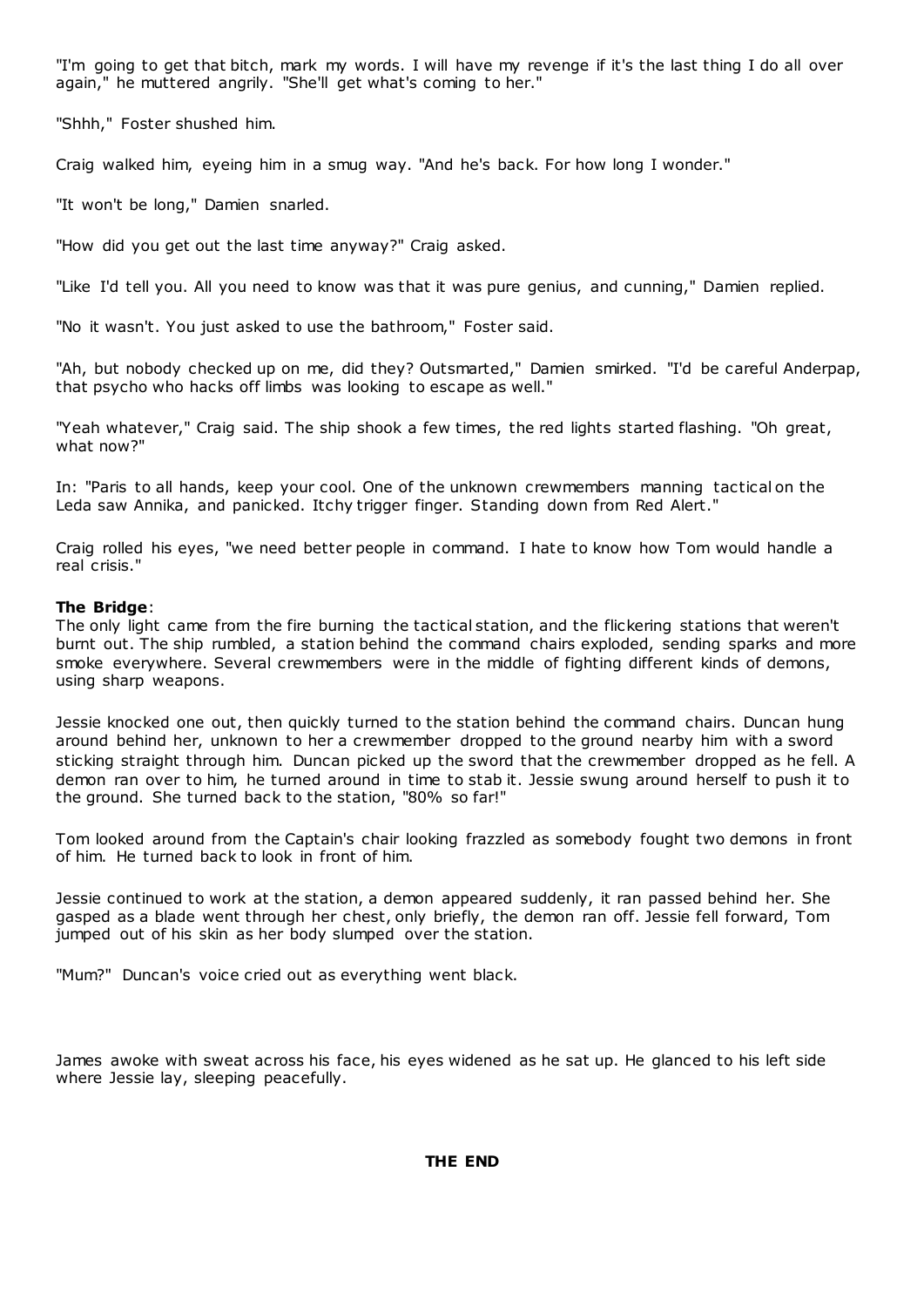"I'm going to get that bitch, mark my words. I will have my revenge if it's the last thing I do all over again," he muttered angrily. "She'll get what's coming to her."

"Shhh," Foster shushed him.

Craig walked him, eyeing him in a smug way. "And he's back. For how long I wonder."

"It won't be long," Damien snarled.

"How did you get out the last time anyway?" Craig asked.

"Like I'd tell you. All you need to know was that it was pure genius, and cunning," Damien replied.

"No it wasn't. You just asked to use the bathroom," Foster said.

"Ah, but nobody checked up on me, did they? Outsmarted," Damien smirked. "I'd be careful Anderpap, that psycho who hacks off limbs was looking to escape as well."

"Yeah whatever," Craig said. The ship shook a few times, the red lights started flashing. "Oh great, what now?"

In: "Paris to all hands, keep your cool. One of the unknown crewmembers manning tactical on the Leda saw Annika, and panicked. Itchy trigger finger. Standing down from Red Alert."

Craig rolled his eyes, "we need better people in command. I hate to know how Tom would handle a real crisis."

**The Bridge**:
The only light came from the fire burning the tactical station, and the flickering stations that weren't burnt out. The ship rumbled, a station behind the command chairs exploded, sending sparks and more smoke everywhere. Several crewmembers were in the middle of fighting different kinds of demons, using sharp weapons.

Jessie knocked one out, then quickly turned to the station behind the command chairs. Duncan hung around behind her, unknown to her a crewmember dropped to the ground nearby him with a sword sticking straight through him. Duncan picked up the sword that the crewmember dropped as he fell. A demon ran over to him, he turned around in time to stab it. Jessie swung around herself to push it to the ground. She turned back to the station, "80% so far!"

Tom looked around from the Captain's chair looking frazzled as somebody fought two demons in front of him. He turned back to look in front of him.

Jessie continued to work at the station, a demon appeared suddenly, it ran passed behind her. She gasped as a blade went through her chest, only briefly, the demon ran off. Jessie fell forward, Tom jumped out of his skin as her body slumped over the station.

"Mum?" Duncan's voice cried out as everything went black.

James awoke with sweat across his face, his eyes widened as he sat up. He glanced to his left side where Jessie lay, sleeping peacefully.

**THE END**